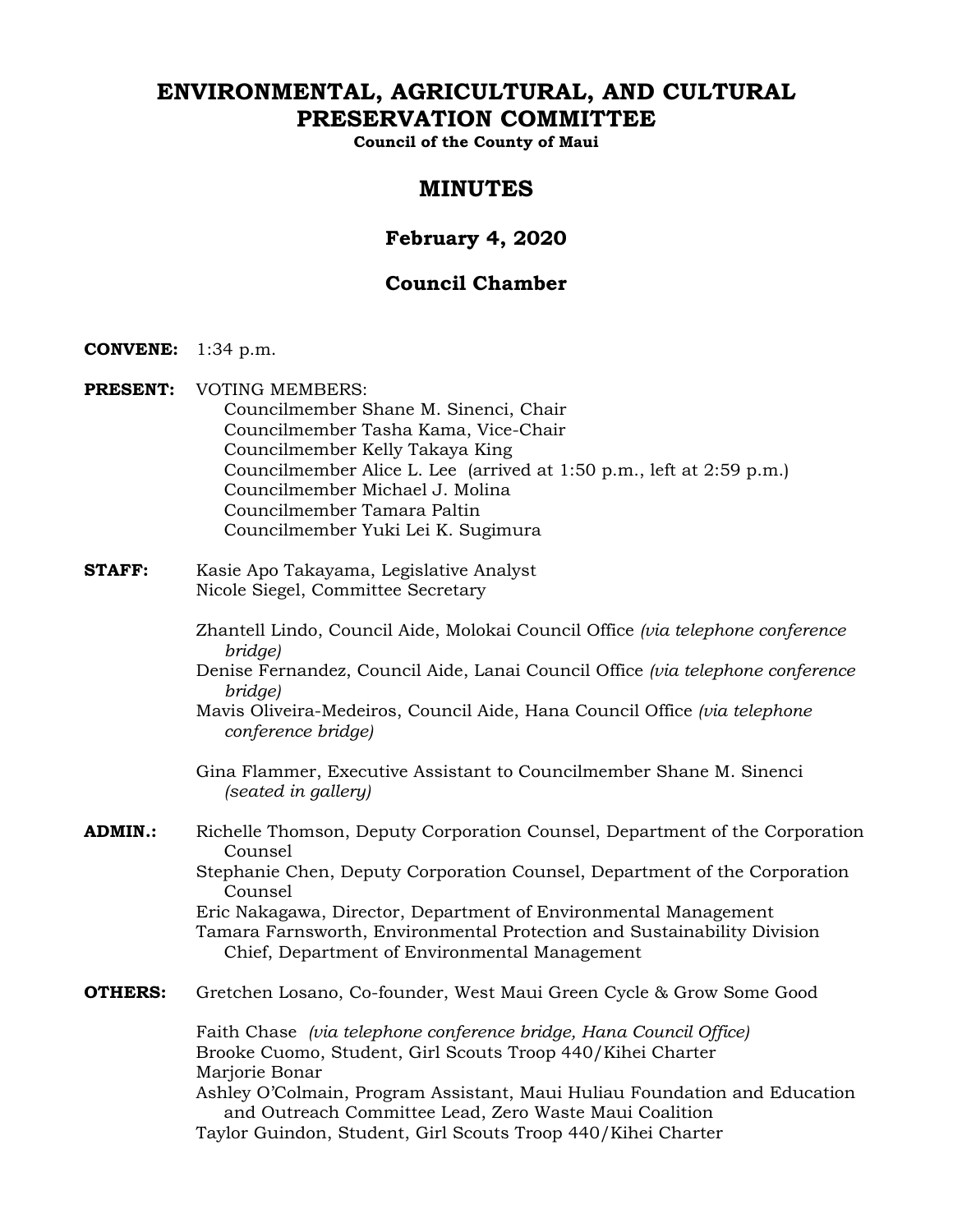# ENVIRONMENTAL, AGRICULTURAL, AND CULTURAL PRESERVATION COMMITTEE

**Council of the County of Maui**

## MINUTES

### February 4, 2020

### Council Chamber

**CONVENE:** 1:34 p.m.

**PRESENT:** VOTING MEMBERS:
Councilmember Shane M. Sinenci, Chair
Councilmember Tasha Kama, Vice-Chair
Councilmember Kelly Takaya King
Councilmember Alice L. Lee (arrived at 1:50 p.m., left at 2:59 p.m.)
Councilmember Michael J. Molina
Councilmember Tamara Paltin
Councilmember Yuki Lei K. Sugimura

**STAFF:** Kasie Apo Takayama, Legislative Analyst
Nicole Siegel, Committee Secretary

Zhantell Lindo, Council Aide, Molokai Council Office *(via telephone conference bridge)*
Denise Fernandez, Council Aide, Lanai Council Office *(via telephone conference bridge)*
Mavis Oliveira-Medeiros, Council Aide, Hana Council Office *(via telephone conference bridge)*

Gina Flammer, Executive Assistant to Councilmember Shane M. Sinenci *(seated in gallery)*

**ADMIN.:** Richelle Thomson, Deputy Corporation Counsel, Department of the Corporation Counsel
Stephanie Chen, Deputy Corporation Counsel, Department of the Corporation Counsel
Eric Nakagawa, Director, Department of Environmental Management
Tamara Farnsworth, Environmental Protection and Sustainability Division Chief, Department of Environmental Management

**OTHERS:** Gretchen Losano, Co-founder, West Maui Green Cycle & Grow Some Good

Faith Chase *(via telephone conference bridge, Hana Council Office)*
Brooke Cuomo, Student, Girl Scouts Troop 440/Kihei Charter
Marjorie Bonar
Ashley O'Colmain, Program Assistant, Maui Huliau Foundation and Education and Outreach Committee Lead, Zero Waste Maui Coalition
Taylor Guindon, Student, Girl Scouts Troop 440/Kihei Charter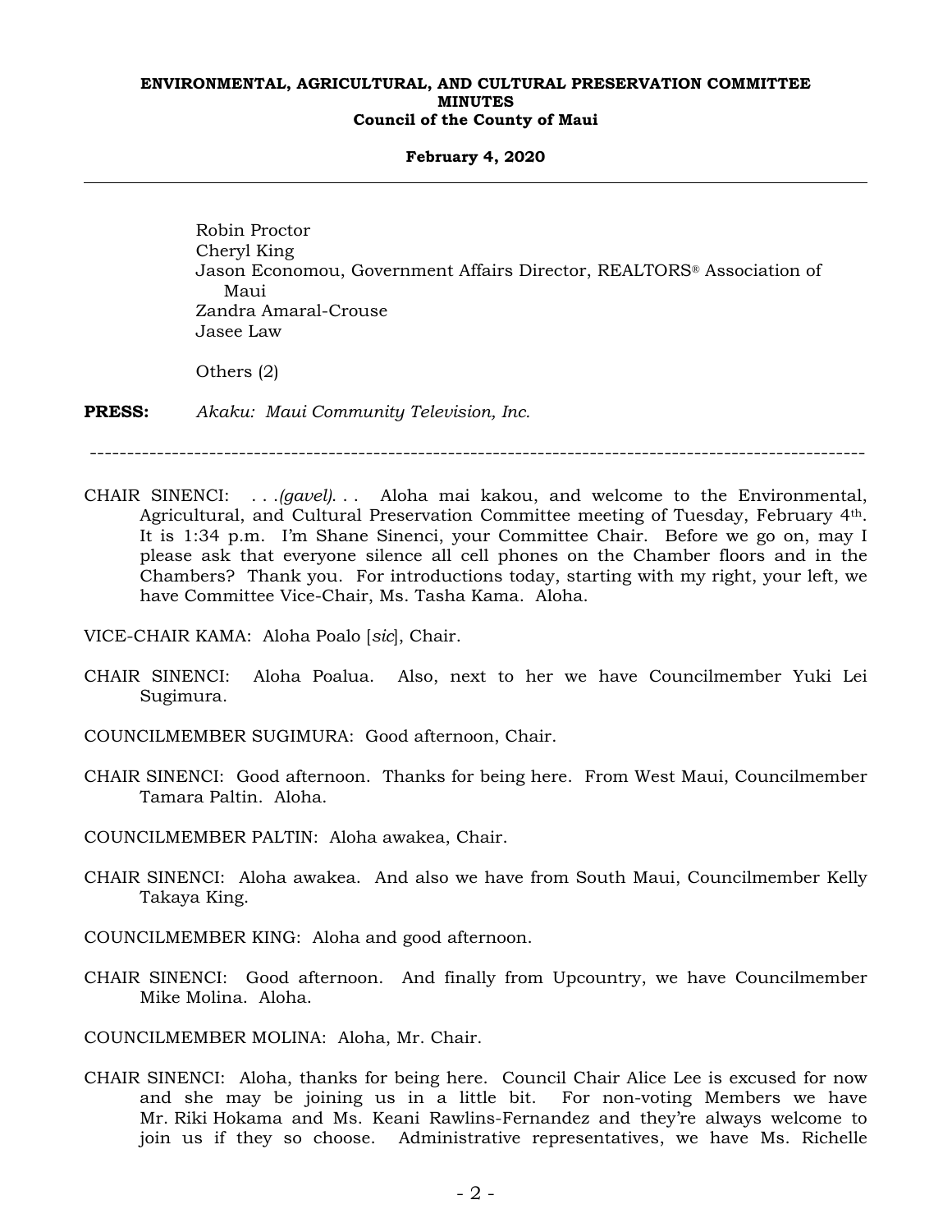Robin Proctor
Cheryl King
Jason Economou, Government Affairs Director, REALTORS® Association of Maui
Zandra Amaral-Crouse
Jasee Law

Others (2)

**PRESS:** *Akaku: Maui Community Television, Inc.*

---

CHAIR SINENCI: . . .*(gavel)*. . . Aloha mai kakou, and welcome to the Environmental, Agricultural, and Cultural Preservation Committee meeting of Tuesday, February 4th. It is 1:34 p.m. I'm Shane Sinenci, your Committee Chair. Before we go on, may I please ask that everyone silence all cell phones on the Chamber floors and in the Chambers? Thank you. For introductions today, starting with my right, your left, we have Committee Vice-Chair, Ms. Tasha Kama. Aloha.

VICE-CHAIR KAMA: Aloha Poalo [*sic*], Chair.

CHAIR SINENCI: Aloha Poalua. Also, next to her we have Councilmember Yuki Lei Sugimura.

COUNCILMEMBER SUGIMURA: Good afternoon, Chair.

CHAIR SINENCI: Good afternoon. Thanks for being here. From West Maui, Councilmember Tamara Paltin. Aloha.

COUNCILMEMBER PALTIN: Aloha awakea, Chair.

CHAIR SINENCI: Aloha awakea. And also we have from South Maui, Councilmember Kelly Takaya King.

COUNCILMEMBER KING: Aloha and good afternoon.

CHAIR SINENCI: Good afternoon. And finally from Upcountry, we have Councilmember Mike Molina. Aloha.

COUNCILMEMBER MOLINA: Aloha, Mr. Chair.

CHAIR SINENCI: Aloha, thanks for being here. Council Chair Alice Lee is excused for now and she may be joining us in a little bit. For non-voting Members we have Mr. Riki Hokama and Ms. Keani Rawlins-Fernandez and they're always welcome to join us if they so choose. Administrative representatives, we have Ms. Richelle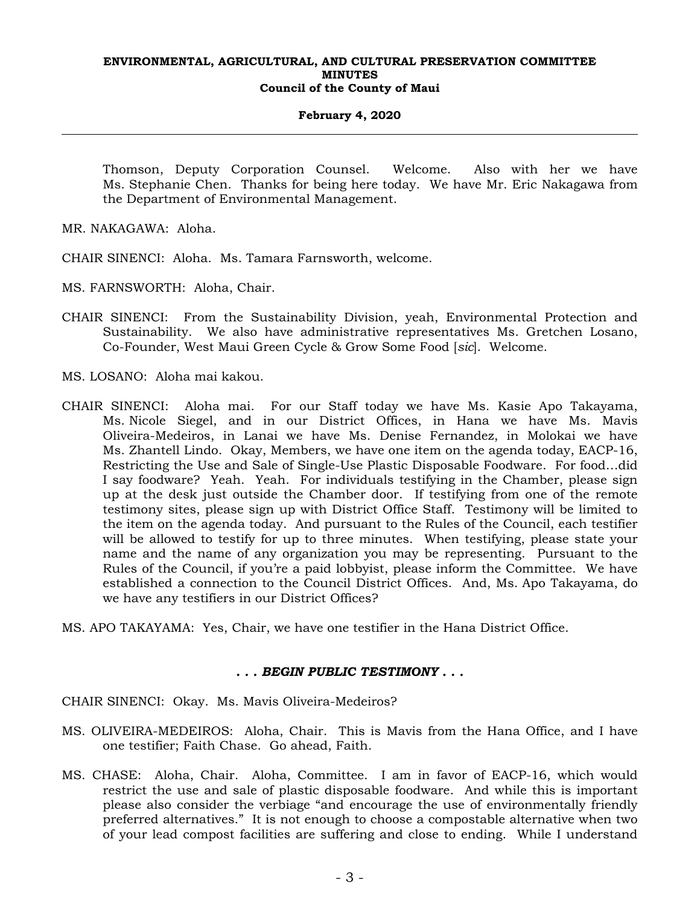Thomson, Deputy Corporation Counsel. Welcome. Also with her we have Ms. Stephanie Chen. Thanks for being here today. We have Mr. Eric Nakagawa from the Department of Environmental Management.

MR. NAKAGAWA: Aloha.

CHAIR SINENCI: Aloha. Ms. Tamara Farnsworth, welcome.

MS. FARNSWORTH: Aloha, Chair.

CHAIR SINENCI: From the Sustainability Division, yeah, Environmental Protection and Sustainability. We also have administrative representatives Ms. Gretchen Losano, Co-Founder, West Maui Green Cycle & Grow Some Food [*sic*]. Welcome.

MS. LOSANO: Aloha mai kakou.

CHAIR SINENCI: Aloha mai. For our Staff today we have Ms. Kasie Apo Takayama, Ms. Nicole Siegel, and in our District Offices, in Hana we have Ms. Mavis Oliveira-Medeiros, in Lanai we have Ms. Denise Fernandez, in Molokai we have Ms. Zhantell Lindo. Okay, Members, we have one item on the agenda today, EACP-16, Restricting the Use and Sale of Single-Use Plastic Disposable Foodware. For food…did I say foodware? Yeah. Yeah. For individuals testifying in the Chamber, please sign up at the desk just outside the Chamber door. If testifying from one of the remote testimony sites, please sign up with District Office Staff. Testimony will be limited to the item on the agenda today. And pursuant to the Rules of the Council, each testifier will be allowed to testify for up to three minutes. When testifying, please state your name and the name of any organization you may be representing. Pursuant to the Rules of the Council, if you're a paid lobbyist, please inform the Committee. We have established a connection to the Council District Offices. And, Ms. Apo Takayama, do we have any testifiers in our District Offices?

MS. APO TAKAYAMA: Yes, Chair, we have one testifier in the Hana District Office.

***. . . BEGIN PUBLIC TESTIMONY . . .***

CHAIR SINENCI: Okay. Ms. Mavis Oliveira-Medeiros?

MS. OLIVEIRA-MEDEIROS: Aloha, Chair. This is Mavis from the Hana Office, and I have one testifier; Faith Chase. Go ahead, Faith.

MS. CHASE: Aloha, Chair. Aloha, Committee. I am in favor of EACP-16, which would restrict the use and sale of plastic disposable foodware. And while this is important please also consider the verbiage "and encourage the use of environmentally friendly preferred alternatives." It is not enough to choose a compostable alternative when two of your lead compost facilities are suffering and close to ending. While I understand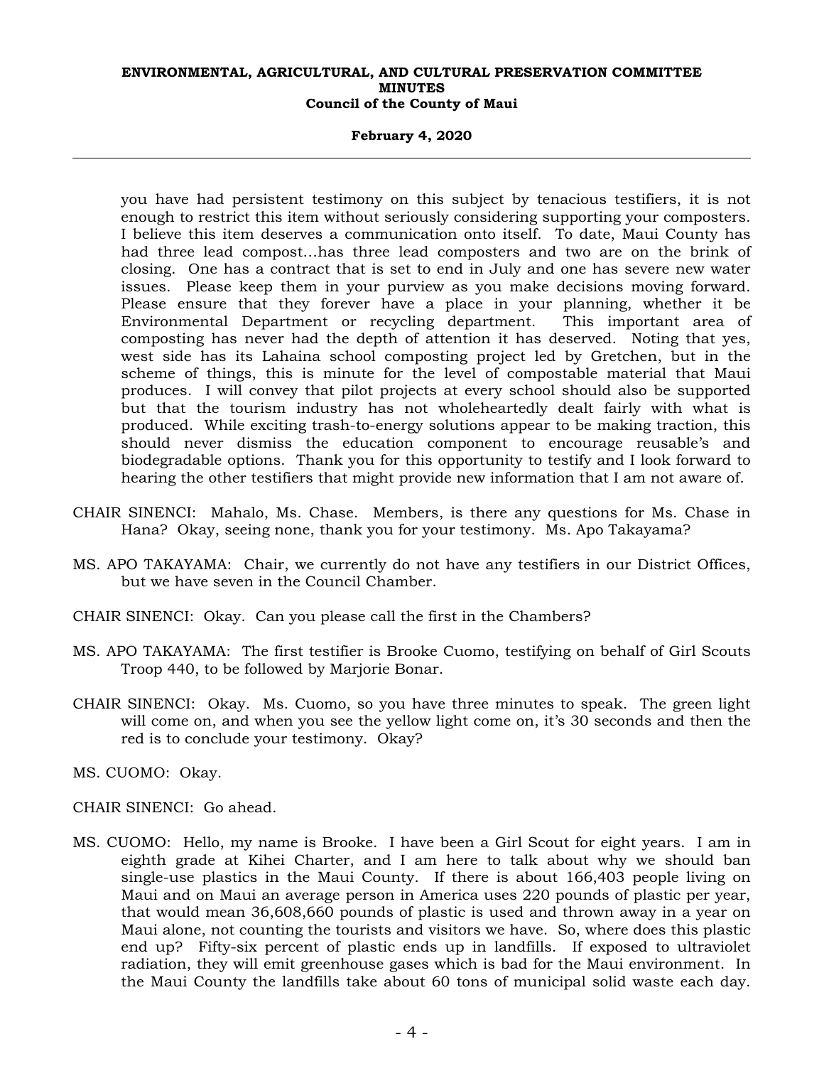you have had persistent testimony on this subject by tenacious testifiers, it is not enough to restrict this item without seriously considering supporting your composters. I believe this item deserves a communication onto itself. To date, Maui County has had three lead compost...has three lead composters and two are on the brink of closing. One has a contract that is set to end in July and one has severe new water issues. Please keep them in your purview as you make decisions moving forward. Please ensure that they forever have a place in your planning, whether it be Environmental Department or recycling department. This important area of composting has never had the depth of attention it has deserved. Noting that yes, west side has its Lahaina school composting project led by Gretchen, but in the scheme of things, this is minute for the level of compostable material that Maui produces. I will convey that pilot projects at every school should also be supported but that the tourism industry has not wholeheartedly dealt fairly with what is produced. While exciting trash-to-energy solutions appear to be making traction, this should never dismiss the education component to encourage reusable's and biodegradable options. Thank you for this opportunity to testify and I look forward to hearing the other testifiers that might provide new information that I am not aware of.

CHAIR SINENCI: Mahalo, Ms. Chase. Members, is there any questions for Ms. Chase in Hana? Okay, seeing none, thank you for your testimony. Ms. Apo Takayama?

MS. APO TAKAYAMA: Chair, we currently do not have any testifiers in our District Offices, but we have seven in the Council Chamber.

CHAIR SINENCI: Okay. Can you please call the first in the Chambers?

MS. APO TAKAYAMA: The first testifier is Brooke Cuomo, testifying on behalf of Girl Scouts Troop 440, to be followed by Marjorie Bonar.

CHAIR SINENCI: Okay. Ms. Cuomo, so you have three minutes to speak. The green light will come on, and when you see the yellow light come on, it's 30 seconds and then the red is to conclude your testimony. Okay?

MS. CUOMO: Okay.

CHAIR SINENCI: Go ahead.

MS. CUOMO: Hello, my name is Brooke. I have been a Girl Scout for eight years. I am in eighth grade at Kihei Charter, and I am here to talk about why we should ban single-use plastics in the Maui County. If there is about 166,403 people living on Maui and on Maui an average person in America uses 220 pounds of plastic per year, that would mean 36,608,660 pounds of plastic is used and thrown away in a year on Maui alone, not counting the tourists and visitors we have. So, where does this plastic end up? Fifty-six percent of plastic ends up in landfills. If exposed to ultraviolet radiation, they will emit greenhouse gases which is bad for the Maui environment. In the Maui County the landfills take about 60 tons of municipal solid waste each day.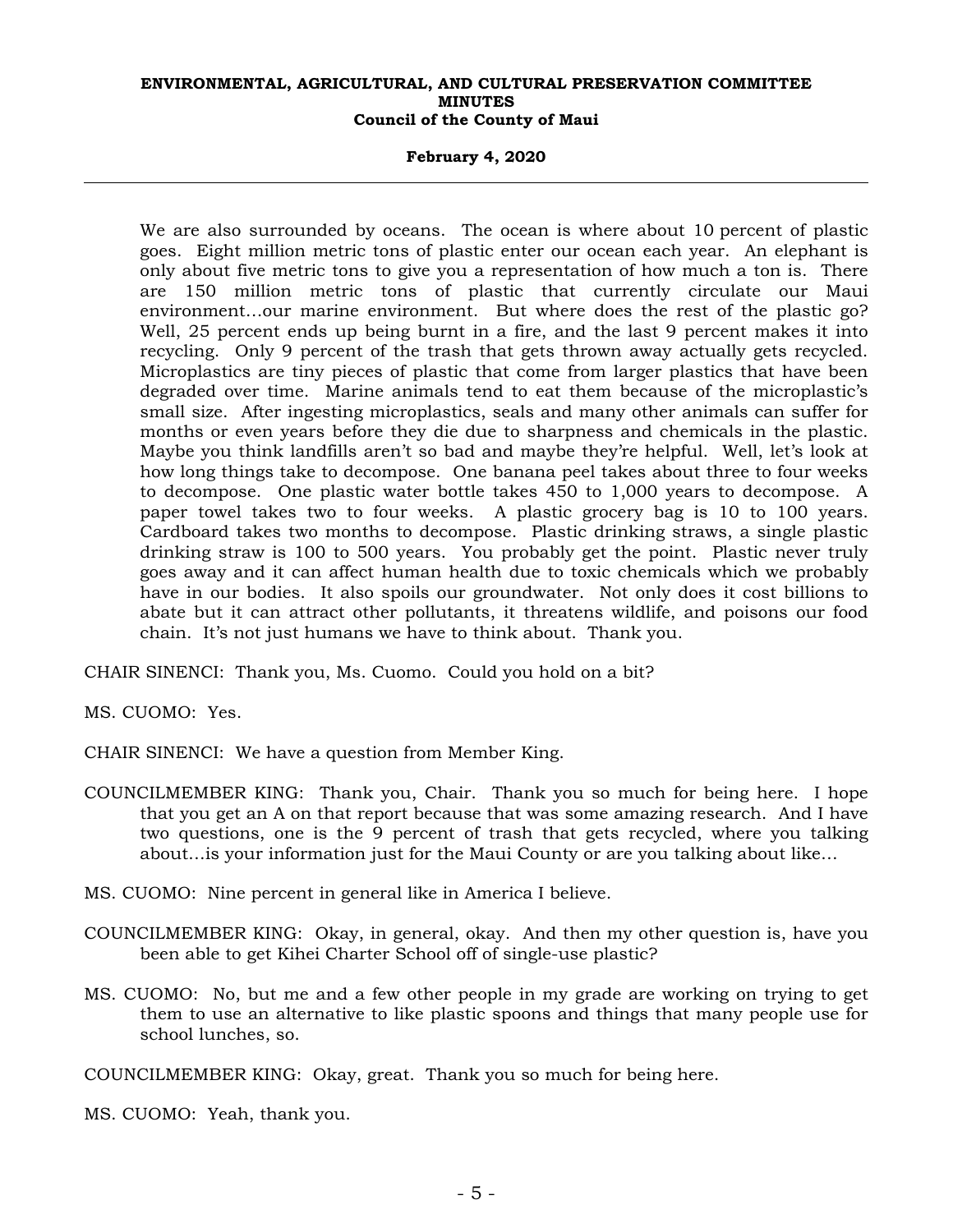We are also surrounded by oceans. The ocean is where about 10 percent of plastic goes. Eight million metric tons of plastic enter our ocean each year. An elephant is only about five metric tons to give you a representation of how much a ton is. There are 150 million metric tons of plastic that currently circulate our Maui environment...our marine environment. But where does the rest of the plastic go? Well, 25 percent ends up being burnt in a fire, and the last 9 percent makes it into recycling. Only 9 percent of the trash that gets thrown away actually gets recycled. Microplastics are tiny pieces of plastic that come from larger plastics that have been degraded over time. Marine animals tend to eat them because of the microplastic's small size. After ingesting microplastics, seals and many other animals can suffer for months or even years before they die due to sharpness and chemicals in the plastic. Maybe you think landfills aren't so bad and maybe they're helpful. Well, let's look at how long things take to decompose. One banana peel takes about three to four weeks to decompose. One plastic water bottle takes 450 to 1,000 years to decompose. A paper towel takes two to four weeks. A plastic grocery bag is 10 to 100 years. Cardboard takes two months to decompose. Plastic drinking straws, a single plastic drinking straw is 100 to 500 years. You probably get the point. Plastic never truly goes away and it can affect human health due to toxic chemicals which we probably have in our bodies. It also spoils our groundwater. Not only does it cost billions to abate but it can attract other pollutants, it threatens wildlife, and poisons our food chain. It's not just humans we have to think about. Thank you.

CHAIR SINENCI: Thank you, Ms. Cuomo. Could you hold on a bit?

MS. CUOMO: Yes.

CHAIR SINENCI: We have a question from Member King.

COUNCILMEMBER KING: Thank you, Chair. Thank you so much for being here. I hope that you get an A on that report because that was some amazing research. And I have two questions, one is the 9 percent of trash that gets recycled, where you talking about...is your information just for the Maui County or are you talking about like...

MS. CUOMO: Nine percent in general like in America I believe.

COUNCILMEMBER KING: Okay, in general, okay. And then my other question is, have you been able to get Kihei Charter School off of single-use plastic?

MS. CUOMO: No, but me and a few other people in my grade are working on trying to get them to use an alternative to like plastic spoons and things that many people use for school lunches, so.

COUNCILMEMBER KING: Okay, great. Thank you so much for being here.

MS. CUOMO: Yeah, thank you.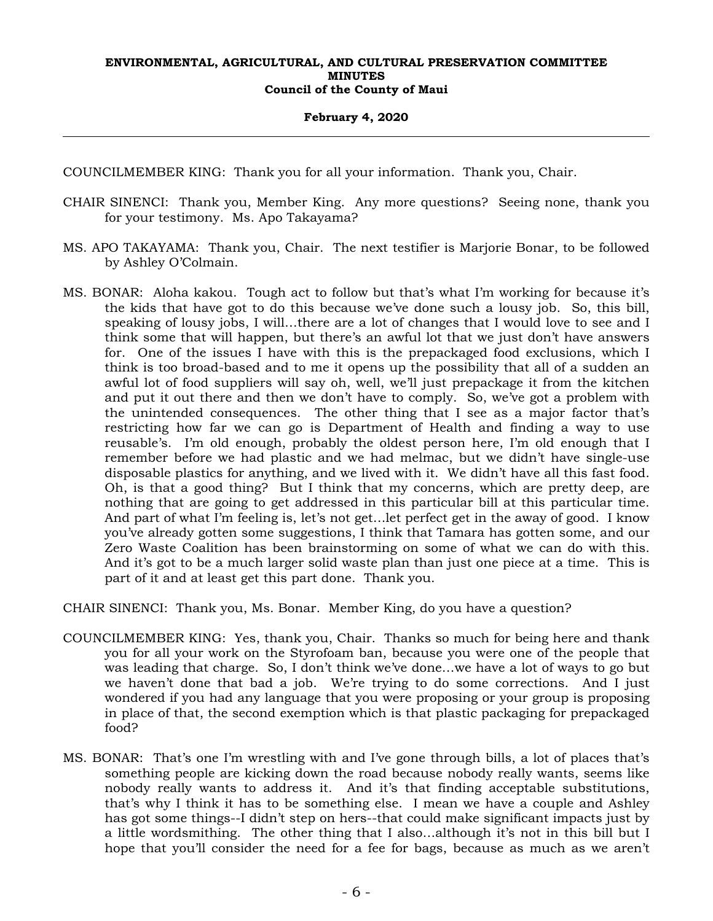COUNCILMEMBER KING: Thank you for all your information. Thank you, Chair.

CHAIR SINENCI: Thank you, Member King. Any more questions? Seeing none, thank you for your testimony. Ms. Apo Takayama?

MS. APO TAKAYAMA: Thank you, Chair. The next testifier is Marjorie Bonar, to be followed by Ashley O'Colmain.

MS. BONAR: Aloha kakou. Tough act to follow but that's what I'm working for because it's the kids that have got to do this because we've done such a lousy job. So, this bill, speaking of lousy jobs, I will…there are a lot of changes that I would love to see and I think some that will happen, but there's an awful lot that we just don't have answers for. One of the issues I have with this is the prepackaged food exclusions, which I think is too broad-based and to me it opens up the possibility that all of a sudden an awful lot of food suppliers will say oh, well, we'll just prepackage it from the kitchen and put it out there and then we don't have to comply. So, we've got a problem with the unintended consequences. The other thing that I see as a major factor that's restricting how far we can go is Department of Health and finding a way to use reusable's. I'm old enough, probably the oldest person here, I'm old enough that I remember before we had plastic and we had melmac, but we didn't have single-use disposable plastics for anything, and we lived with it. We didn't have all this fast food. Oh, is that a good thing? But I think that my concerns, which are pretty deep, are nothing that are going to get addressed in this particular bill at this particular time. And part of what I'm feeling is, let's not get…let perfect get in the away of good. I know you've already gotten some suggestions, I think that Tamara has gotten some, and our Zero Waste Coalition has been brainstorming on some of what we can do with this. And it's got to be a much larger solid waste plan than just one piece at a time. This is part of it and at least get this part done. Thank you.

CHAIR SINENCI: Thank you, Ms. Bonar. Member King, do you have a question?

COUNCILMEMBER KING: Yes, thank you, Chair. Thanks so much for being here and thank you for all your work on the Styrofoam ban, because you were one of the people that was leading that charge. So, I don't think we've done…we have a lot of ways to go but we haven't done that bad a job. We're trying to do some corrections. And I just wondered if you had any language that you were proposing or your group is proposing in place of that, the second exemption which is that plastic packaging for prepackaged food?

MS. BONAR: That's one I'm wrestling with and I've gone through bills, a lot of places that's something people are kicking down the road because nobody really wants, seems like nobody really wants to address it. And it's that finding acceptable substitutions, that's why I think it has to be something else. I mean we have a couple and Ashley has got some things--I didn't step on hers--that could make significant impacts just by a little wordsmithing. The other thing that I also…although it's not in this bill but I hope that you'll consider the need for a fee for bags, because as much as we aren't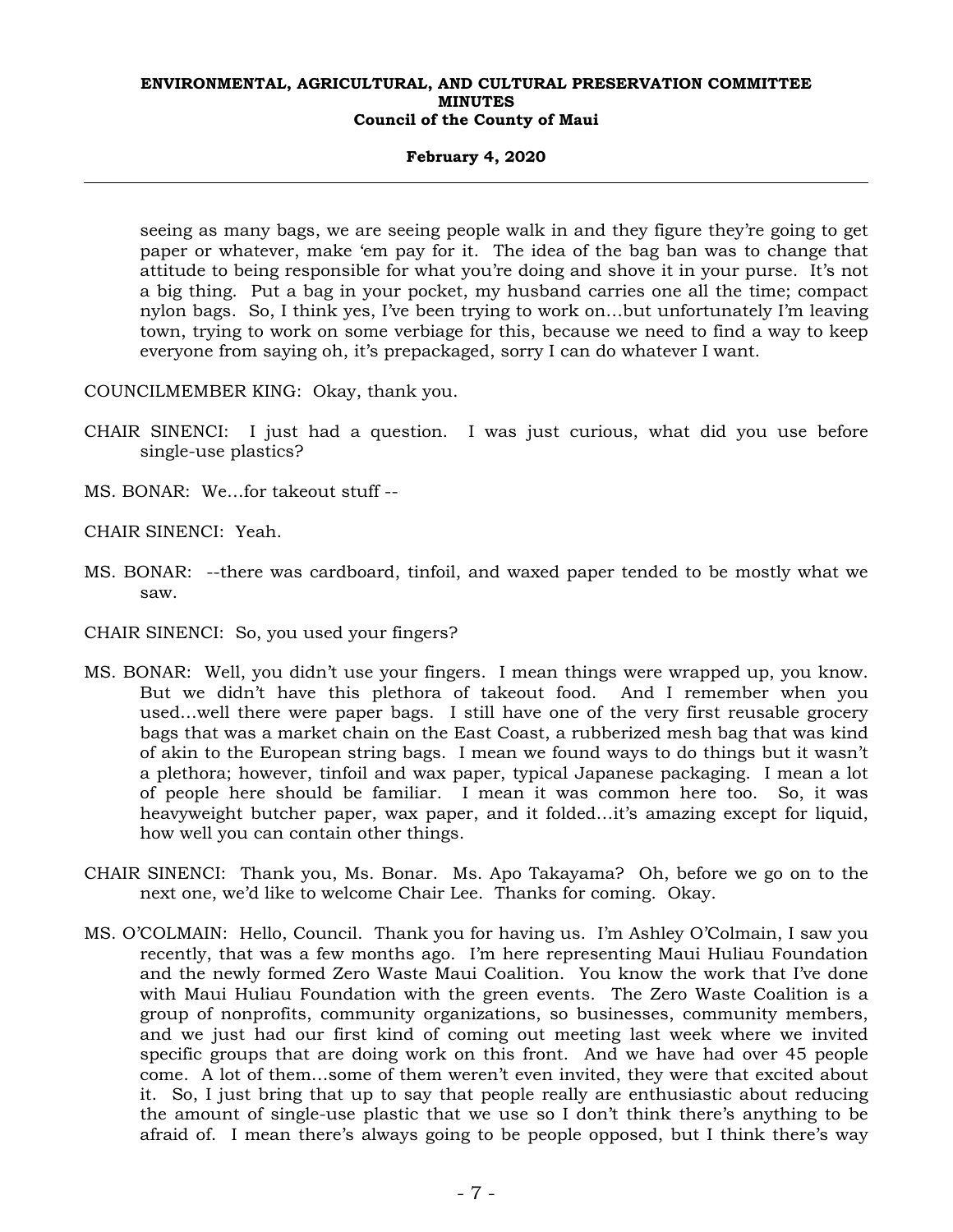seeing as many bags, we are seeing people walk in and they figure they're going to get paper or whatever, make 'em pay for it. The idea of the bag ban was to change that attitude to being responsible for what you're doing and shove it in your purse. It's not a big thing. Put a bag in your pocket, my husband carries one all the time; compact nylon bags. So, I think yes, I've been trying to work on…but unfortunately I'm leaving town, trying to work on some verbiage for this, because we need to find a way to keep everyone from saying oh, it's prepackaged, sorry I can do whatever I want.

COUNCILMEMBER KING: Okay, thank you.

CHAIR SINENCI: I just had a question. I was just curious, what did you use before single-use plastics?

MS. BONAR: We…for takeout stuff --

CHAIR SINENCI: Yeah.

MS. BONAR: --there was cardboard, tinfoil, and waxed paper tended to be mostly what we saw.

CHAIR SINENCI: So, you used your fingers?

MS. BONAR: Well, you didn't use your fingers. I mean things were wrapped up, you know. But we didn't have this plethora of takeout food. And I remember when you used…well there were paper bags. I still have one of the very first reusable grocery bags that was a market chain on the East Coast, a rubberized mesh bag that was kind of akin to the European string bags. I mean we found ways to do things but it wasn't a plethora; however, tinfoil and wax paper, typical Japanese packaging. I mean a lot of people here should be familiar. I mean it was common here too. So, it was heavyweight butcher paper, wax paper, and it folded…it's amazing except for liquid, how well you can contain other things.

CHAIR SINENCI: Thank you, Ms. Bonar. Ms. Apo Takayama? Oh, before we go on to the next one, we'd like to welcome Chair Lee. Thanks for coming. Okay.

MS. O'COLMAIN: Hello, Council. Thank you for having us. I'm Ashley O'Colmain, I saw you recently, that was a few months ago. I'm here representing Maui Huliau Foundation and the newly formed Zero Waste Maui Coalition. You know the work that I've done with Maui Huliau Foundation with the green events. The Zero Waste Coalition is a group of nonprofits, community organizations, so businesses, community members, and we just had our first kind of coming out meeting last week where we invited specific groups that are doing work on this front. And we have had over 45 people come. A lot of them…some of them weren't even invited, they were that excited about it. So, I just bring that up to say that people really are enthusiastic about reducing the amount of single-use plastic that we use so I don't think there's anything to be afraid of. I mean there's always going to be people opposed, but I think there's way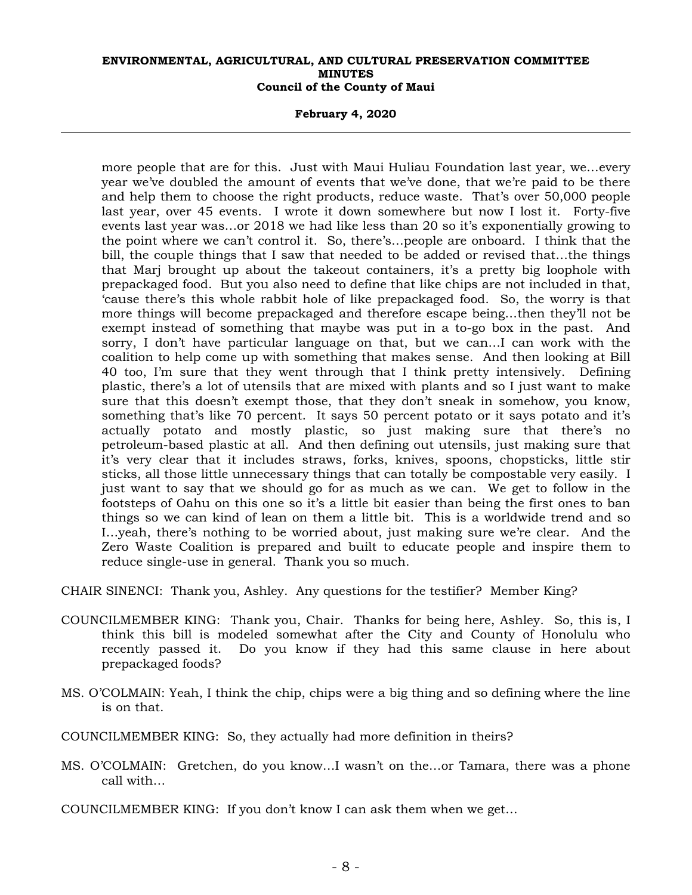more people that are for this. Just with Maui Huliau Foundation last year, we…every year we've doubled the amount of events that we've done, that we're paid to be there and help them to choose the right products, reduce waste. That's over 50,000 people last year, over 45 events. I wrote it down somewhere but now I lost it. Forty-five events last year was…or 2018 we had like less than 20 so it's exponentially growing to the point where we can't control it. So, there's…people are onboard. I think that the bill, the couple things that I saw that needed to be added or revised that…the things that Marj brought up about the takeout containers, it's a pretty big loophole with prepackaged food. But you also need to define that like chips are not included in that, 'cause there's this whole rabbit hole of like prepackaged food. So, the worry is that more things will become prepackaged and therefore escape being…then they'll not be exempt instead of something that maybe was put in a to-go box in the past. And sorry, I don't have particular language on that, but we can…I can work with the coalition to help come up with something that makes sense. And then looking at Bill 40 too, I'm sure that they went through that I think pretty intensively. Defining plastic, there's a lot of utensils that are mixed with plants and so I just want to make sure that this doesn't exempt those, that they don't sneak in somehow, you know, something that's like 70 percent. It says 50 percent potato or it says potato and it's actually potato and mostly plastic, so just making sure that there's no petroleum-based plastic at all. And then defining out utensils, just making sure that it's very clear that it includes straws, forks, knives, spoons, chopsticks, little stir sticks, all those little unnecessary things that can totally be compostable very easily. I just want to say that we should go for as much as we can. We get to follow in the footsteps of Oahu on this one so it's a little bit easier than being the first ones to ban things so we can kind of lean on them a little bit. This is a worldwide trend and so I…yeah, there's nothing to be worried about, just making sure we're clear. And the Zero Waste Coalition is prepared and built to educate people and inspire them to reduce single-use in general. Thank you so much.

CHAIR SINENCI: Thank you, Ashley. Any questions for the testifier? Member King?

COUNCILMEMBER KING: Thank you, Chair. Thanks for being here, Ashley. So, this is, I think this bill is modeled somewhat after the City and County of Honolulu who recently passed it. Do you know if they had this same clause in here about prepackaged foods?

MS. O'COLMAIN: Yeah, I think the chip, chips were a big thing and so defining where the line is on that.

COUNCILMEMBER KING: So, they actually had more definition in theirs?

MS. O'COLMAIN: Gretchen, do you know…I wasn't on the…or Tamara, there was a phone call with…

COUNCILMEMBER KING: If you don't know I can ask them when we get…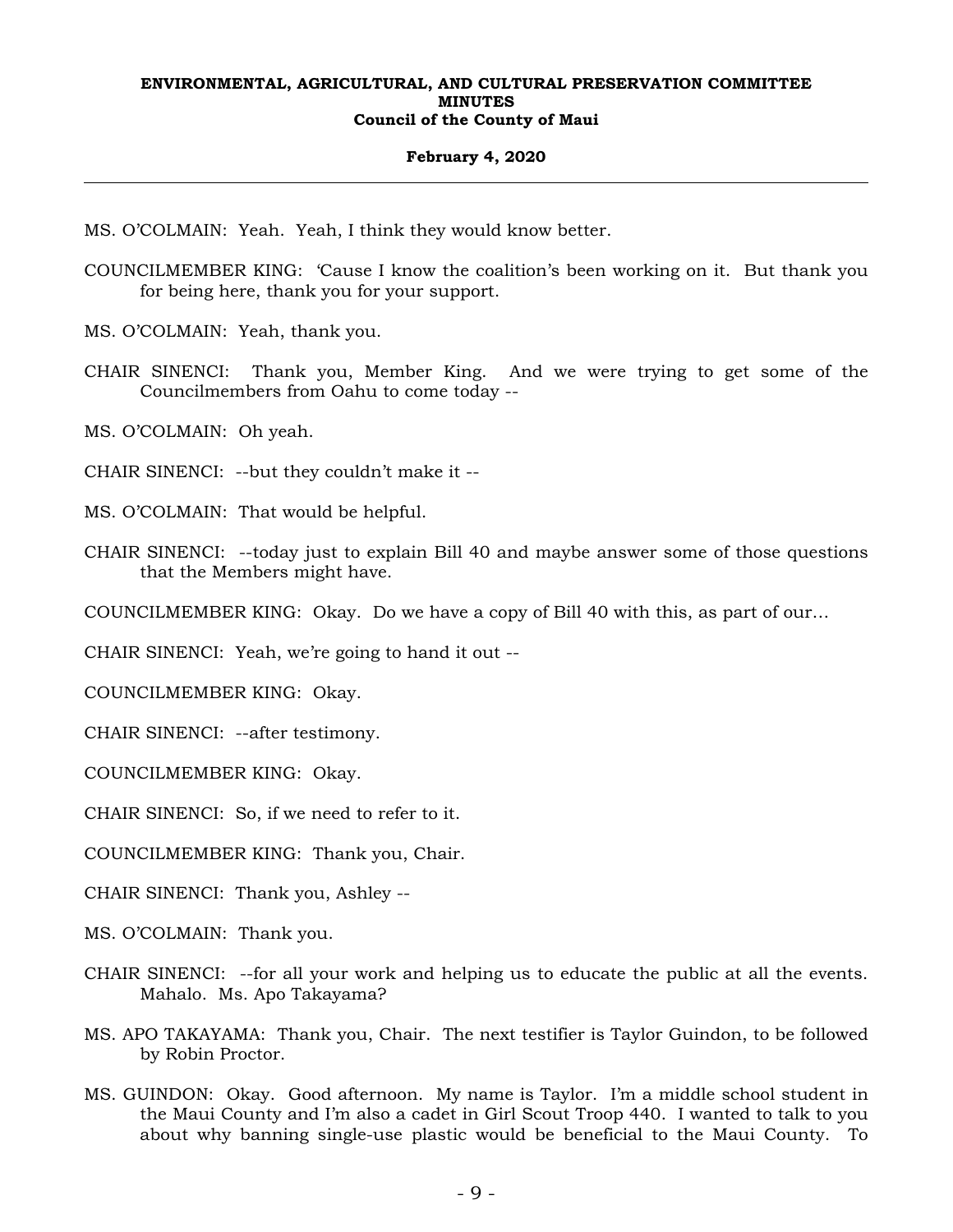MS. O'COLMAIN: Yeah. Yeah, I think they would know better.

COUNCILMEMBER KING: 'Cause I know the coalition's been working on it. But thank you for being here, thank you for your support.

MS. O'COLMAIN: Yeah, thank you.

CHAIR SINENCI: Thank you, Member King. And we were trying to get some of the Councilmembers from Oahu to come today --

MS. O'COLMAIN: Oh yeah.

CHAIR SINENCI: --but they couldn't make it --

MS. O'COLMAIN: That would be helpful.

CHAIR SINENCI: --today just to explain Bill 40 and maybe answer some of those questions that the Members might have.

COUNCILMEMBER KING: Okay. Do we have a copy of Bill 40 with this, as part of our...

CHAIR SINENCI: Yeah, we're going to hand it out --

COUNCILMEMBER KING: Okay.

CHAIR SINENCI: --after testimony.

COUNCILMEMBER KING: Okay.

CHAIR SINENCI: So, if we need to refer to it.

COUNCILMEMBER KING: Thank you, Chair.

CHAIR SINENCI: Thank you, Ashley --

MS. O'COLMAIN: Thank you.

CHAIR SINENCI: --for all your work and helping us to educate the public at all the events. Mahalo. Ms. Apo Takayama?

MS. APO TAKAYAMA: Thank you, Chair. The next testifier is Taylor Guindon, to be followed by Robin Proctor.

MS. GUINDON: Okay. Good afternoon. My name is Taylor. I'm a middle school student in the Maui County and I'm also a cadet in Girl Scout Troop 440. I wanted to talk to you about why banning single-use plastic would be beneficial to the Maui County. To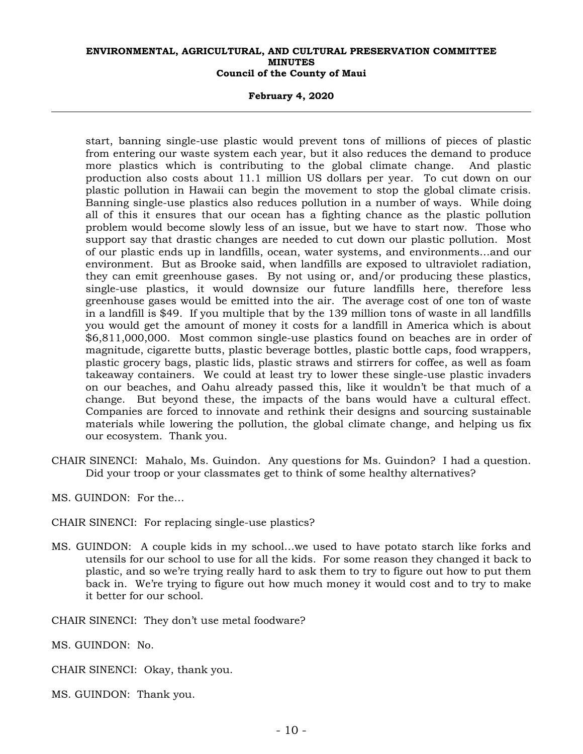start, banning single-use plastic would prevent tons of millions of pieces of plastic from entering our waste system each year, but it also reduces the demand to produce more plastics which is contributing to the global climate change. And plastic production also costs about 11.1 million US dollars per year. To cut down on our plastic pollution in Hawaii can begin the movement to stop the global climate crisis. Banning single-use plastics also reduces pollution in a number of ways. While doing all of this it ensures that our ocean has a fighting chance as the plastic pollution problem would become slowly less of an issue, but we have to start now. Those who support say that drastic changes are needed to cut down our plastic pollution. Most of our plastic ends up in landfills, ocean, water systems, and environments...and our environment. But as Brooke said, when landfills are exposed to ultraviolet radiation, they can emit greenhouse gases. By not using or, and/or producing these plastics, single-use plastics, it would downsize our future landfills here, therefore less greenhouse gases would be emitted into the air. The average cost of one ton of waste in a landfill is $49. If you multiple that by the 139 million tons of waste in all landfills you would get the amount of money it costs for a landfill in America which is about $6,811,000,000. Most common single-use plastics found on beaches are in order of magnitude, cigarette butts, plastic beverage bottles, plastic bottle caps, food wrappers, plastic grocery bags, plastic lids, plastic straws and stirrers for coffee, as well as foam takeaway containers. We could at least try to lower these single-use plastic invaders on our beaches, and Oahu already passed this, like it wouldn't be that much of a change. But beyond these, the impacts of the bans would have a cultural effect. Companies are forced to innovate and rethink their designs and sourcing sustainable materials while lowering the pollution, the global climate change, and helping us fix our ecosystem. Thank you.

CHAIR SINENCI: Mahalo, Ms. Guindon. Any questions for Ms. Guindon? I had a question. Did your troop or your classmates get to think of some healthy alternatives?

MS. GUINDON: For the...

CHAIR SINENCI: For replacing single-use plastics?

MS. GUINDON: A couple kids in my school...we used to have potato starch like forks and utensils for our school to use for all the kids. For some reason they changed it back to plastic, and so we're trying really hard to ask them to try to figure out how to put them back in. We're trying to figure out how much money it would cost and to try to make it better for our school.

CHAIR SINENCI: They don't use metal foodware?

MS. GUINDON: No.

CHAIR SINENCI: Okay, thank you.

MS. GUINDON: Thank you.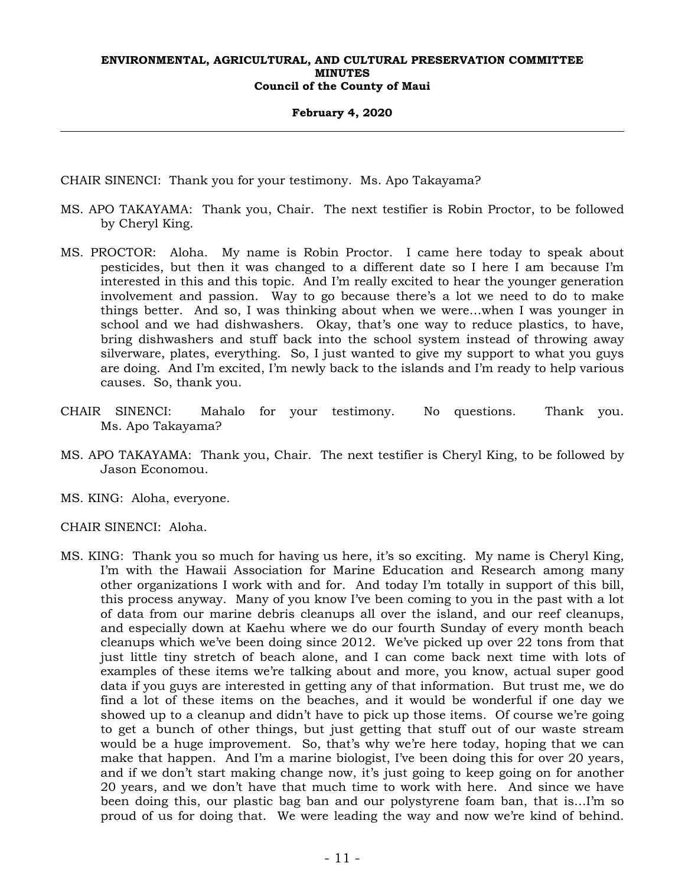CHAIR SINENCI: Thank you for your testimony. Ms. Apo Takayama?

MS. APO TAKAYAMA: Thank you, Chair. The next testifier is Robin Proctor, to be followed by Cheryl King.

MS. PROCTOR: Aloha. My name is Robin Proctor. I came here today to speak about pesticides, but then it was changed to a different date so I here I am because I'm interested in this and this topic. And I'm really excited to hear the younger generation involvement and passion. Way to go because there's a lot we need to do to make things better. And so, I was thinking about when we were...when I was younger in school and we had dishwashers. Okay, that's one way to reduce plastics, to have, bring dishwashers and stuff back into the school system instead of throwing away silverware, plates, everything. So, I just wanted to give my support to what you guys are doing. And I'm excited, I'm newly back to the islands and I'm ready to help various causes. So, thank you.

CHAIR SINENCI: Mahalo for your testimony. No questions. Thank you. Ms. Apo Takayama?

MS. APO TAKAYAMA: Thank you, Chair. The next testifier is Cheryl King, to be followed by Jason Economou.

MS. KING: Aloha, everyone.

CHAIR SINENCI: Aloha.

MS. KING: Thank you so much for having us here, it's so exciting. My name is Cheryl King, I'm with the Hawaii Association for Marine Education and Research among many other organizations I work with and for. And today I'm totally in support of this bill, this process anyway. Many of you know I've been coming to you in the past with a lot of data from our marine debris cleanups all over the island, and our reef cleanups, and especially down at Kaehu where we do our fourth Sunday of every month beach cleanups which we've been doing since 2012. We've picked up over 22 tons from that just little tiny stretch of beach alone, and I can come back next time with lots of examples of these items we're talking about and more, you know, actual super good data if you guys are interested in getting any of that information. But trust me, we do find a lot of these items on the beaches, and it would be wonderful if one day we showed up to a cleanup and didn't have to pick up those items. Of course we're going to get a bunch of other things, but just getting that stuff out of our waste stream would be a huge improvement. So, that's why we're here today, hoping that we can make that happen. And I'm a marine biologist, I've been doing this for over 20 years, and if we don't start making change now, it's just going to keep going on for another 20 years, and we don't have that much time to work with here. And since we have been doing this, our plastic bag ban and our polystyrene foam ban, that is...I'm so proud of us for doing that. We were leading the way and now we're kind of behind.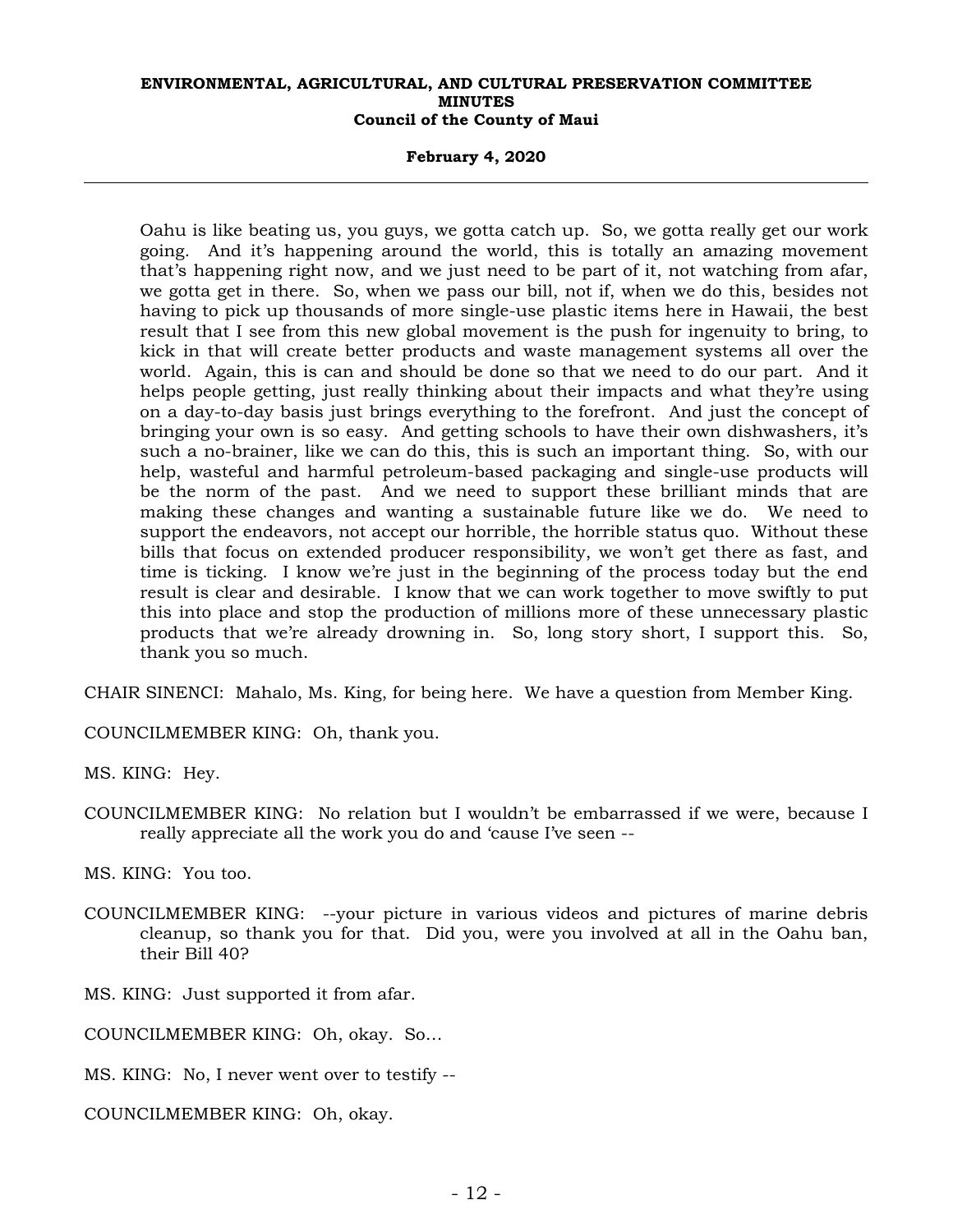Oahu is like beating us, you guys, we gotta catch up. So, we gotta really get our work going. And it's happening around the world, this is totally an amazing movement that's happening right now, and we just need to be part of it, not watching from afar, we gotta get in there. So, when we pass our bill, not if, when we do this, besides not having to pick up thousands of more single-use plastic items here in Hawaii, the best result that I see from this new global movement is the push for ingenuity to bring, to kick in that will create better products and waste management systems all over the world. Again, this is can and should be done so that we need to do our part. And it helps people getting, just really thinking about their impacts and what they're using on a day-to-day basis just brings everything to the forefront. And just the concept of bringing your own is so easy. And getting schools to have their own dishwashers, it's such a no-brainer, like we can do this, this is such an important thing. So, with our help, wasteful and harmful petroleum-based packaging and single-use products will be the norm of the past. And we need to support these brilliant minds that are making these changes and wanting a sustainable future like we do. We need to support the endeavors, not accept our horrible, the horrible status quo. Without these bills that focus on extended producer responsibility, we won't get there as fast, and time is ticking. I know we're just in the beginning of the process today but the end result is clear and desirable. I know that we can work together to move swiftly to put this into place and stop the production of millions more of these unnecessary plastic products that we're already drowning in. So, long story short, I support this. So, thank you so much.

CHAIR SINENCI: Mahalo, Ms. King, for being here. We have a question from Member King.

COUNCILMEMBER KING: Oh, thank you.

MS. KING: Hey.

COUNCILMEMBER KING: No relation but I wouldn't be embarrassed if we were, because I really appreciate all the work you do and 'cause I've seen --

MS. KING: You too.

COUNCILMEMBER KING: --your picture in various videos and pictures of marine debris cleanup, so thank you for that. Did you, were you involved at all in the Oahu ban, their Bill 40?

MS. KING: Just supported it from afar.

COUNCILMEMBER KING: Oh, okay. So...

MS. KING: No, I never went over to testify --

COUNCILMEMBER KING: Oh, okay.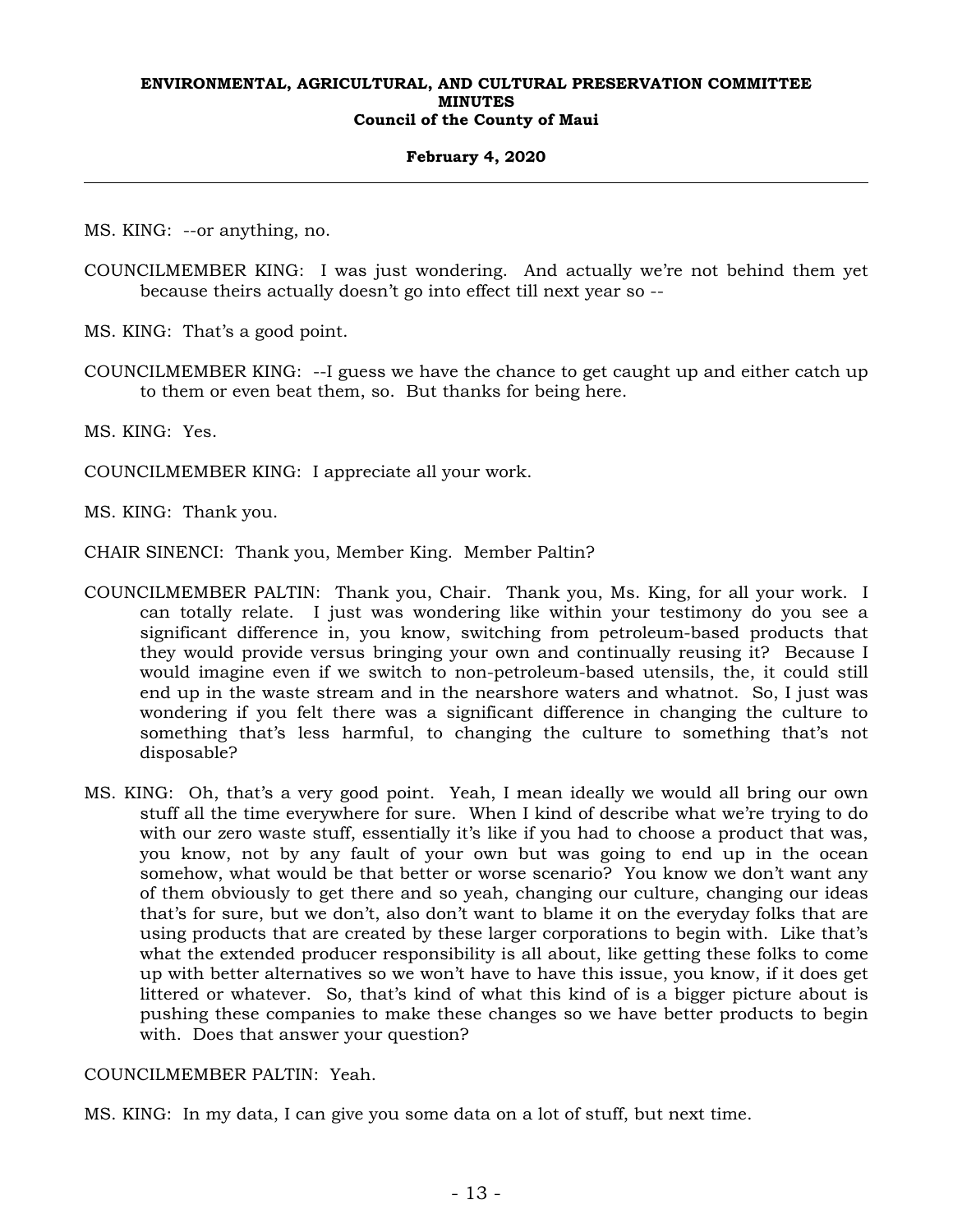MS. KING: --or anything, no.

COUNCILMEMBER KING: I was just wondering. And actually we're not behind them yet because theirs actually doesn't go into effect till next year so --

MS. KING: That's a good point.

COUNCILMEMBER KING: --I guess we have the chance to get caught up and either catch up to them or even beat them, so. But thanks for being here.

MS. KING: Yes.

COUNCILMEMBER KING: I appreciate all your work.

MS. KING: Thank you.

CHAIR SINENCI: Thank you, Member King. Member Paltin?

COUNCILMEMBER PALTIN: Thank you, Chair. Thank you, Ms. King, for all your work. I can totally relate. I just was wondering like within your testimony do you see a significant difference in, you know, switching from petroleum-based products that they would provide versus bringing your own and continually reusing it? Because I would imagine even if we switch to non-petroleum-based utensils, the, it could still end up in the waste stream and in the nearshore waters and whatnot. So, I just was wondering if you felt there was a significant difference in changing the culture to something that's less harmful, to changing the culture to something that's not disposable?

MS. KING: Oh, that's a very good point. Yeah, I mean ideally we would all bring our own stuff all the time everywhere for sure. When I kind of describe what we're trying to do with our zero waste stuff, essentially it's like if you had to choose a product that was, you know, not by any fault of your own but was going to end up in the ocean somehow, what would be that better or worse scenario? You know we don't want any of them obviously to get there and so yeah, changing our culture, changing our ideas that's for sure, but we don't, also don't want to blame it on the everyday folks that are using products that are created by these larger corporations to begin with. Like that's what the extended producer responsibility is all about, like getting these folks to come up with better alternatives so we won't have to have this issue, you know, if it does get littered or whatever. So, that's kind of what this kind of is a bigger picture about is pushing these companies to make these changes so we have better products to begin with. Does that answer your question?

COUNCILMEMBER PALTIN: Yeah.

MS. KING: In my data, I can give you some data on a lot of stuff, but next time.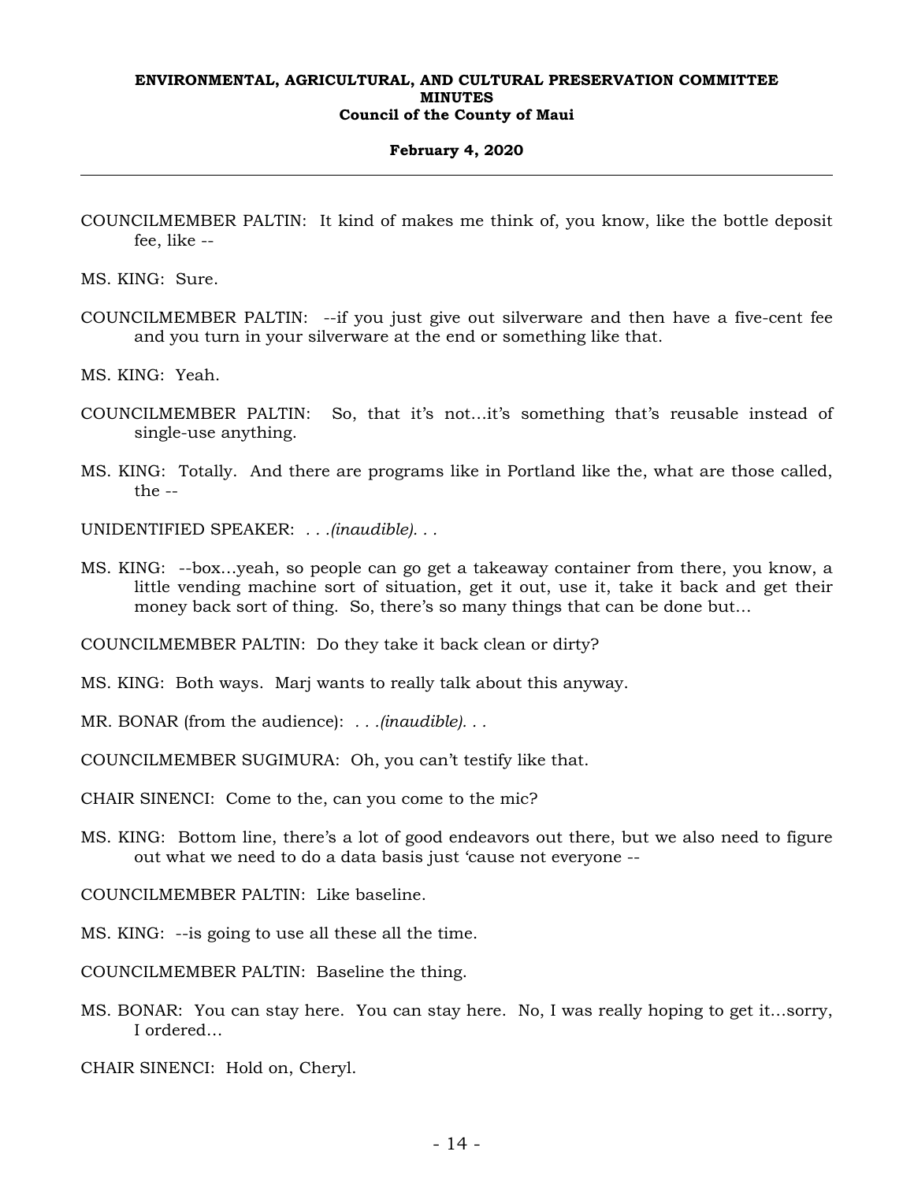COUNCILMEMBER PALTIN: It kind of makes me think of, you know, like the bottle deposit fee, like --

MS. KING: Sure.

COUNCILMEMBER PALTIN: --if you just give out silverware and then have a five-cent fee and you turn in your silverware at the end or something like that.

MS. KING: Yeah.

COUNCILMEMBER PALTIN: So, that it's not…it's something that's reusable instead of single-use anything.

MS. KING: Totally. And there are programs like in Portland like the, what are those called, the --

UNIDENTIFIED SPEAKER: *. . .(inaudible). . .*

MS. KING: --box…yeah, so people can go get a takeaway container from there, you know, a little vending machine sort of situation, get it out, use it, take it back and get their money back sort of thing. So, there's so many things that can be done but…

COUNCILMEMBER PALTIN: Do they take it back clean or dirty?

MS. KING: Both ways. Marj wants to really talk about this anyway.

MR. BONAR (from the audience): *. . .(inaudible). . .*

COUNCILMEMBER SUGIMURA: Oh, you can't testify like that.

CHAIR SINENCI: Come to the, can you come to the mic?

MS. KING: Bottom line, there's a lot of good endeavors out there, but we also need to figure out what we need to do a data basis just 'cause not everyone --

COUNCILMEMBER PALTIN: Like baseline.

MS. KING: --is going to use all these all the time.

COUNCILMEMBER PALTIN: Baseline the thing.

MS. BONAR: You can stay here. You can stay here. No, I was really hoping to get it…sorry, I ordered…

CHAIR SINENCI: Hold on, Cheryl.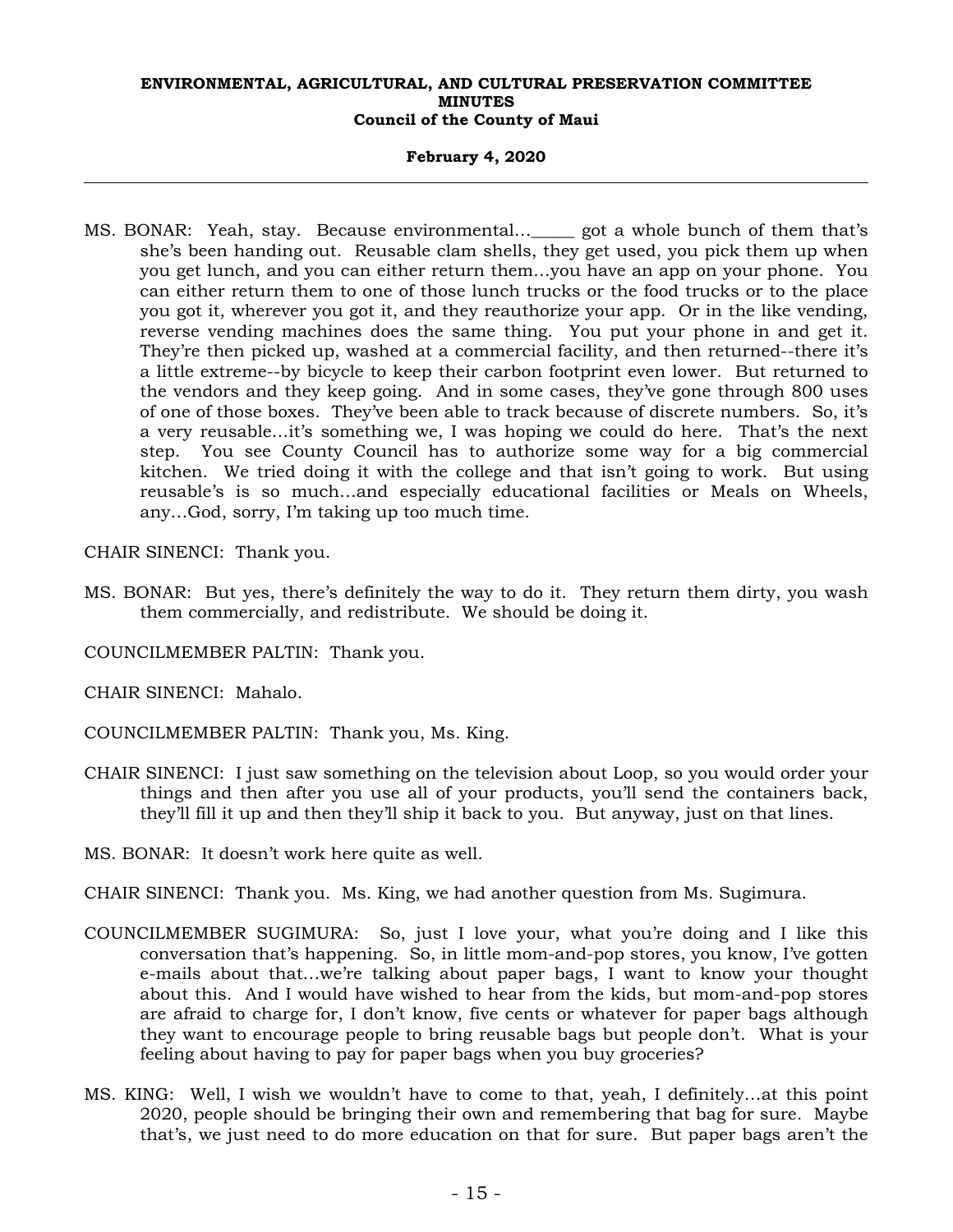MS. BONAR: Yeah, stay. Because environmental…_____ got a whole bunch of them that's she's been handing out. Reusable clam shells, they get used, you pick them up when you get lunch, and you can either return them…you have an app on your phone. You can either return them to one of those lunch trucks or the food trucks or to the place you got it, wherever you got it, and they reauthorize your app. Or in the like vending, reverse vending machines does the same thing. You put your phone in and get it. They're then picked up, washed at a commercial facility, and then returned--there it's a little extreme--by bicycle to keep their carbon footprint even lower. But returned to the vendors and they keep going. And in some cases, they've gone through 800 uses of one of those boxes. They've been able to track because of discrete numbers. So, it's a very reusable…it's something we, I was hoping we could do here. That's the next step. You see County Council has to authorize some way for a big commercial kitchen. We tried doing it with the college and that isn't going to work. But using reusable's is so much…and especially educational facilities or Meals on Wheels, any…God, sorry, I'm taking up too much time.

CHAIR SINENCI: Thank you.

MS. BONAR: But yes, there's definitely the way to do it. They return them dirty, you wash them commercially, and redistribute. We should be doing it.

COUNCILMEMBER PALTIN: Thank you.

CHAIR SINENCI: Mahalo.

COUNCILMEMBER PALTIN: Thank you, Ms. King.

CHAIR SINENCI: I just saw something on the television about Loop, so you would order your things and then after you use all of your products, you'll send the containers back, they'll fill it up and then they'll ship it back to you. But anyway, just on that lines.

MS. BONAR: It doesn't work here quite as well.

CHAIR SINENCI: Thank you. Ms. King, we had another question from Ms. Sugimura.

COUNCILMEMBER SUGIMURA: So, just I love your, what you're doing and I like this conversation that's happening. So, in little mom-and-pop stores, you know, I've gotten e-mails about that…we're talking about paper bags, I want to know your thought about this. And I would have wished to hear from the kids, but mom-and-pop stores are afraid to charge for, I don't know, five cents or whatever for paper bags although they want to encourage people to bring reusable bags but people don't. What is your feeling about having to pay for paper bags when you buy groceries?

MS. KING: Well, I wish we wouldn't have to come to that, yeah, I definitely…at this point 2020, people should be bringing their own and remembering that bag for sure. Maybe that's, we just need to do more education on that for sure. But paper bags aren't the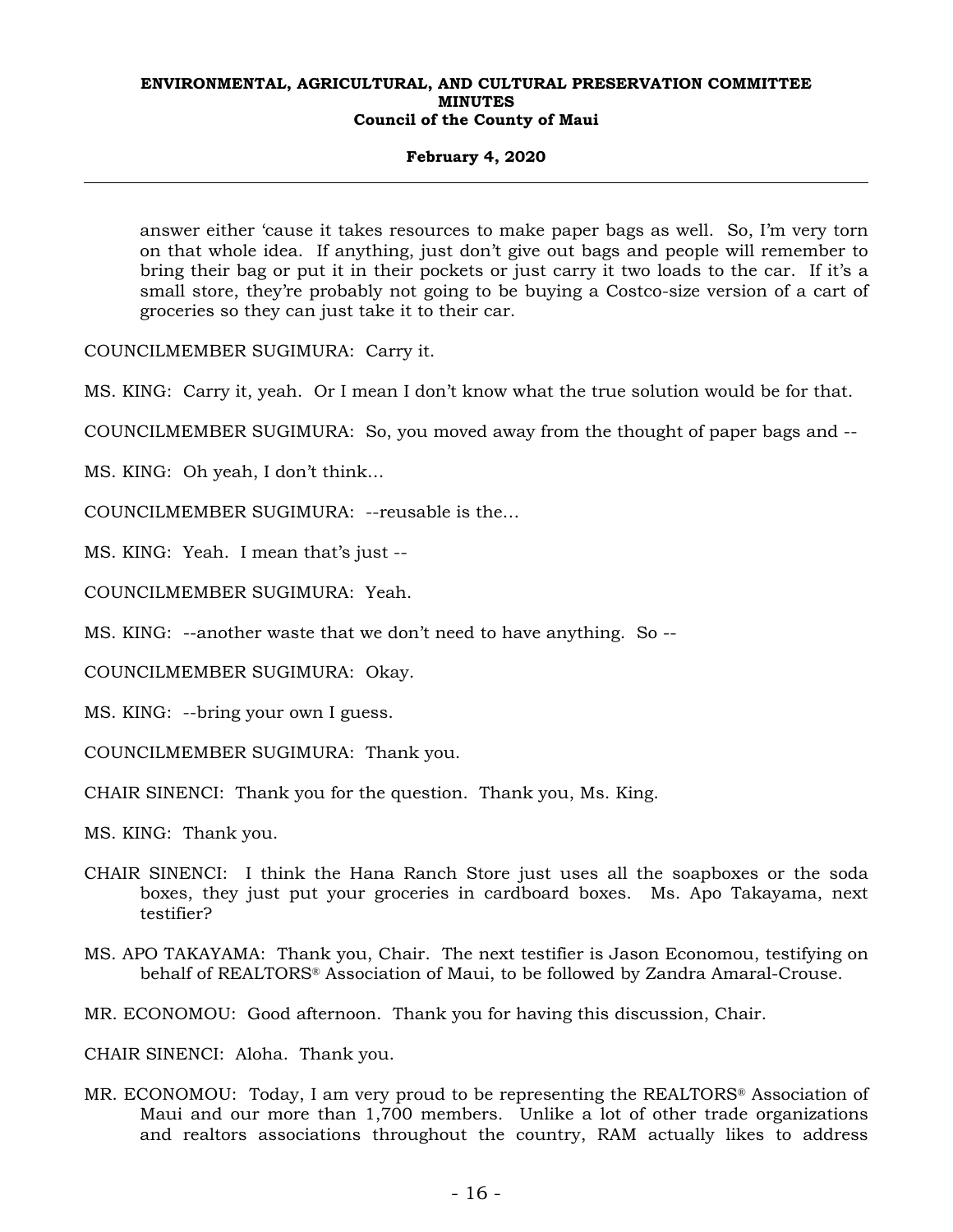answer either 'cause it takes resources to make paper bags as well. So, I'm very torn on that whole idea. If anything, just don't give out bags and people will remember to bring their bag or put it in their pockets or just carry it two loads to the car. If it's a small store, they're probably not going to be buying a Costco-size version of a cart of groceries so they can just take it to their car.

COUNCILMEMBER SUGIMURA: Carry it.

MS. KING: Carry it, yeah. Or I mean I don't know what the true solution would be for that.

COUNCILMEMBER SUGIMURA: So, you moved away from the thought of paper bags and --

MS. KING: Oh yeah, I don't think...

COUNCILMEMBER SUGIMURA: --reusable is the...

MS. KING: Yeah. I mean that's just --

COUNCILMEMBER SUGIMURA: Yeah.

MS. KING: --another waste that we don't need to have anything. So --

COUNCILMEMBER SUGIMURA: Okay.

MS. KING: --bring your own I guess.

COUNCILMEMBER SUGIMURA: Thank you.

CHAIR SINENCI: Thank you for the question. Thank you, Ms. King.

MS. KING: Thank you.

CHAIR SINENCI: I think the Hana Ranch Store just uses all the soapboxes or the soda boxes, they just put your groceries in cardboard boxes. Ms. Apo Takayama, next testifier?

MS. APO TAKAYAMA: Thank you, Chair. The next testifier is Jason Economou, testifying on behalf of REALTORS® Association of Maui, to be followed by Zandra Amaral-Crouse.

MR. ECONOMOU: Good afternoon. Thank you for having this discussion, Chair.

CHAIR SINENCI: Aloha. Thank you.

MR. ECONOMOU: Today, I am very proud to be representing the REALTORS® Association of Maui and our more than 1,700 members. Unlike a lot of other trade organizations and realtors associations throughout the country, RAM actually likes to address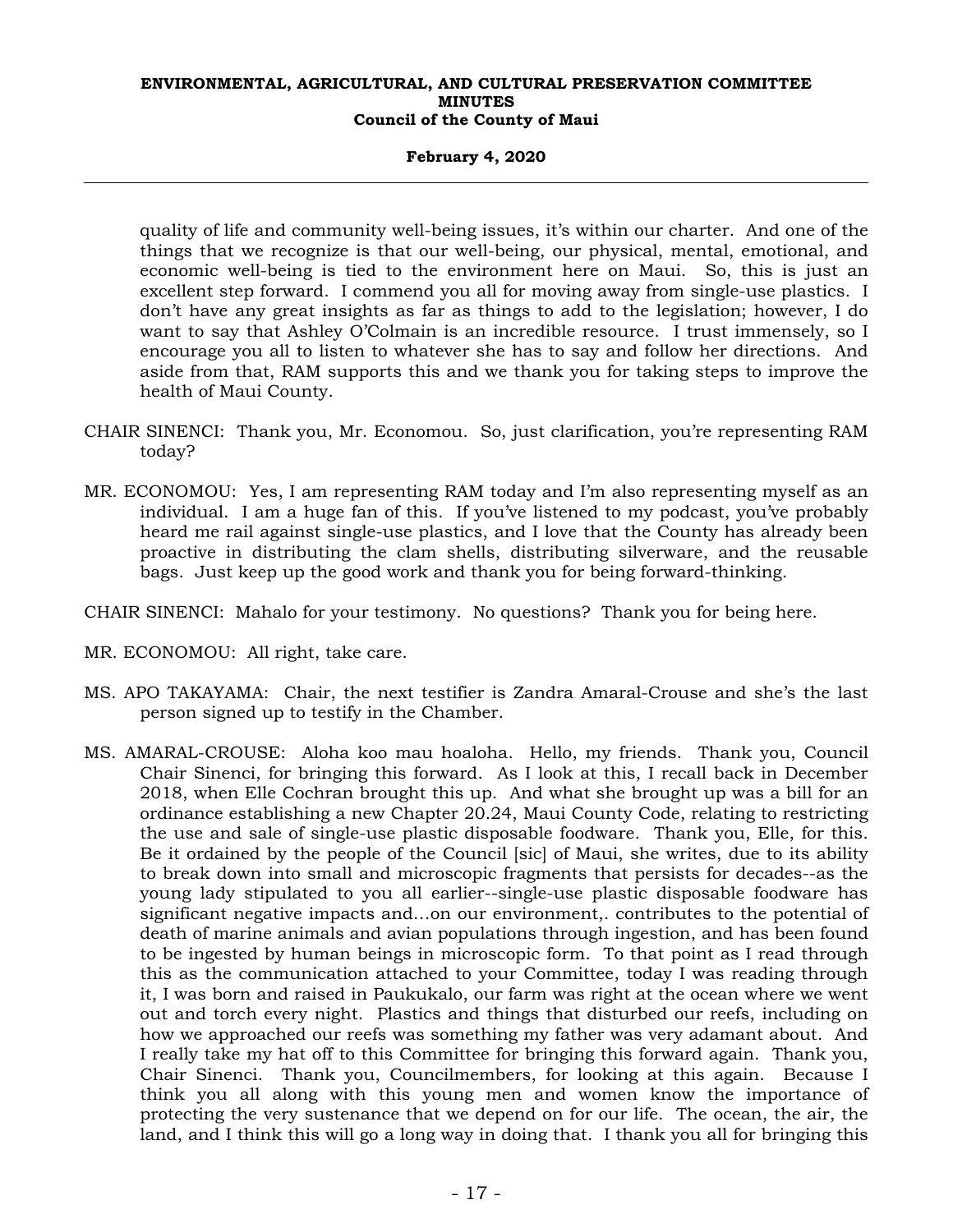quality of life and community well-being issues, it's within our charter. And one of the things that we recognize is that our well-being, our physical, mental, emotional, and economic well-being is tied to the environment here on Maui. So, this is just an excellent step forward. I commend you all for moving away from single-use plastics. I don't have any great insights as far as things to add to the legislation; however, I do want to say that Ashley O'Colmain is an incredible resource. I trust immensely, so I encourage you all to listen to whatever she has to say and follow her directions. And aside from that, RAM supports this and we thank you for taking steps to improve the health of Maui County.

CHAIR SINENCI: Thank you, Mr. Economou. So, just clarification, you're representing RAM today?

MR. ECONOMOU: Yes, I am representing RAM today and I'm also representing myself as an individual. I am a huge fan of this. If you've listened to my podcast, you've probably heard me rail against single-use plastics, and I love that the County has already been proactive in distributing the clam shells, distributing silverware, and the reusable bags. Just keep up the good work and thank you for being forward-thinking.

CHAIR SINENCI: Mahalo for your testimony. No questions? Thank you for being here.

MR. ECONOMOU: All right, take care.

MS. APO TAKAYAMA: Chair, the next testifier is Zandra Amaral-Crouse and she's the last person signed up to testify in the Chamber.

MS. AMARAL-CROUSE: Aloha koo mau hoaloha. Hello, my friends. Thank you, Council Chair Sinenci, for bringing this forward. As I look at this, I recall back in December 2018, when Elle Cochran brought this up. And what she brought up was a bill for an ordinance establishing a new Chapter 20.24, Maui County Code, relating to restricting the use and sale of single-use plastic disposable foodware. Thank you, Elle, for this. Be it ordained by the people of the Council [sic] of Maui, she writes, due to its ability to break down into small and microscopic fragments that persists for decades--as the young lady stipulated to you all earlier--single-use plastic disposable foodware has significant negative impacts and…on our environment,. contributes to the potential of death of marine animals and avian populations through ingestion, and has been found to be ingested by human beings in microscopic form. To that point as I read through this as the communication attached to your Committee, today I was reading through it, I was born and raised in Paukukalo, our farm was right at the ocean where we went out and torch every night. Plastics and things that disturbed our reefs, including on how we approached our reefs was something my father was very adamant about. And I really take my hat off to this Committee for bringing this forward again. Thank you, Chair Sinenci. Thank you, Councilmembers, for looking at this again. Because I think you all along with this young men and women know the importance of protecting the very sustenance that we depend on for our life. The ocean, the air, the land, and I think this will go a long way in doing that. I thank you all for bringing this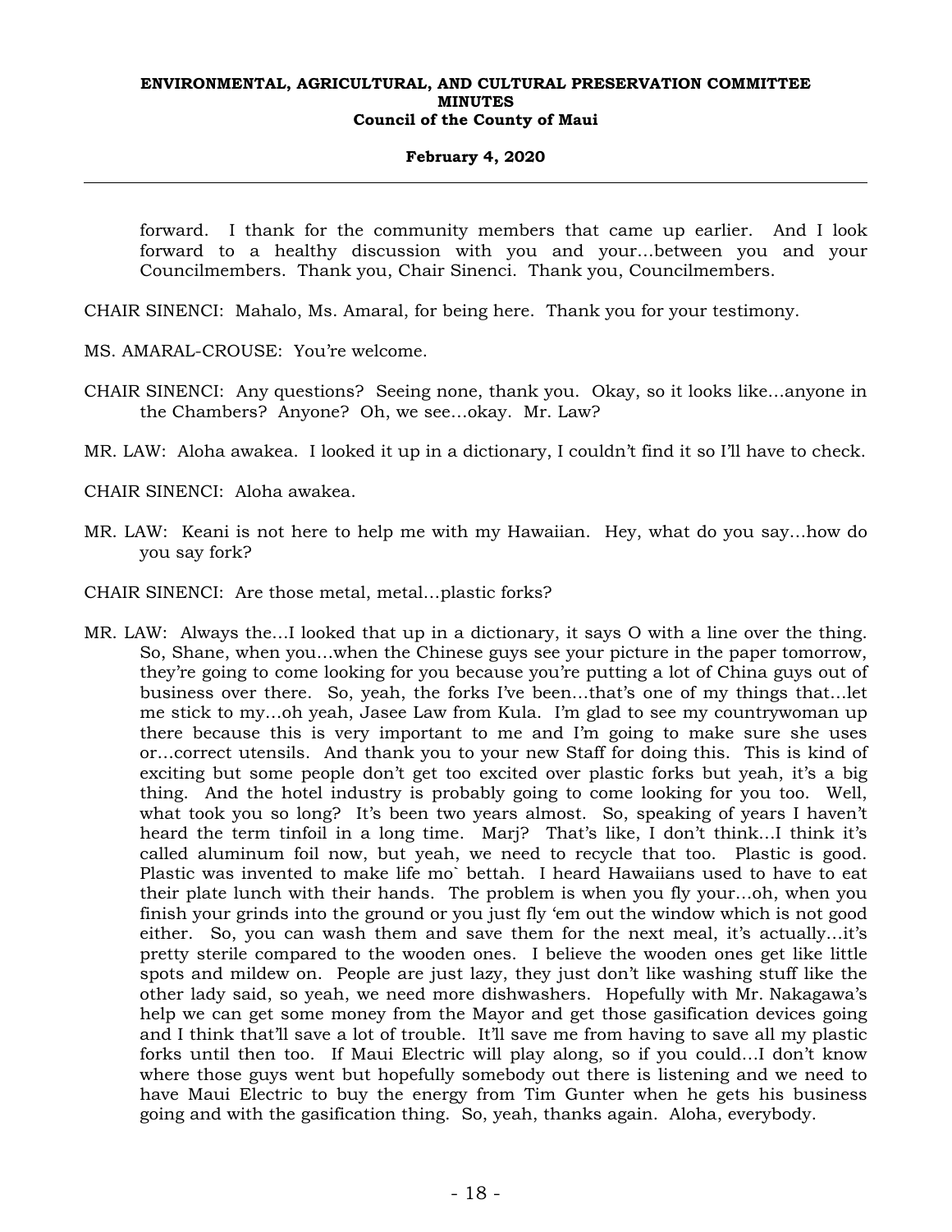forward. I thank for the community members that came up earlier. And I look forward to a healthy discussion with you and your…between you and your Councilmembers. Thank you, Chair Sinenci. Thank you, Councilmembers.

CHAIR SINENCI: Mahalo, Ms. Amaral, for being here. Thank you for your testimony.

MS. AMARAL-CROUSE: You're welcome.

CHAIR SINENCI: Any questions? Seeing none, thank you. Okay, so it looks like…anyone in the Chambers? Anyone? Oh, we see…okay. Mr. Law?

MR. LAW: Aloha awakea. I looked it up in a dictionary, I couldn't find it so I'll have to check.

CHAIR SINENCI: Aloha awakea.

MR. LAW: Keani is not here to help me with my Hawaiian. Hey, what do you say…how do you say fork?

CHAIR SINENCI: Are those metal, metal…plastic forks?

MR. LAW: Always the…I looked that up in a dictionary, it says O with a line over the thing. So, Shane, when you…when the Chinese guys see your picture in the paper tomorrow, they're going to come looking for you because you're putting a lot of China guys out of business over there. So, yeah, the forks I've been…that's one of my things that…let me stick to my…oh yeah, Jasee Law from Kula. I'm glad to see my countrywoman up there because this is very important to me and I'm going to make sure she uses or…correct utensils. And thank you to your new Staff for doing this. This is kind of exciting but some people don't get too excited over plastic forks but yeah, it's a big thing. And the hotel industry is probably going to come looking for you too. Well, what took you so long? It's been two years almost. So, speaking of years I haven't heard the term tinfoil in a long time. Marj? That's like, I don't think…I think it's called aluminum foil now, but yeah, we need to recycle that too. Plastic is good. Plastic was invented to make life mo` bettah. I heard Hawaiians used to have to eat their plate lunch with their hands. The problem is when you fly your…oh, when you finish your grinds into the ground or you just fly 'em out the window which is not good either. So, you can wash them and save them for the next meal, it's actually…it's pretty sterile compared to the wooden ones. I believe the wooden ones get like little spots and mildew on. People are just lazy, they just don't like washing stuff like the other lady said, so yeah, we need more dishwashers. Hopefully with Mr. Nakagawa's help we can get some money from the Mayor and get those gasification devices going and I think that'll save a lot of trouble. It'll save me from having to save all my plastic forks until then too. If Maui Electric will play along, so if you could…I don't know where those guys went but hopefully somebody out there is listening and we need to have Maui Electric to buy the energy from Tim Gunter when he gets his business going and with the gasification thing. So, yeah, thanks again. Aloha, everybody.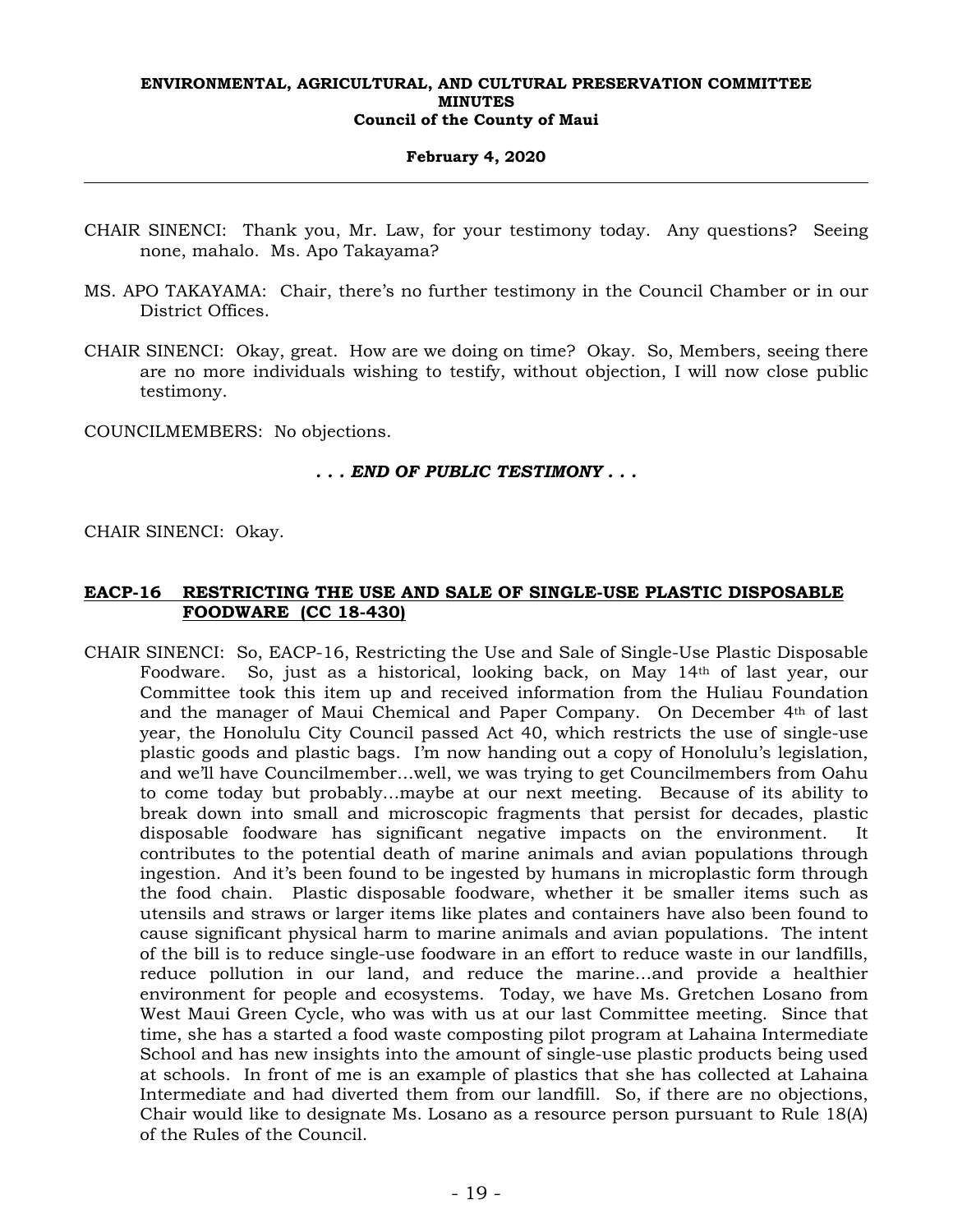CHAIR SINENCI: Thank you, Mr. Law, for your testimony today. Any questions? Seeing none, mahalo. Ms. Apo Takayama?

MS. APO TAKAYAMA: Chair, there's no further testimony in the Council Chamber or in our District Offices.

CHAIR SINENCI: Okay, great. How are we doing on time? Okay. So, Members, seeing there are no more individuals wishing to testify, without objection, I will now close public testimony.

COUNCILMEMBERS: No objections.

***. . . END OF PUBLIC TESTIMONY . . .***

CHAIR SINENCI: Okay.

**EACP-16 RESTRICTING THE USE AND SALE OF SINGLE-USE PLASTIC DISPOSABLE FOODWARE (CC 18-430)**

CHAIR SINENCI: So, EACP-16, Restricting the Use and Sale of Single-Use Plastic Disposable Foodware. So, just as a historical, looking back, on May 14th of last year, our Committee took this item up and received information from the Huliau Foundation and the manager of Maui Chemical and Paper Company. On December 4th of last year, the Honolulu City Council passed Act 40, which restricts the use of single-use plastic goods and plastic bags. I'm now handing out a copy of Honolulu's legislation, and we'll have Councilmember…well, we was trying to get Councilmembers from Oahu to come today but probably…maybe at our next meeting. Because of its ability to break down into small and microscopic fragments that persist for decades, plastic disposable foodware has significant negative impacts on the environment. It contributes to the potential death of marine animals and avian populations through ingestion. And it's been found to be ingested by humans in microplastic form through the food chain. Plastic disposable foodware, whether it be smaller items such as utensils and straws or larger items like plates and containers have also been found to cause significant physical harm to marine animals and avian populations. The intent of the bill is to reduce single-use foodware in an effort to reduce waste in our landfills, reduce pollution in our land, and reduce the marine…and provide a healthier environment for people and ecosystems. Today, we have Ms. Gretchen Losano from West Maui Green Cycle, who was with us at our last Committee meeting. Since that time, she has a started a food waste composting pilot program at Lahaina Intermediate School and has new insights into the amount of single-use plastic products being used at schools. In front of me is an example of plastics that she has collected at Lahaina Intermediate and had diverted them from our landfill. So, if there are no objections, Chair would like to designate Ms. Losano as a resource person pursuant to Rule 18(A) of the Rules of the Council.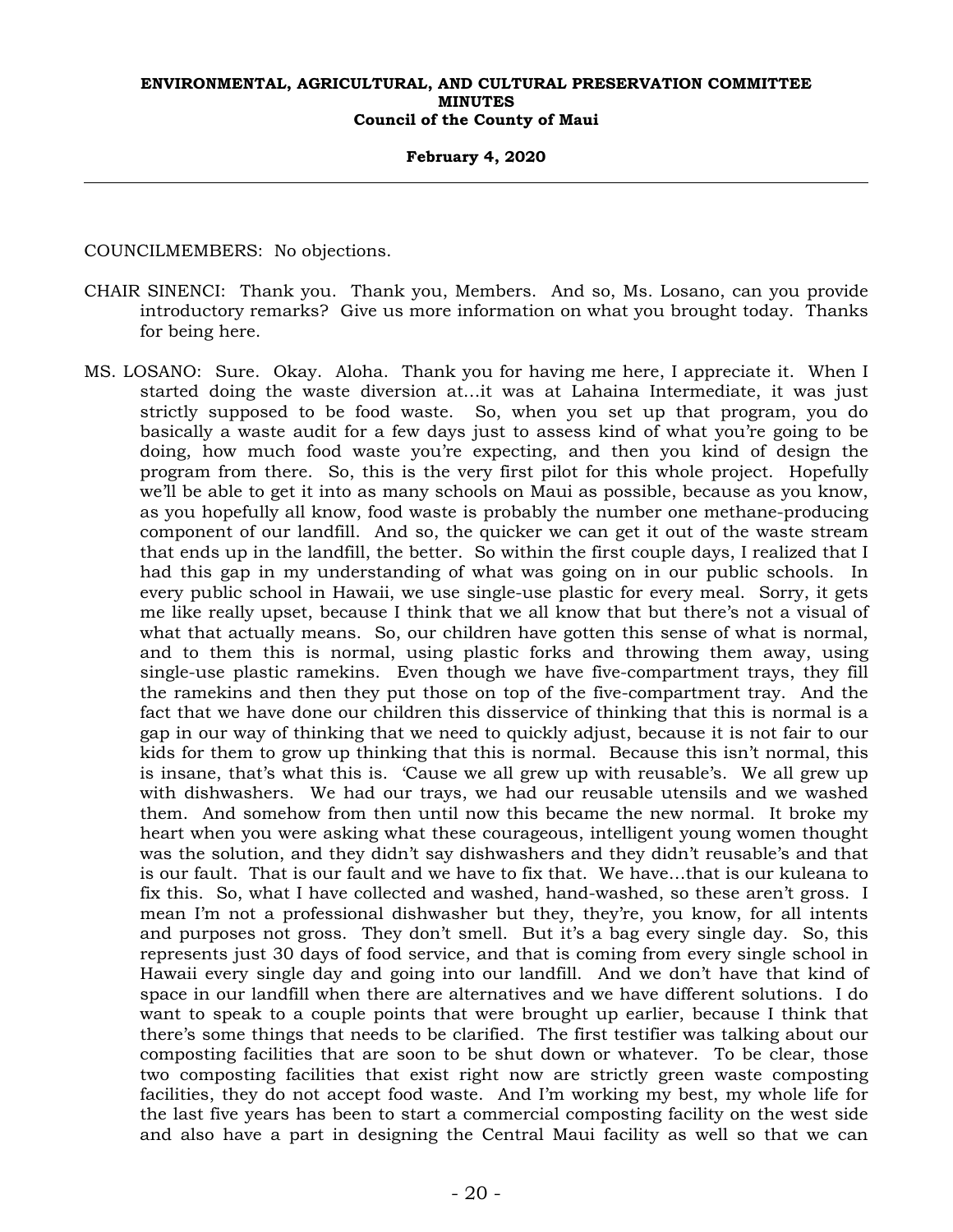COUNCILMEMBERS: No objections.

CHAIR SINENCI: Thank you. Thank you, Members. And so, Ms. Losano, can you provide introductory remarks? Give us more information on what you brought today. Thanks for being here.

MS. LOSANO: Sure. Okay. Aloha. Thank you for having me here, I appreciate it. When I started doing the waste diversion at...it was at Lahaina Intermediate, it was just strictly supposed to be food waste. So, when you set up that program, you do basically a waste audit for a few days just to assess kind of what you're going to be doing, how much food waste you're expecting, and then you kind of design the program from there. So, this is the very first pilot for this whole project. Hopefully we'll be able to get it into as many schools on Maui as possible, because as you know, as you hopefully all know, food waste is probably the number one methane-producing component of our landfill. And so, the quicker we can get it out of the waste stream that ends up in the landfill, the better. So within the first couple days, I realized that I had this gap in my understanding of what was going on in our public schools. In every public school in Hawaii, we use single-use plastic for every meal. Sorry, it gets me like really upset, because I think that we all know that but there's not a visual of what that actually means. So, our children have gotten this sense of what is normal, and to them this is normal, using plastic forks and throwing them away, using single-use plastic ramekins. Even though we have five-compartment trays, they fill the ramekins and then they put those on top of the five-compartment tray. And the fact that we have done our children this disservice of thinking that this is normal is a gap in our way of thinking that we need to quickly adjust, because it is not fair to our kids for them to grow up thinking that this is normal. Because this isn't normal, this is insane, that's what this is. 'Cause we all grew up with reusable's. We all grew up with dishwashers. We had our trays, we had our reusable utensils and we washed them. And somehow from then until now this became the new normal. It broke my heart when you were asking what these courageous, intelligent young women thought was the solution, and they didn't say dishwashers and they didn't reusable's and that is our fault. That is our fault and we have to fix that. We have...that is our kuleana to fix this. So, what I have collected and washed, hand-washed, so these aren't gross. I mean I'm not a professional dishwasher but they, they're, you know, for all intents and purposes not gross. They don't smell. But it's a bag every single day. So, this represents just 30 days of food service, and that is coming from every single school in Hawaii every single day and going into our landfill. And we don't have that kind of space in our landfill when there are alternatives and we have different solutions. I do want to speak to a couple points that were brought up earlier, because I think that there's some things that needs to be clarified. The first testifier was talking about our composting facilities that are soon to be shut down or whatever. To be clear, those two composting facilities that exist right now are strictly green waste composting facilities, they do not accept food waste. And I'm working my best, my whole life for the last five years has been to start a commercial composting facility on the west side and also have a part in designing the Central Maui facility as well so that we can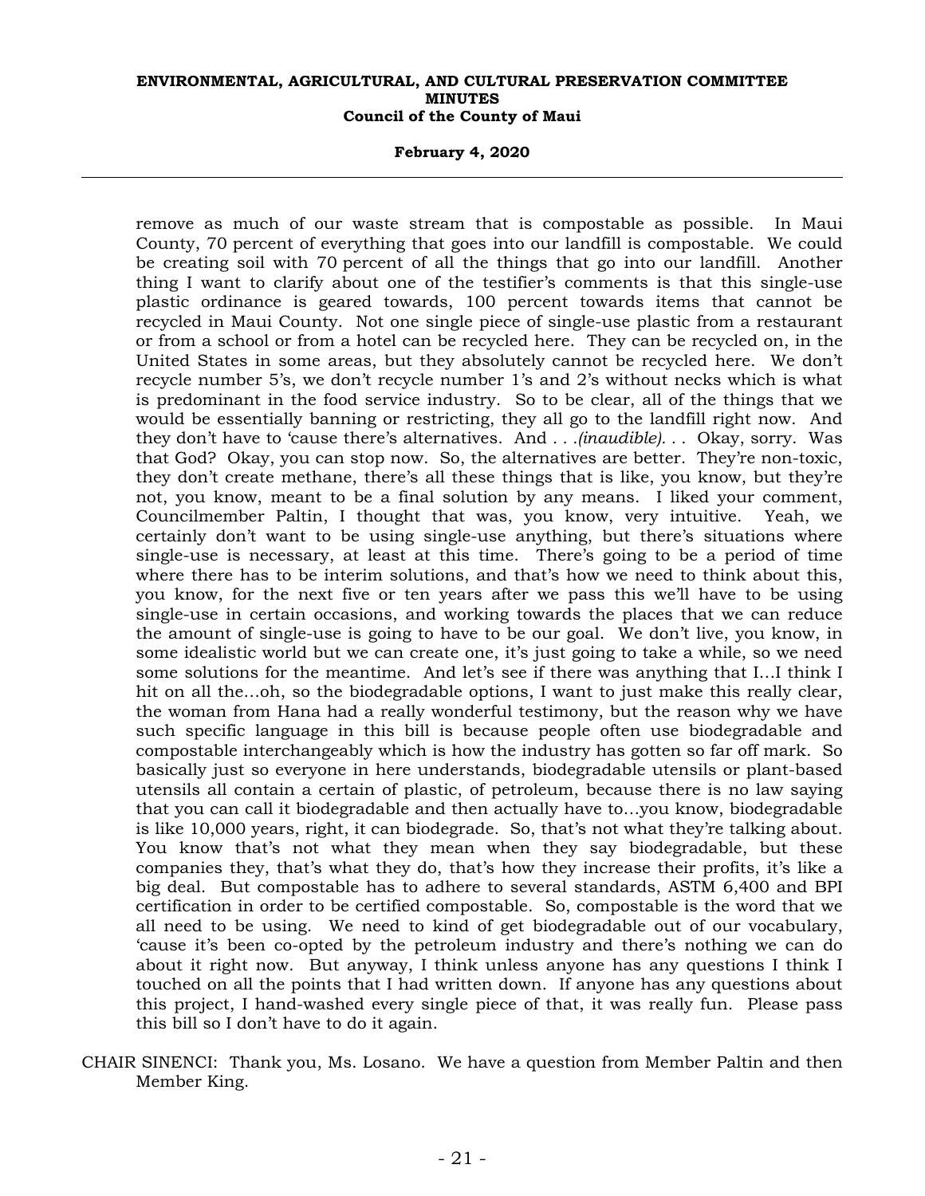remove as much of our waste stream that is compostable as possible. In Maui County, 70 percent of everything that goes into our landfill is compostable. We could be creating soil with 70 percent of all the things that go into our landfill. Another thing I want to clarify about one of the testifier's comments is that this single-use plastic ordinance is geared towards, 100 percent towards items that cannot be recycled in Maui County. Not one single piece of single-use plastic from a restaurant or from a school or from a hotel can be recycled here. They can be recycled on, in the United States in some areas, but they absolutely cannot be recycled here. We don't recycle number 5's, we don't recycle number 1's and 2's without necks which is what is predominant in the food service industry. So to be clear, all of the things that we would be essentially banning or restricting, they all go to the landfill right now. And they don't have to 'cause there's alternatives. And . . .*(inaudible)*. . . Okay, sorry. Was that God? Okay, you can stop now. So, the alternatives are better. They're non-toxic, they don't create methane, there's all these things that is like, you know, but they're not, you know, meant to be a final solution by any means. I liked your comment, Councilmember Paltin, I thought that was, you know, very intuitive. Yeah, we certainly don't want to be using single-use anything, but there's situations where single-use is necessary, at least at this time. There's going to be a period of time where there has to be interim solutions, and that's how we need to think about this, you know, for the next five or ten years after we pass this we'll have to be using single-use in certain occasions, and working towards the places that we can reduce the amount of single-use is going to have to be our goal. We don't live, you know, in some idealistic world but we can create one, it's just going to take a while, so we need some solutions for the meantime. And let's see if there was anything that I...I think I hit on all the...oh, so the biodegradable options, I want to just make this really clear, the woman from Hana had a really wonderful testimony, but the reason why we have such specific language in this bill is because people often use biodegradable and compostable interchangeably which is how the industry has gotten so far off mark. So basically just so everyone in here understands, biodegradable utensils or plant-based utensils all contain a certain of plastic, of petroleum, because there is no law saying that you can call it biodegradable and then actually have to...you know, biodegradable is like 10,000 years, right, it can biodegrade. So, that's not what they're talking about. You know that's not what they mean when they say biodegradable, but these companies they, that's what they do, that's how they increase their profits, it's like a big deal. But compostable has to adhere to several standards, ASTM 6,400 and BPI certification in order to be certified compostable. So, compostable is the word that we all need to be using. We need to kind of get biodegradable out of our vocabulary, 'cause it's been co-opted by the petroleum industry and there's nothing we can do about it right now. But anyway, I think unless anyone has any questions I think I touched on all the points that I had written down. If anyone has any questions about this project, I hand-washed every single piece of that, it was really fun. Please pass this bill so I don't have to do it again.

CHAIR SINENCI: Thank you, Ms. Losano. We have a question from Member Paltin and then Member King.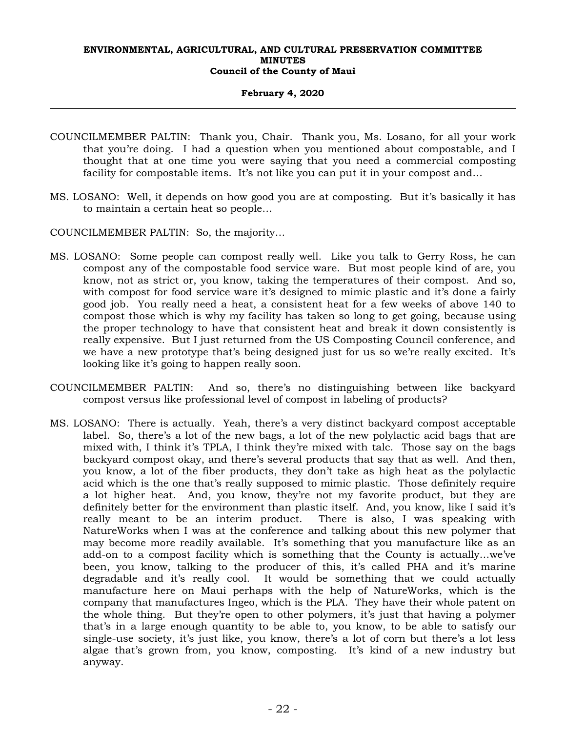COUNCILMEMBER PALTIN: Thank you, Chair. Thank you, Ms. Losano, for all your work that you're doing. I had a question when you mentioned about compostable, and I thought that at one time you were saying that you need a commercial composting facility for compostable items. It's not like you can put it in your compost and...

MS. LOSANO: Well, it depends on how good you are at composting. But it's basically it has to maintain a certain heat so people...

COUNCILMEMBER PALTIN: So, the majority...

MS. LOSANO: Some people can compost really well. Like you talk to Gerry Ross, he can compost any of the compostable food service ware. But most people kind of are, you know, not as strict or, you know, taking the temperatures of their compost. And so, with compost for food service ware it's designed to mimic plastic and it's done a fairly good job. You really need a heat, a consistent heat for a few weeks of above 140 to compost those which is why my facility has taken so long to get going, because using the proper technology to have that consistent heat and break it down consistently is really expensive. But I just returned from the US Composting Council conference, and we have a new prototype that's being designed just for us so we're really excited. It's looking like it's going to happen really soon.

COUNCILMEMBER PALTIN: And so, there's no distinguishing between like backyard compost versus like professional level of compost in labeling of products?

MS. LOSANO: There is actually. Yeah, there's a very distinct backyard compost acceptable label. So, there's a lot of the new bags, a lot of the new polylactic acid bags that are mixed with, I think it's TPLA, I think they're mixed with talc. Those say on the bags backyard compost okay, and there's several products that say that as well. And then, you know, a lot of the fiber products, they don't take as high heat as the polylactic acid which is the one that's really supposed to mimic plastic. Those definitely require a lot higher heat. And, you know, they're not my favorite product, but they are definitely better for the environment than plastic itself. And, you know, like I said it's really meant to be an interim product. There is also, I was speaking with NatureWorks when I was at the conference and talking about this new polymer that may become more readily available. It's something that you manufacture like as an add-on to a compost facility which is something that the County is actually...we've been, you know, talking to the producer of this, it's called PHA and it's marine degradable and it's really cool. It would be something that we could actually manufacture here on Maui perhaps with the help of NatureWorks, which is the company that manufactures Ingeo, which is the PLA. They have their whole patent on the whole thing. But they're open to other polymers, it's just that having a polymer that's in a large enough quantity to be able to, you know, to be able to satisfy our single-use society, it's just like, you know, there's a lot of corn but there's a lot less algae that's grown from, you know, composting. It's kind of a new industry but anyway.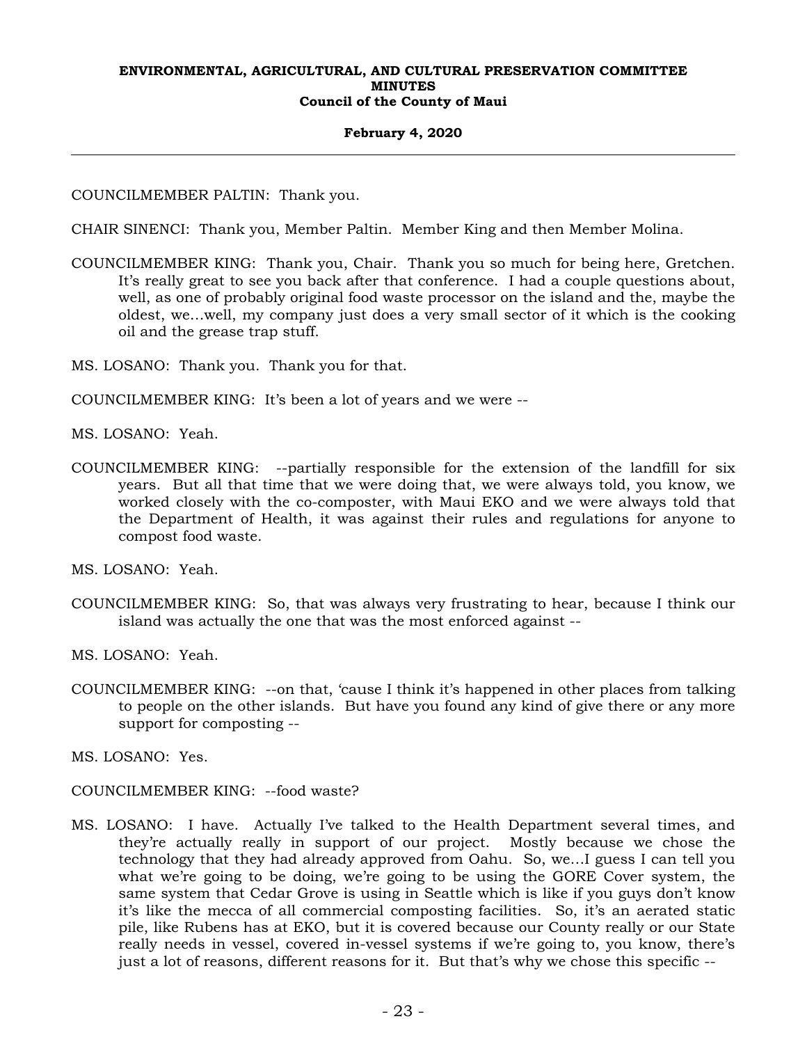COUNCILMEMBER PALTIN: Thank you.

CHAIR SINENCI: Thank you, Member Paltin. Member King and then Member Molina.

COUNCILMEMBER KING: Thank you, Chair. Thank you so much for being here, Gretchen. It's really great to see you back after that conference. I had a couple questions about, well, as one of probably original food waste processor on the island and the, maybe the oldest, we...well, my company just does a very small sector of it which is the cooking oil and the grease trap stuff.

MS. LOSANO: Thank you. Thank you for that.

COUNCILMEMBER KING: It's been a lot of years and we were --

MS. LOSANO: Yeah.

COUNCILMEMBER KING: --partially responsible for the extension of the landfill for six years. But all that time that we were doing that, we were always told, you know, we worked closely with the co-composter, with Maui EKO and we were always told that the Department of Health, it was against their rules and regulations for anyone to compost food waste.

MS. LOSANO: Yeah.

COUNCILMEMBER KING: So, that was always very frustrating to hear, because I think our island was actually the one that was the most enforced against --

MS. LOSANO: Yeah.

COUNCILMEMBER KING: --on that, 'cause I think it's happened in other places from talking to people on the other islands. But have you found any kind of give there or any more support for composting --

MS. LOSANO: Yes.

COUNCILMEMBER KING: --food waste?

MS. LOSANO: I have. Actually I've talked to the Health Department several times, and they're actually really in support of our project. Mostly because we chose the technology that they had already approved from Oahu. So, we...I guess I can tell you what we're going to be doing, we're going to be using the GORE Cover system, the same system that Cedar Grove is using in Seattle which is like if you guys don't know it's like the mecca of all commercial composting facilities. So, it's an aerated static pile, like Rubens has at EKO, but it is covered because our County really or our State really needs in vessel, covered in-vessel systems if we're going to, you know, there's just a lot of reasons, different reasons for it. But that's why we chose this specific --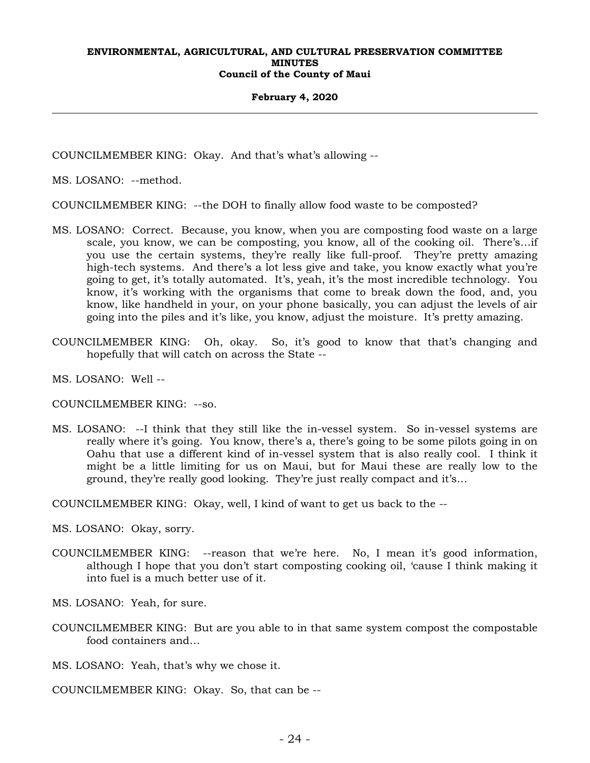COUNCILMEMBER KING: Okay. And that's what's allowing --

MS. LOSANO: --method.

COUNCILMEMBER KING: --the DOH to finally allow food waste to be composted?

MS. LOSANO: Correct. Because, you know, when you are composting food waste on a large scale, you know, we can be composting, you know, all of the cooking oil. There's…if you use the certain systems, they're really like full-proof. They're pretty amazing high-tech systems. And there's a lot less give and take, you know exactly what you're going to get, it's totally automated. It's, yeah, it's the most incredible technology. You know, it's working with the organisms that come to break down the food, and, you know, like handheld in your, on your phone basically, you can adjust the levels of air going into the piles and it's like, you know, adjust the moisture. It's pretty amazing.

COUNCILMEMBER KING: Oh, okay. So, it's good to know that that's changing and hopefully that will catch on across the State --

MS. LOSANO: Well --

COUNCILMEMBER KING: --so.

MS. LOSANO: --I think that they still like the in-vessel system. So in-vessel systems are really where it's going. You know, there's a, there's going to be some pilots going in on Oahu that use a different kind of in-vessel system that is also really cool. I think it might be a little limiting for us on Maui, but for Maui these are really low to the ground, they're really good looking. They're just really compact and it's…

COUNCILMEMBER KING: Okay, well, I kind of want to get us back to the --

MS. LOSANO: Okay, sorry.

COUNCILMEMBER KING: --reason that we're here. No, I mean it's good information, although I hope that you don't start composting cooking oil, 'cause I think making it into fuel is a much better use of it.

MS. LOSANO: Yeah, for sure.

COUNCILMEMBER KING: But are you able to in that same system compost the compostable food containers and…

MS. LOSANO: Yeah, that's why we chose it.

COUNCILMEMBER KING: Okay. So, that can be --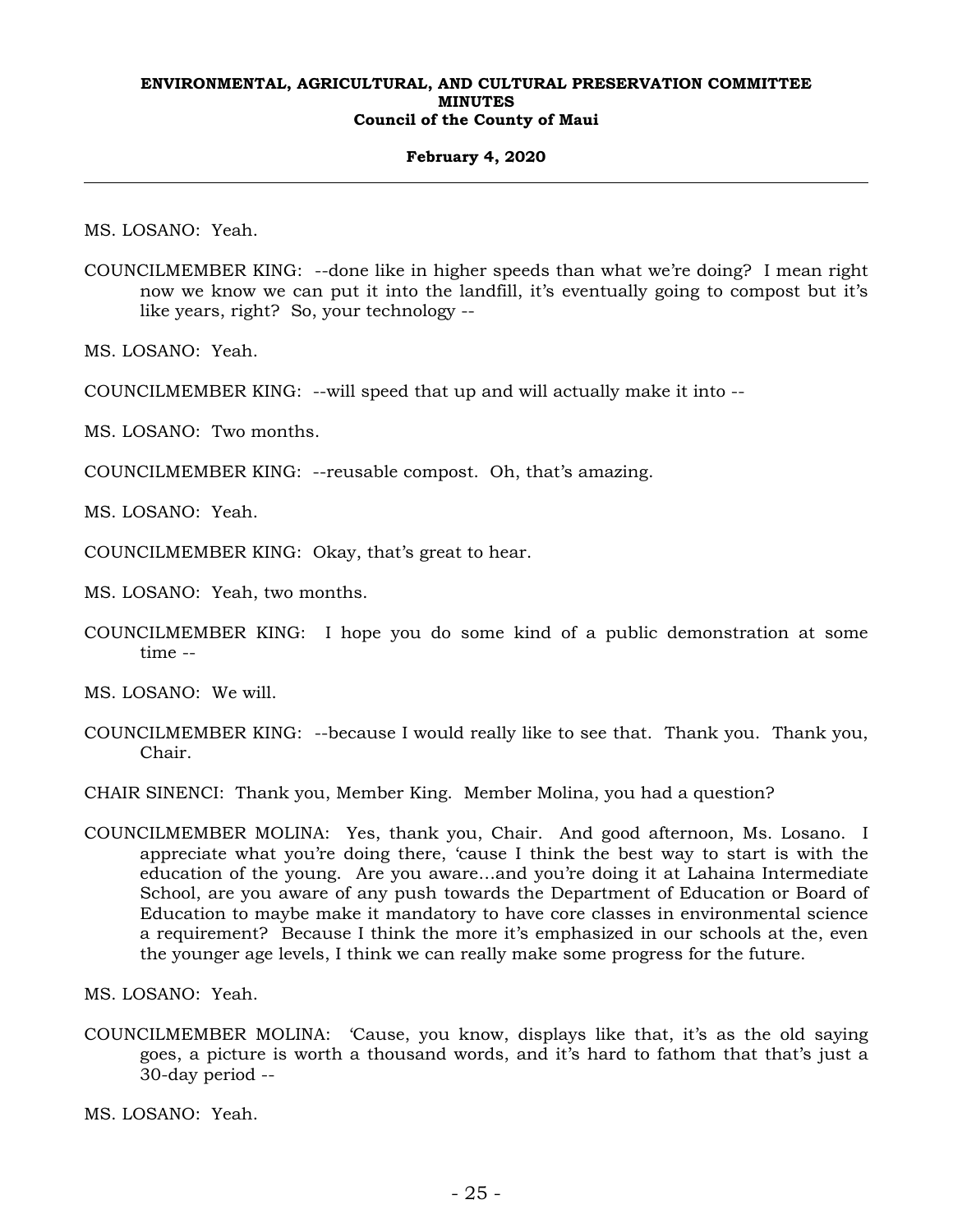MS. LOSANO: Yeah.

COUNCILMEMBER KING: --done like in higher speeds than what we're doing? I mean right now we know we can put it into the landfill, it's eventually going to compost but it's like years, right? So, your technology --

MS. LOSANO: Yeah.

COUNCILMEMBER KING: --will speed that up and will actually make it into --

MS. LOSANO: Two months.

COUNCILMEMBER KING: --reusable compost. Oh, that's amazing.

MS. LOSANO: Yeah.

COUNCILMEMBER KING: Okay, that's great to hear.

MS. LOSANO: Yeah, two months.

COUNCILMEMBER KING: I hope you do some kind of a public demonstration at some time --

MS. LOSANO: We will.

COUNCILMEMBER KING: --because I would really like to see that. Thank you. Thank you, Chair.

CHAIR SINENCI: Thank you, Member King. Member Molina, you had a question?

COUNCILMEMBER MOLINA: Yes, thank you, Chair. And good afternoon, Ms. Losano. I appreciate what you're doing there, 'cause I think the best way to start is with the education of the young. Are you aware…and you're doing it at Lahaina Intermediate School, are you aware of any push towards the Department of Education or Board of Education to maybe make it mandatory to have core classes in environmental science a requirement? Because I think the more it's emphasized in our schools at the, even the younger age levels, I think we can really make some progress for the future.

MS. LOSANO: Yeah.

COUNCILMEMBER MOLINA: 'Cause, you know, displays like that, it's as the old saying goes, a picture is worth a thousand words, and it's hard to fathom that that's just a 30-day period --

MS. LOSANO: Yeah.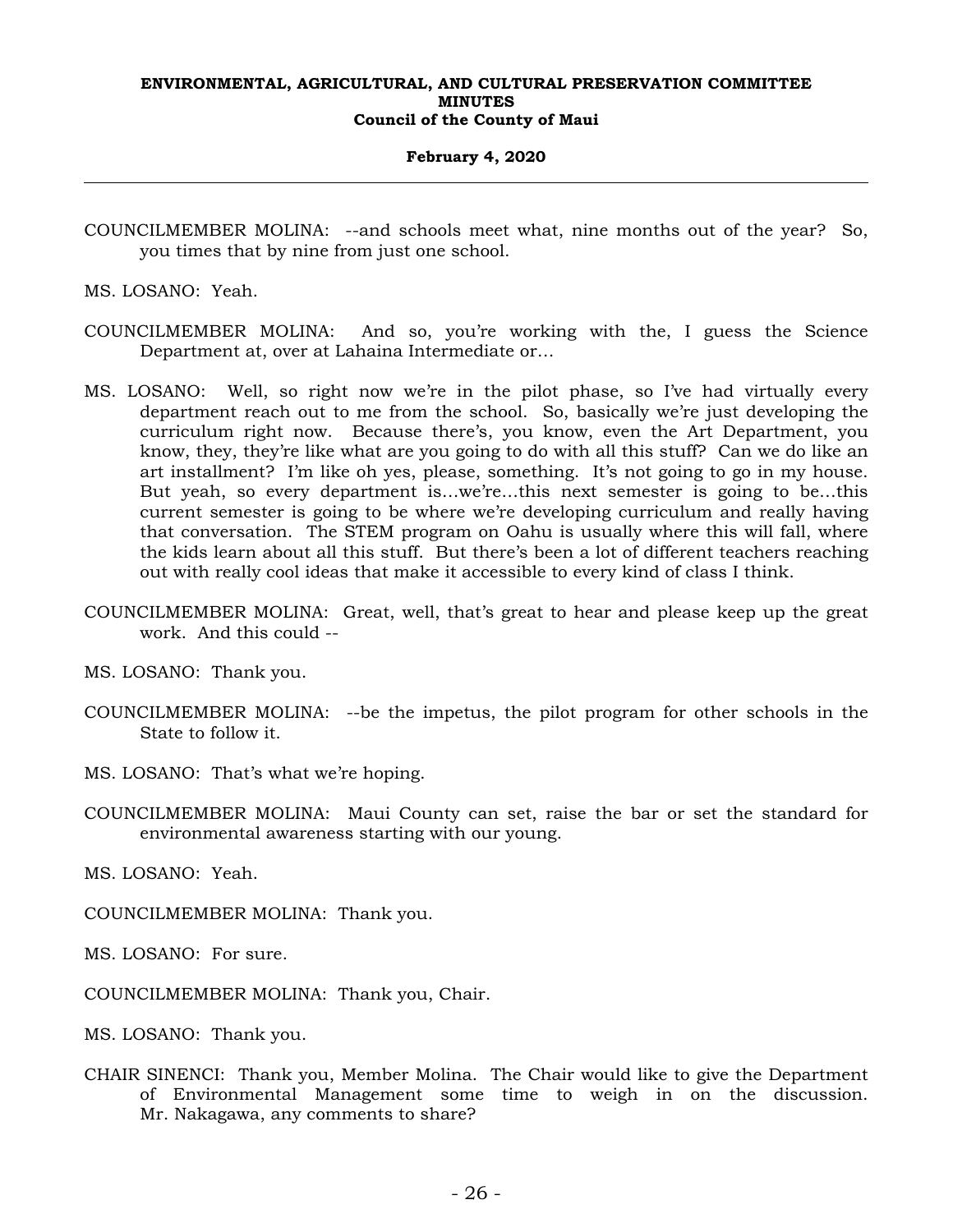COUNCILMEMBER MOLINA: --and schools meet what, nine months out of the year? So, you times that by nine from just one school.

MS. LOSANO: Yeah.

COUNCILMEMBER MOLINA: And so, you're working with the, I guess the Science Department at, over at Lahaina Intermediate or…

MS. LOSANO: Well, so right now we're in the pilot phase, so I've had virtually every department reach out to me from the school. So, basically we're just developing the curriculum right now. Because there's, you know, even the Art Department, you know, they, they're like what are you going to do with all this stuff? Can we do like an art installment? I'm like oh yes, please, something. It's not going to go in my house. But yeah, so every department is…we're…this next semester is going to be…this current semester is going to be where we're developing curriculum and really having that conversation. The STEM program on Oahu is usually where this will fall, where the kids learn about all this stuff. But there's been a lot of different teachers reaching out with really cool ideas that make it accessible to every kind of class I think.

COUNCILMEMBER MOLINA: Great, well, that's great to hear and please keep up the great work. And this could --

MS. LOSANO: Thank you.

COUNCILMEMBER MOLINA: --be the impetus, the pilot program for other schools in the State to follow it.

MS. LOSANO: That's what we're hoping.

COUNCILMEMBER MOLINA: Maui County can set, raise the bar or set the standard for environmental awareness starting with our young.

MS. LOSANO: Yeah.

COUNCILMEMBER MOLINA: Thank you.

MS. LOSANO: For sure.

COUNCILMEMBER MOLINA: Thank you, Chair.

MS. LOSANO: Thank you.

CHAIR SINENCI: Thank you, Member Molina. The Chair would like to give the Department of Environmental Management some time to weigh in on the discussion. Mr. Nakagawa, any comments to share?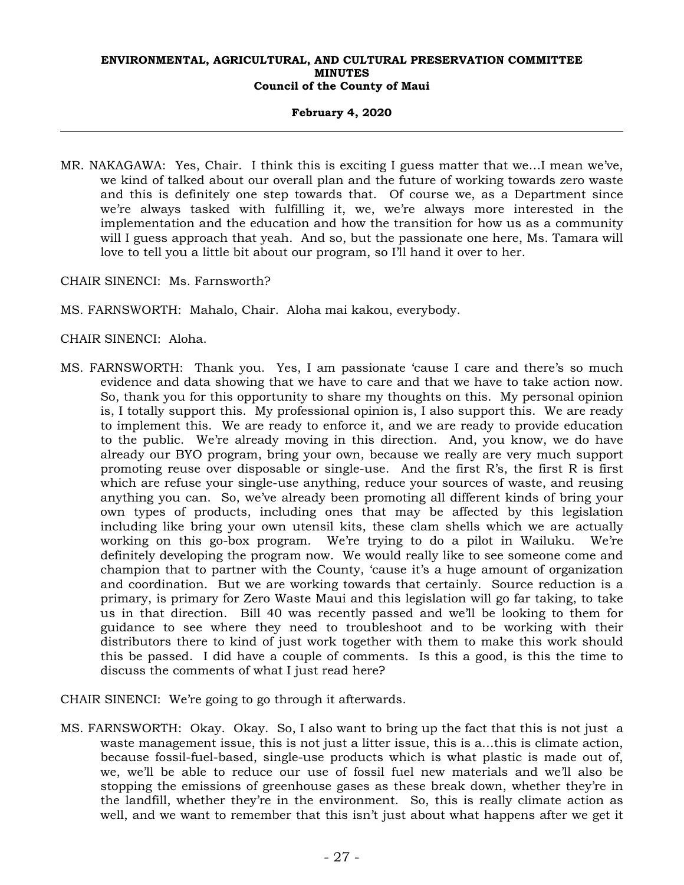MR. NAKAGAWA: Yes, Chair. I think this is exciting I guess matter that we...I mean we've, we kind of talked about our overall plan and the future of working towards zero waste and this is definitely one step towards that. Of course we, as a Department since we're always tasked with fulfilling it, we, we're always more interested in the implementation and the education and how the transition for how us as a community will I guess approach that yeah. And so, but the passionate one here, Ms. Tamara will love to tell you a little bit about our program, so I'll hand it over to her.

CHAIR SINENCI: Ms. Farnsworth?

MS. FARNSWORTH: Mahalo, Chair. Aloha mai kakou, everybody.

CHAIR SINENCI: Aloha.

MS. FARNSWORTH: Thank you. Yes, I am passionate 'cause I care and there's so much evidence and data showing that we have to care and that we have to take action now. So, thank you for this opportunity to share my thoughts on this. My personal opinion is, I totally support this. My professional opinion is, I also support this. We are ready to implement this. We are ready to enforce it, and we are ready to provide education to the public. We're already moving in this direction. And, you know, we do have already our BYO program, bring your own, because we really are very much support promoting reuse over disposable or single-use. And the first R's, the first R is first which are refuse your single-use anything, reduce your sources of waste, and reusing anything you can. So, we've already been promoting all different kinds of bring your own types of products, including ones that may be affected by this legislation including like bring your own utensil kits, these clam shells which we are actually working on this go-box program. We're trying to do a pilot in Wailuku. We're definitely developing the program now. We would really like to see someone come and champion that to partner with the County, 'cause it's a huge amount of organization and coordination. But we are working towards that certainly. Source reduction is a primary, is primary for Zero Waste Maui and this legislation will go far taking, to take us in that direction. Bill 40 was recently passed and we'll be looking to them for guidance to see where they need to troubleshoot and to be working with their distributors there to kind of just work together with them to make this work should this be passed. I did have a couple of comments. Is this a good, is this the time to discuss the comments of what I just read here?

CHAIR SINENCI: We're going to go through it afterwards.

MS. FARNSWORTH: Okay. Okay. So, I also want to bring up the fact that this is not just a waste management issue, this is not just a litter issue, this is a...this is climate action, because fossil-fuel-based, single-use products which is what plastic is made out of, we, we'll be able to reduce our use of fossil fuel new materials and we'll also be stopping the emissions of greenhouse gases as these break down, whether they're in the landfill, whether they're in the environment. So, this is really climate action as well, and we want to remember that this isn't just about what happens after we get it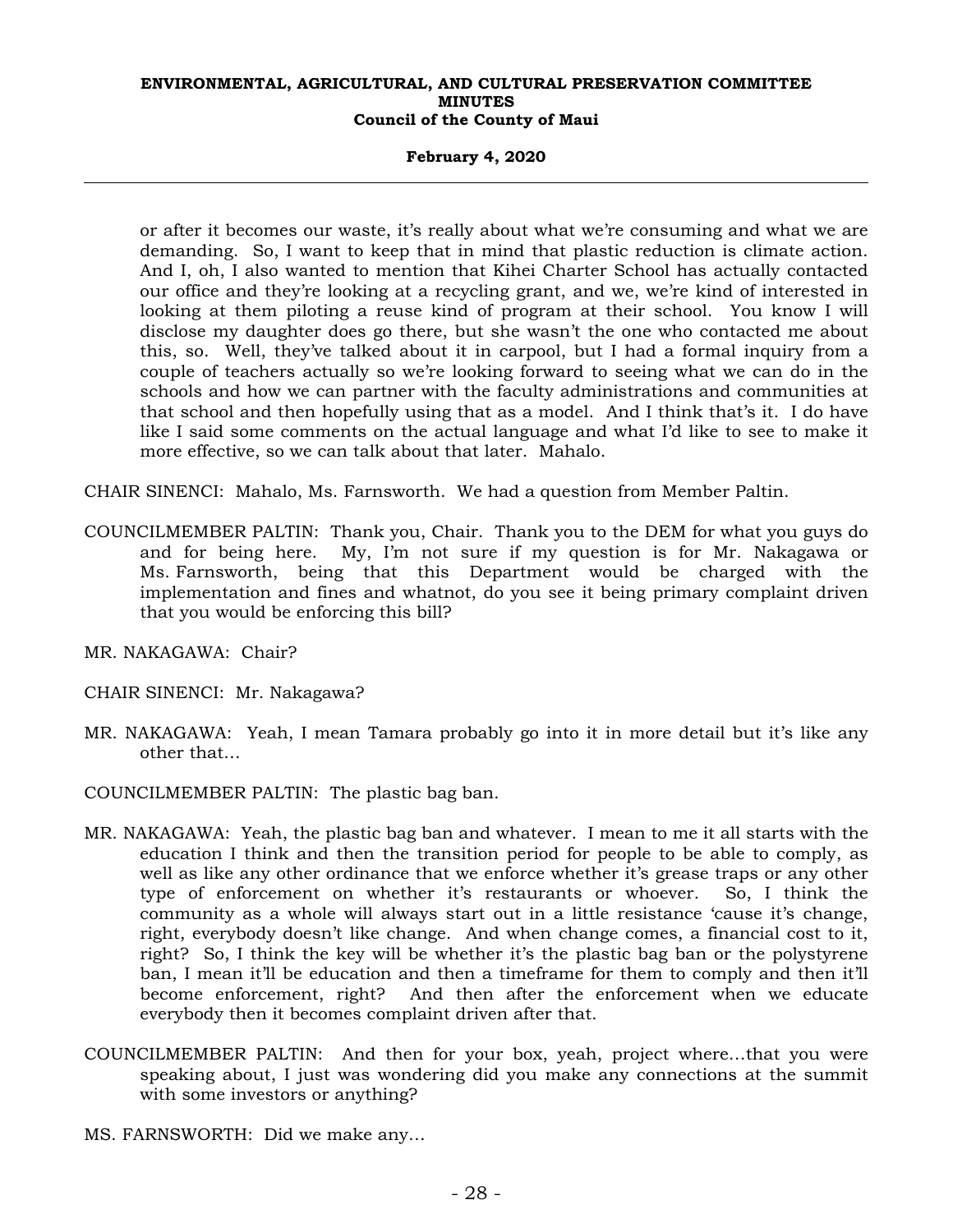or after it becomes our waste, it's really about what we're consuming and what we are demanding. So, I want to keep that in mind that plastic reduction is climate action. And I, oh, I also wanted to mention that Kihei Charter School has actually contacted our office and they're looking at a recycling grant, and we, we're kind of interested in looking at them piloting a reuse kind of program at their school. You know I will disclose my daughter does go there, but she wasn't the one who contacted me about this, so. Well, they've talked about it in carpool, but I had a formal inquiry from a couple of teachers actually so we're looking forward to seeing what we can do in the schools and how we can partner with the faculty administrations and communities at that school and then hopefully using that as a model. And I think that's it. I do have like I said some comments on the actual language and what I'd like to see to make it more effective, so we can talk about that later. Mahalo.

CHAIR SINENCI: Mahalo, Ms. Farnsworth. We had a question from Member Paltin.

COUNCILMEMBER PALTIN: Thank you, Chair. Thank you to the DEM for what you guys do and for being here. My, I'm not sure if my question is for Mr. Nakagawa or Ms. Farnsworth, being that this Department would be charged with the implementation and fines and whatnot, do you see it being primary complaint driven that you would be enforcing this bill?

MR. NAKAGAWA: Chair?

CHAIR SINENCI: Mr. Nakagawa?

MR. NAKAGAWA: Yeah, I mean Tamara probably go into it in more detail but it's like any other that...

COUNCILMEMBER PALTIN: The plastic bag ban.

MR. NAKAGAWA: Yeah, the plastic bag ban and whatever. I mean to me it all starts with the education I think and then the transition period for people to be able to comply, as well as like any other ordinance that we enforce whether it's grease traps or any other type of enforcement on whether it's restaurants or whoever. So, I think the community as a whole will always start out in a little resistance 'cause it's change, right, everybody doesn't like change. And when change comes, a financial cost to it, right? So, I think the key will be whether it's the plastic bag ban or the polystyrene ban, I mean it'll be education and then a timeframe for them to comply and then it'll become enforcement, right? And then after the enforcement when we educate everybody then it becomes complaint driven after that.

COUNCILMEMBER PALTIN: And then for your box, yeah, project where...that you were speaking about, I just was wondering did you make any connections at the summit with some investors or anything?

MS. FARNSWORTH: Did we make any...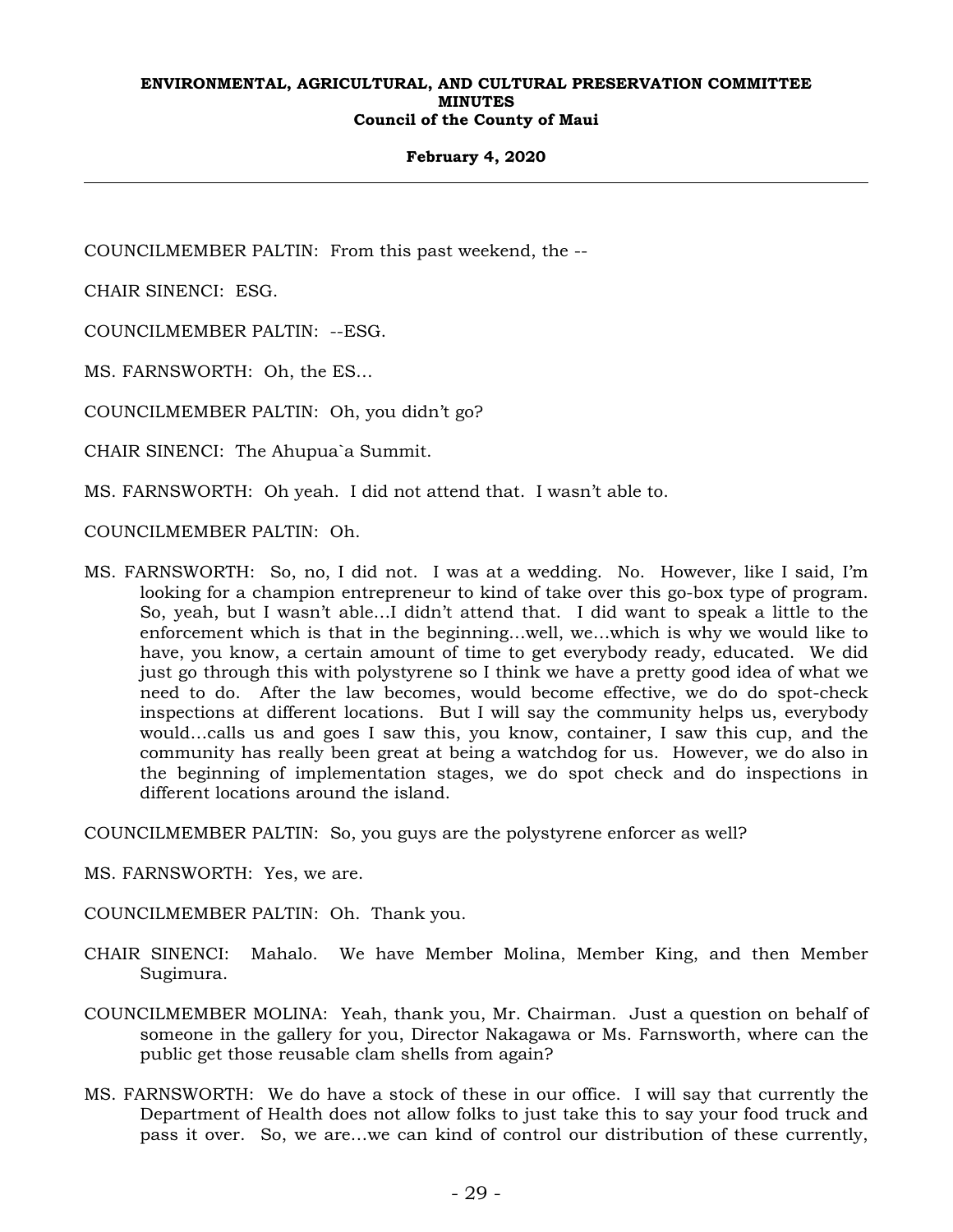COUNCILMEMBER PALTIN: From this past weekend, the --

CHAIR SINENCI: ESG.

COUNCILMEMBER PALTIN: --ESG.

MS. FARNSWORTH: Oh, the ES...

COUNCILMEMBER PALTIN: Oh, you didn't go?

CHAIR SINENCI: The Ahupua`a Summit.

MS. FARNSWORTH: Oh yeah. I did not attend that. I wasn't able to.

COUNCILMEMBER PALTIN: Oh.

MS. FARNSWORTH: So, no, I did not. I was at a wedding. No. However, like I said, I'm looking for a champion entrepreneur to kind of take over this go-box type of program. So, yeah, but I wasn't able...I didn't attend that. I did want to speak a little to the enforcement which is that in the beginning...well, we...which is why we would like to have, you know, a certain amount of time to get everybody ready, educated. We did just go through this with polystyrene so I think we have a pretty good idea of what we need to do. After the law becomes, would become effective, we do do spot-check inspections at different locations. But I will say the community helps us, everybody would...calls us and goes I saw this, you know, container, I saw this cup, and the community has really been great at being a watchdog for us. However, we do also in the beginning of implementation stages, we do spot check and do inspections in different locations around the island.

COUNCILMEMBER PALTIN: So, you guys are the polystyrene enforcer as well?

MS. FARNSWORTH: Yes, we are.

COUNCILMEMBER PALTIN: Oh. Thank you.

CHAIR SINENCI: Mahalo. We have Member Molina, Member King, and then Member Sugimura.

COUNCILMEMBER MOLINA: Yeah, thank you, Mr. Chairman. Just a question on behalf of someone in the gallery for you, Director Nakagawa or Ms. Farnsworth, where can the public get those reusable clam shells from again?

MS. FARNSWORTH: We do have a stock of these in our office. I will say that currently the Department of Health does not allow folks to just take this to say your food truck and pass it over. So, we are...we can kind of control our distribution of these currently,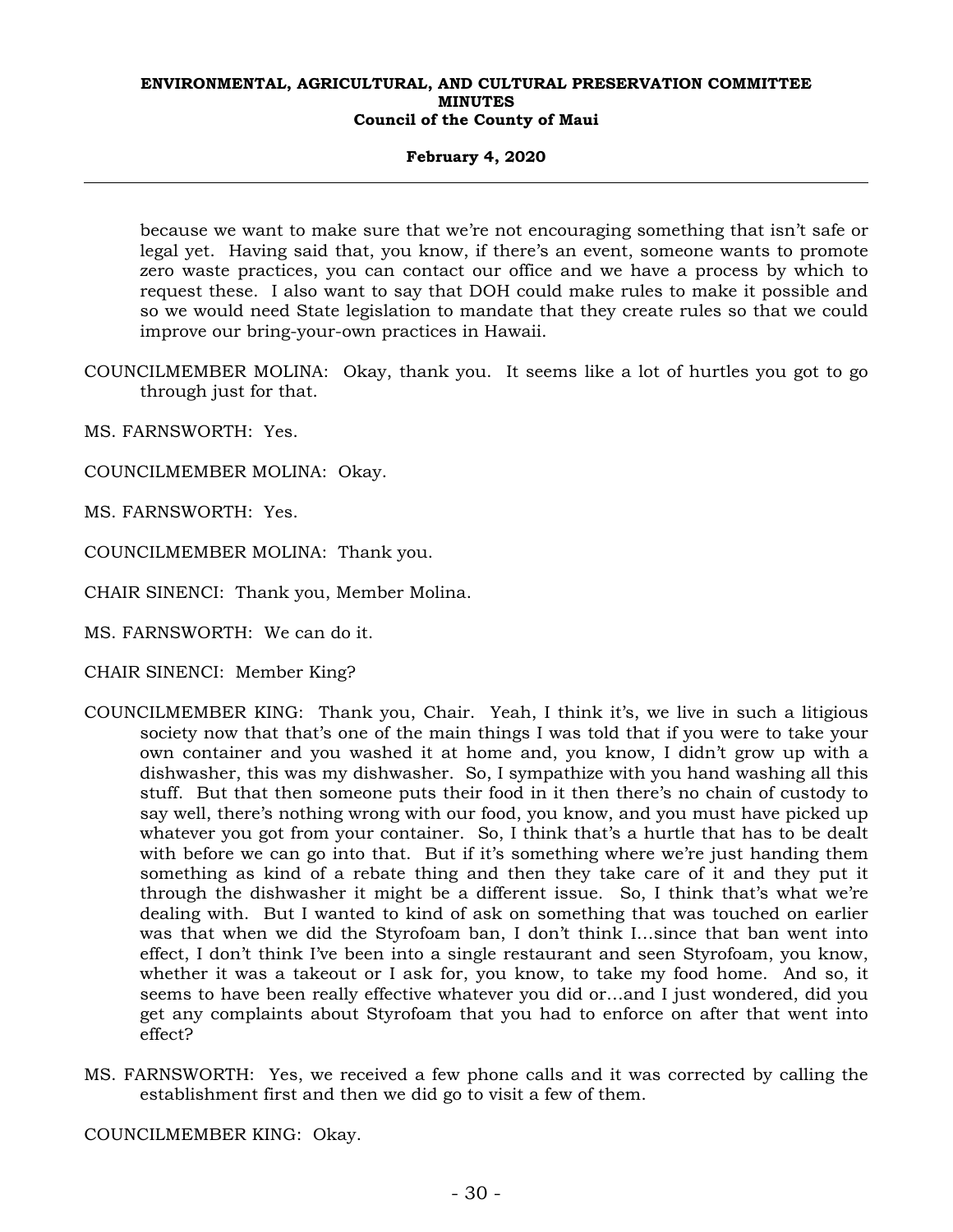because we want to make sure that we're not encouraging something that isn't safe or legal yet. Having said that, you know, if there's an event, someone wants to promote zero waste practices, you can contact our office and we have a process by which to request these. I also want to say that DOH could make rules to make it possible and so we would need State legislation to mandate that they create rules so that we could improve our bring-your-own practices in Hawaii.

COUNCILMEMBER MOLINA: Okay, thank you. It seems like a lot of hurtles you got to go through just for that.

MS. FARNSWORTH: Yes.

COUNCILMEMBER MOLINA: Okay.

MS. FARNSWORTH: Yes.

COUNCILMEMBER MOLINA: Thank you.

CHAIR SINENCI: Thank you, Member Molina.

MS. FARNSWORTH: We can do it.

CHAIR SINENCI: Member King?

COUNCILMEMBER KING: Thank you, Chair. Yeah, I think it's, we live in such a litigious society now that that's one of the main things I was told that if you were to take your own container and you washed it at home and, you know, I didn't grow up with a dishwasher, this was my dishwasher. So, I sympathize with you hand washing all this stuff. But that then someone puts their food in it then there's no chain of custody to say well, there's nothing wrong with our food, you know, and you must have picked up whatever you got from your container. So, I think that's a hurtle that has to be dealt with before we can go into that. But if it's something where we're just handing them something as kind of a rebate thing and then they take care of it and they put it through the dishwasher it might be a different issue. So, I think that's what we're dealing with. But I wanted to kind of ask on something that was touched on earlier was that when we did the Styrofoam ban, I don't think I...since that ban went into effect, I don't think I've been into a single restaurant and seen Styrofoam, you know, whether it was a takeout or I ask for, you know, to take my food home. And so, it seems to have been really effective whatever you did or...and I just wondered, did you get any complaints about Styrofoam that you had to enforce on after that went into effect?

MS. FARNSWORTH: Yes, we received a few phone calls and it was corrected by calling the establishment first and then we did go to visit a few of them.

COUNCILMEMBER KING: Okay.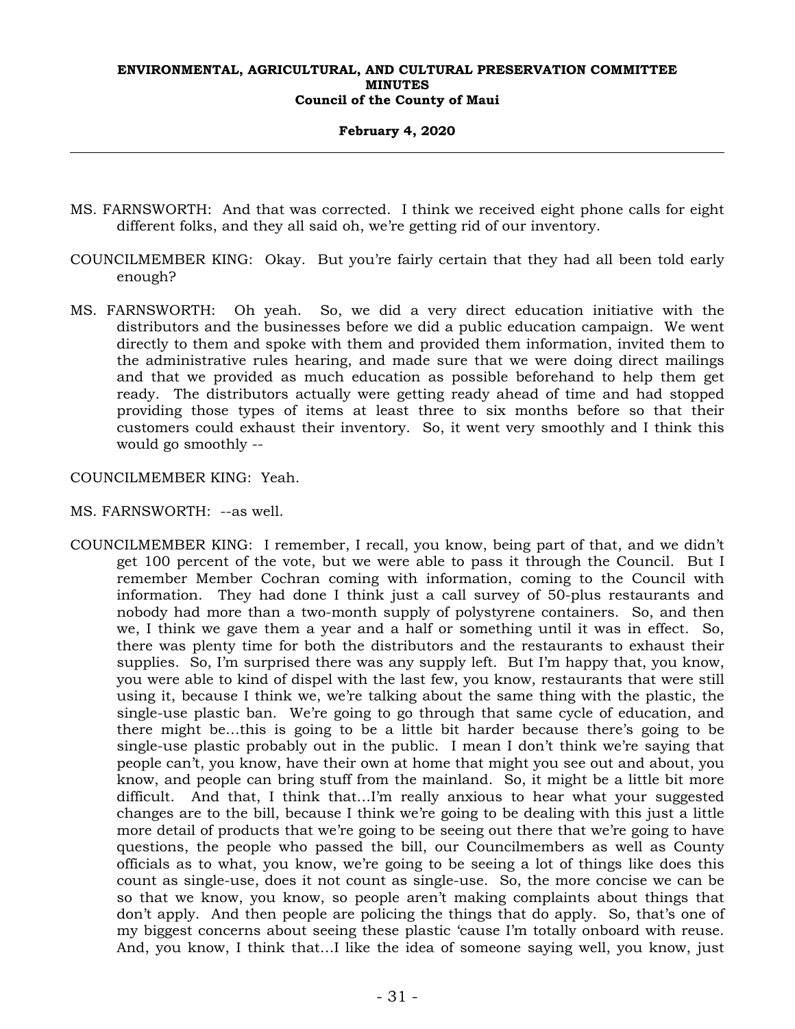MS. FARNSWORTH: And that was corrected. I think we received eight phone calls for eight different folks, and they all said oh, we're getting rid of our inventory.

COUNCILMEMBER KING: Okay. But you're fairly certain that they had all been told early enough?

MS. FARNSWORTH: Oh yeah. So, we did a very direct education initiative with the distributors and the businesses before we did a public education campaign. We went directly to them and spoke with them and provided them information, invited them to the administrative rules hearing, and made sure that we were doing direct mailings and that we provided as much education as possible beforehand to help them get ready. The distributors actually were getting ready ahead of time and had stopped providing those types of items at least three to six months before so that their customers could exhaust their inventory. So, it went very smoothly and I think this would go smoothly --

COUNCILMEMBER KING: Yeah.

MS. FARNSWORTH: --as well.

COUNCILMEMBER KING: I remember, I recall, you know, being part of that, and we didn't get 100 percent of the vote, but we were able to pass it through the Council. But I remember Member Cochran coming with information, coming to the Council with information. They had done I think just a call survey of 50-plus restaurants and nobody had more than a two-month supply of polystyrene containers. So, and then we, I think we gave them a year and a half or something until it was in effect. So, there was plenty time for both the distributors and the restaurants to exhaust their supplies. So, I'm surprised there was any supply left. But I'm happy that, you know, you were able to kind of dispel with the last few, you know, restaurants that were still using it, because I think we, we're talking about the same thing with the plastic, the single-use plastic ban. We're going to go through that same cycle of education, and there might be...this is going to be a little bit harder because there's going to be single-use plastic probably out in the public. I mean I don't think we're saying that people can't, you know, have their own at home that might you see out and about, you know, and people can bring stuff from the mainland. So, it might be a little bit more difficult. And that, I think that...I'm really anxious to hear what your suggested changes are to the bill, because I think we're going to be dealing with this just a little more detail of products that we're going to be seeing out there that we're going to have questions, the people who passed the bill, our Councilmembers as well as County officials as to what, you know, we're going to be seeing a lot of things like does this count as single-use, does it not count as single-use. So, the more concise we can be so that we know, you know, so people aren't making complaints about things that don't apply. And then people are policing the things that do apply. So, that's one of my biggest concerns about seeing these plastic 'cause I'm totally onboard with reuse. And, you know, I think that...I like the idea of someone saying well, you know, just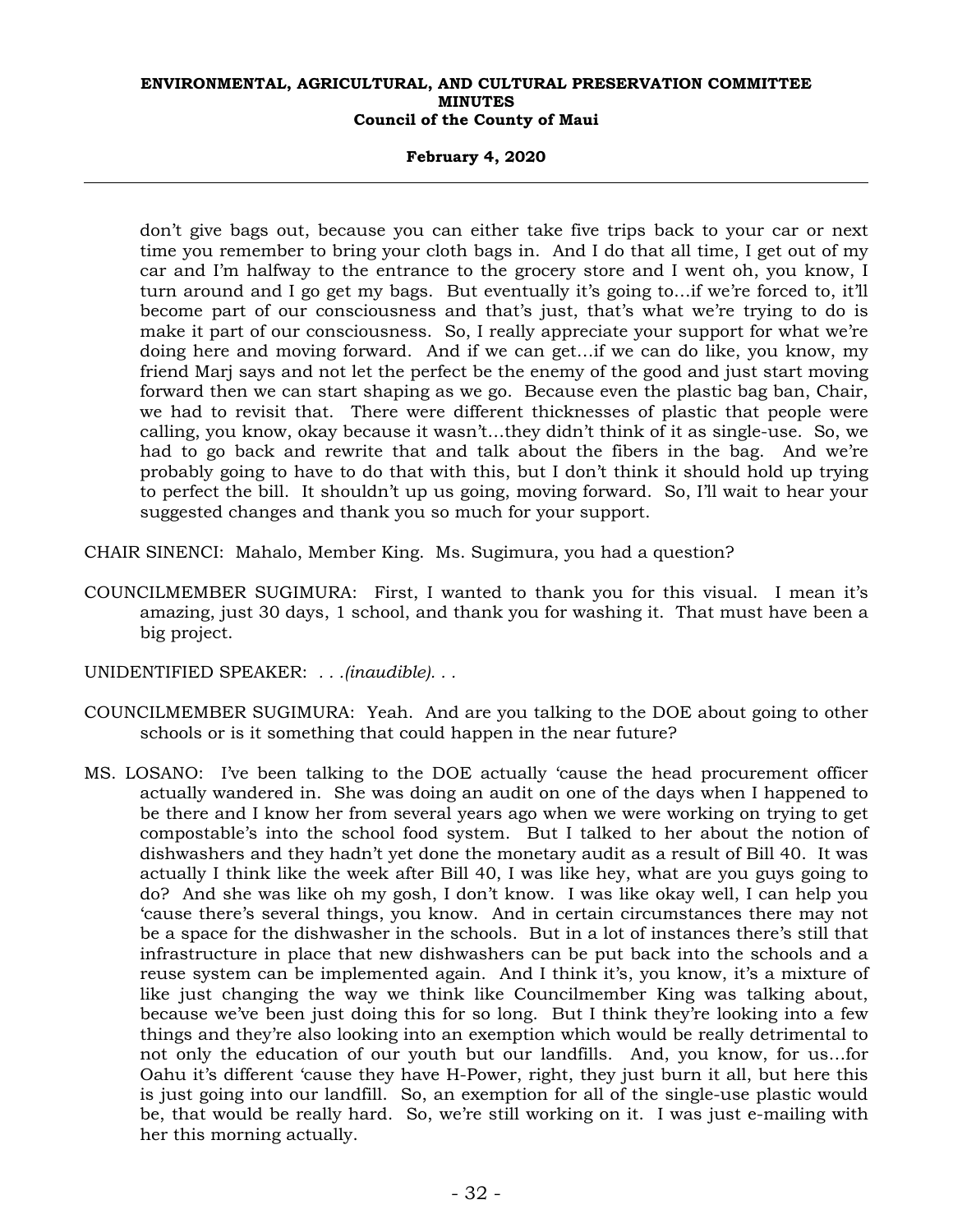don't give bags out, because you can either take five trips back to your car or next time you remember to bring your cloth bags in. And I do that all time, I get out of my car and I'm halfway to the entrance to the grocery store and I went oh, you know, I turn around and I go get my bags. But eventually it's going to…if we're forced to, it'll become part of our consciousness and that's just, that's what we're trying to do is make it part of our consciousness. So, I really appreciate your support for what we're doing here and moving forward. And if we can get…if we can do like, you know, my friend Marj says and not let the perfect be the enemy of the good and just start moving forward then we can start shaping as we go. Because even the plastic bag ban, Chair, we had to revisit that. There were different thicknesses of plastic that people were calling, you know, okay because it wasn't…they didn't think of it as single-use. So, we had to go back and rewrite that and talk about the fibers in the bag. And we're probably going to have to do that with this, but I don't think it should hold up trying to perfect the bill. It shouldn't up us going, moving forward. So, I'll wait to hear your suggested changes and thank you so much for your support.

CHAIR SINENCI: Mahalo, Member King. Ms. Sugimura, you had a question?

COUNCILMEMBER SUGIMURA: First, I wanted to thank you for this visual. I mean it's amazing, just 30 days, 1 school, and thank you for washing it. That must have been a big project.

UNIDENTIFIED SPEAKER: *. . .(inaudible). . .*

COUNCILMEMBER SUGIMURA: Yeah. And are you talking to the DOE about going to other schools or is it something that could happen in the near future?

MS. LOSANO: I've been talking to the DOE actually 'cause the head procurement officer actually wandered in. She was doing an audit on one of the days when I happened to be there and I know her from several years ago when we were working on trying to get compostable's into the school food system. But I talked to her about the notion of dishwashers and they hadn't yet done the monetary audit as a result of Bill 40. It was actually I think like the week after Bill 40, I was like hey, what are you guys going to do? And she was like oh my gosh, I don't know. I was like okay well, I can help you 'cause there's several things, you know. And in certain circumstances there may not be a space for the dishwasher in the schools. But in a lot of instances there's still that infrastructure in place that new dishwashers can be put back into the schools and a reuse system can be implemented again. And I think it's, you know, it's a mixture of like just changing the way we think like Councilmember King was talking about, because we've been just doing this for so long. But I think they're looking into a few things and they're also looking into an exemption which would be really detrimental to not only the education of our youth but our landfills. And, you know, for us…for Oahu it's different 'cause they have H-Power, right, they just burn it all, but here this is just going into our landfill. So, an exemption for all of the single-use plastic would be, that would be really hard. So, we're still working on it. I was just e-mailing with her this morning actually.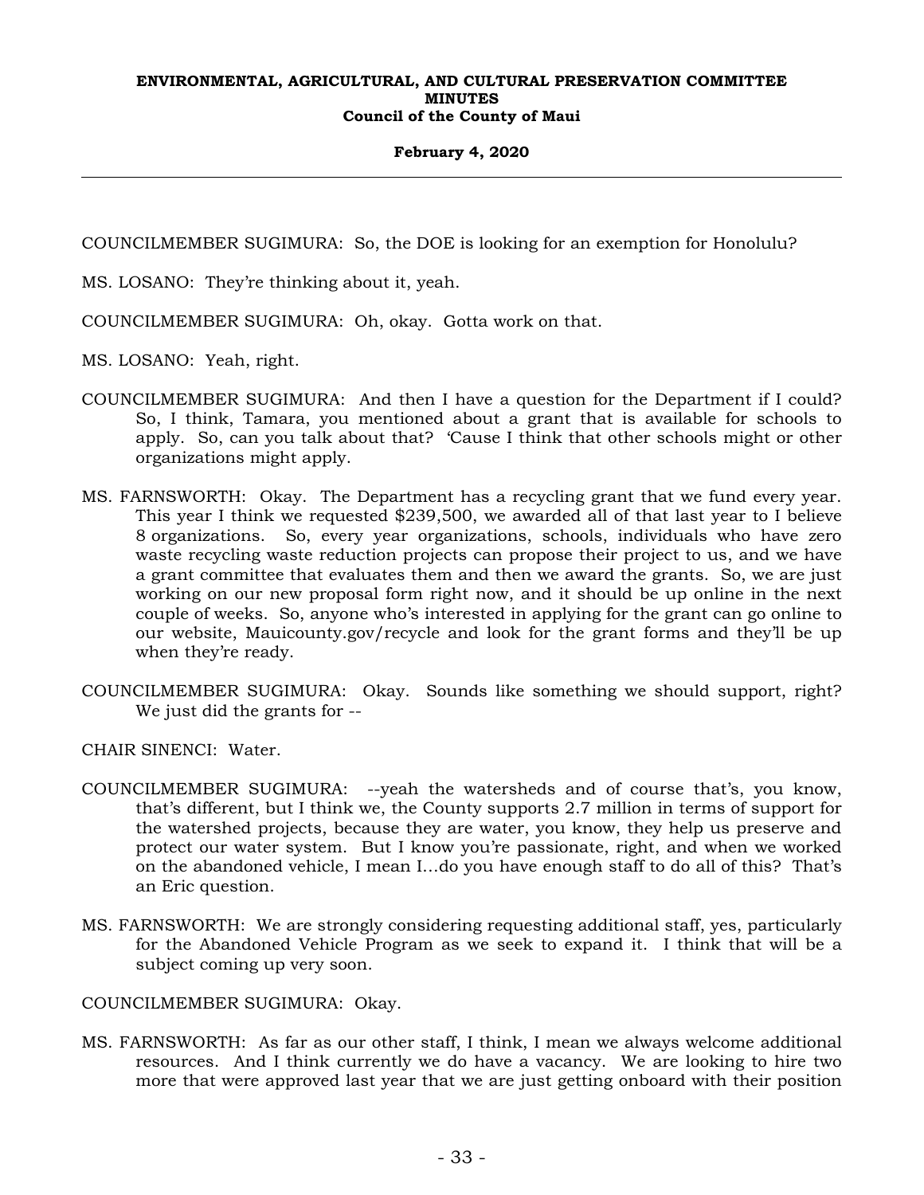COUNCILMEMBER SUGIMURA: So, the DOE is looking for an exemption for Honolulu?

MS. LOSANO: They're thinking about it, yeah.

COUNCILMEMBER SUGIMURA: Oh, okay. Gotta work on that.

MS. LOSANO: Yeah, right.

COUNCILMEMBER SUGIMURA: And then I have a question for the Department if I could? So, I think, Tamara, you mentioned about a grant that is available for schools to apply. So, can you talk about that? 'Cause I think that other schools might or other organizations might apply.

MS. FARNSWORTH: Okay. The Department has a recycling grant that we fund every year. This year I think we requested $239,500, we awarded all of that last year to I believe 8 organizations. So, every year organizations, schools, individuals who have zero waste recycling waste reduction projects can propose their project to us, and we have a grant committee that evaluates them and then we award the grants. So, we are just working on our new proposal form right now, and it should be up online in the next couple of weeks. So, anyone who's interested in applying for the grant can go online to our website, Mauicounty.gov/recycle and look for the grant forms and they'll be up when they're ready.

COUNCILMEMBER SUGIMURA: Okay. Sounds like something we should support, right? We just did the grants for --

CHAIR SINENCI: Water.

COUNCILMEMBER SUGIMURA: --yeah the watersheds and of course that's, you know, that's different, but I think we, the County supports 2.7 million in terms of support for the watershed projects, because they are water, you know, they help us preserve and protect our water system. But I know you're passionate, right, and when we worked on the abandoned vehicle, I mean I...do you have enough staff to do all of this? That's an Eric question.

MS. FARNSWORTH: We are strongly considering requesting additional staff, yes, particularly for the Abandoned Vehicle Program as we seek to expand it. I think that will be a subject coming up very soon.

COUNCILMEMBER SUGIMURA: Okay.

MS. FARNSWORTH: As far as our other staff, I think, I mean we always welcome additional resources. And I think currently we do have a vacancy. We are looking to hire two more that were approved last year that we are just getting onboard with their position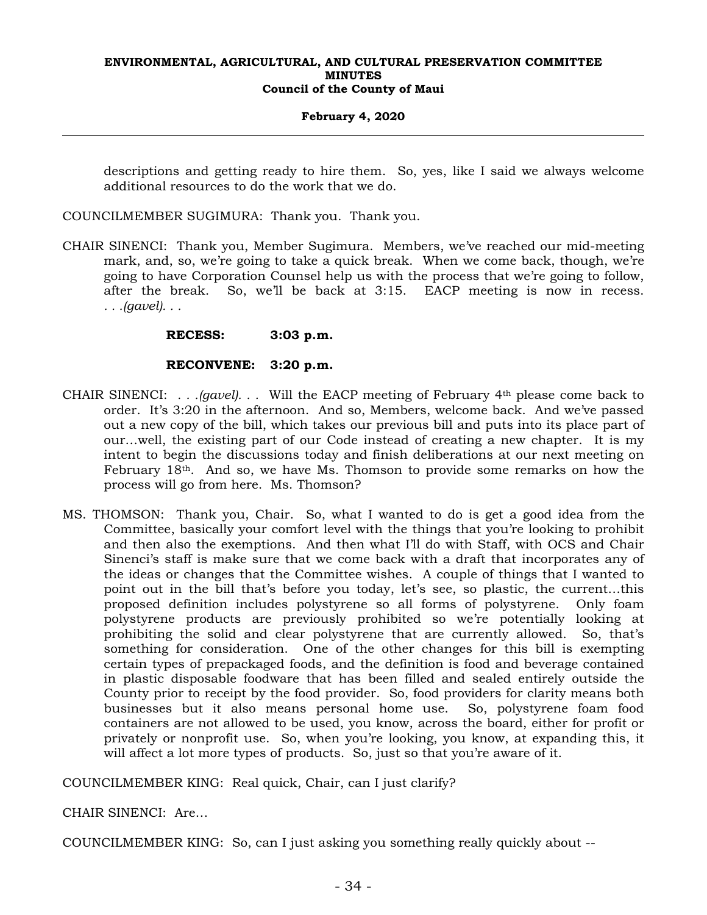descriptions and getting ready to hire them. So, yes, like I said we always welcome additional resources to do the work that we do.

COUNCILMEMBER SUGIMURA: Thank you. Thank you.

CHAIR SINENCI: Thank you, Member Sugimura. Members, we've reached our mid-meeting mark, and, so, we're going to take a quick break. When we come back, though, we're going to have Corporation Counsel help us with the process that we're going to follow, after the break. So, we'll be back at 3:15. EACP meeting is now in recess. *. . .(gavel). . .*

**RECESS: 3:03 p.m.**

**RECONVENE: 3:20 p.m.**

CHAIR SINENCI: *. . .(gavel). . .* Will the EACP meeting of February 4th please come back to order. It's 3:20 in the afternoon. And so, Members, welcome back. And we've passed out a new copy of the bill, which takes our previous bill and puts into its place part of our…well, the existing part of our Code instead of creating a new chapter. It is my intent to begin the discussions today and finish deliberations at our next meeting on February 18th. And so, we have Ms. Thomson to provide some remarks on how the process will go from here. Ms. Thomson?

MS. THOMSON: Thank you, Chair. So, what I wanted to do is get a good idea from the Committee, basically your comfort level with the things that you're looking to prohibit and then also the exemptions. And then what I'll do with Staff, with OCS and Chair Sinenci's staff is make sure that we come back with a draft that incorporates any of the ideas or changes that the Committee wishes. A couple of things that I wanted to point out in the bill that's before you today, let's see, so plastic, the current…this proposed definition includes polystyrene so all forms of polystyrene. Only foam polystyrene products are previously prohibited so we're potentially looking at prohibiting the solid and clear polystyrene that are currently allowed. So, that's something for consideration. One of the other changes for this bill is exempting certain types of prepackaged foods, and the definition is food and beverage contained in plastic disposable foodware that has been filled and sealed entirely outside the County prior to receipt by the food provider. So, food providers for clarity means both businesses but it also means personal home use. So, polystyrene foam food containers are not allowed to be used, you know, across the board, either for profit or privately or nonprofit use. So, when you're looking, you know, at expanding this, it will affect a lot more types of products. So, just so that you're aware of it.

COUNCILMEMBER KING: Real quick, Chair, can I just clarify?

CHAIR SINENCI: Are…

COUNCILMEMBER KING: So, can I just asking you something really quickly about --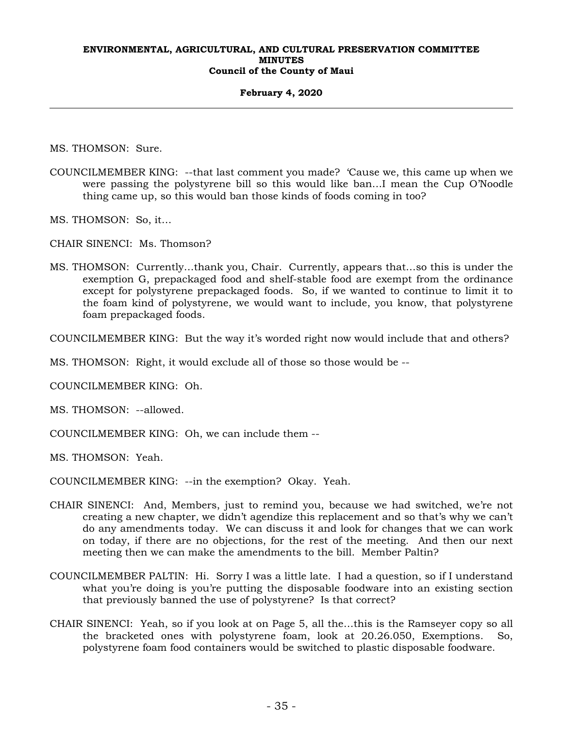MS. THOMSON: Sure.

COUNCILMEMBER KING: --that last comment you made? 'Cause we, this came up when we were passing the polystyrene bill so this would like ban...I mean the Cup O'Noodle thing came up, so this would ban those kinds of foods coming in too?

MS. THOMSON: So, it...

CHAIR SINENCI: Ms. Thomson?

MS. THOMSON: Currently...thank you, Chair. Currently, appears that...so this is under the exemption G, prepackaged food and shelf-stable food are exempt from the ordinance except for polystyrene prepackaged foods. So, if we wanted to continue to limit it to the foam kind of polystyrene, we would want to include, you know, that polystyrene foam prepackaged foods.

COUNCILMEMBER KING: But the way it's worded right now would include that and others?

MS. THOMSON: Right, it would exclude all of those so those would be --

COUNCILMEMBER KING: Oh.

MS. THOMSON: --allowed.

COUNCILMEMBER KING: Oh, we can include them --

MS. THOMSON: Yeah.

COUNCILMEMBER KING: --in the exemption? Okay. Yeah.

CHAIR SINENCI: And, Members, just to remind you, because we had switched, we're not creating a new chapter, we didn't agendize this replacement and so that's why we can't do any amendments today. We can discuss it and look for changes that we can work on today, if there are no objections, for the rest of the meeting. And then our next meeting then we can make the amendments to the bill. Member Paltin?

COUNCILMEMBER PALTIN: Hi. Sorry I was a little late. I had a question, so if I understand what you're doing is you're putting the disposable foodware into an existing section that previously banned the use of polystyrene? Is that correct?

CHAIR SINENCI: Yeah, so if you look at on Page 5, all the...this is the Ramseyer copy so all the bracketed ones with polystyrene foam, look at 20.26.050, Exemptions. So, polystyrene foam food containers would be switched to plastic disposable foodware.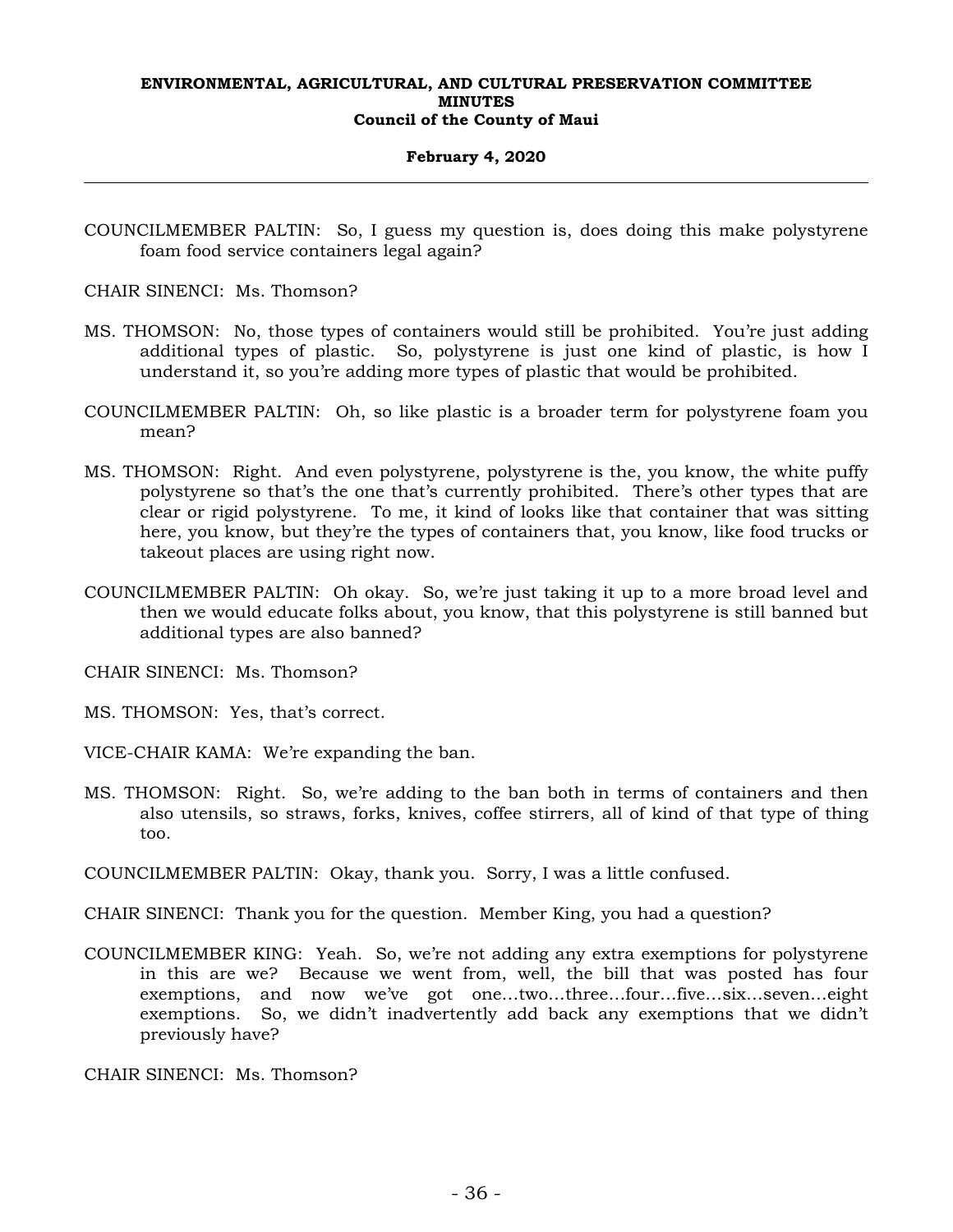COUNCILMEMBER PALTIN: So, I guess my question is, does doing this make polystyrene foam food service containers legal again?

CHAIR SINENCI: Ms. Thomson?

MS. THOMSON: No, those types of containers would still be prohibited. You're just adding additional types of plastic. So, polystyrene is just one kind of plastic, is how I understand it, so you're adding more types of plastic that would be prohibited.

COUNCILMEMBER PALTIN: Oh, so like plastic is a broader term for polystyrene foam you mean?

MS. THOMSON: Right. And even polystyrene, polystyrene is the, you know, the white puffy polystyrene so that's the one that's currently prohibited. There's other types that are clear or rigid polystyrene. To me, it kind of looks like that container that was sitting here, you know, but they're the types of containers that, you know, like food trucks or takeout places are using right now.

COUNCILMEMBER PALTIN: Oh okay. So, we're just taking it up to a more broad level and then we would educate folks about, you know, that this polystyrene is still banned but additional types are also banned?

CHAIR SINENCI: Ms. Thomson?

MS. THOMSON: Yes, that's correct.

VICE-CHAIR KAMA: We're expanding the ban.

MS. THOMSON: Right. So, we're adding to the ban both in terms of containers and then also utensils, so straws, forks, knives, coffee stirrers, all of kind of that type of thing too.

COUNCILMEMBER PALTIN: Okay, thank you. Sorry, I was a little confused.

CHAIR SINENCI: Thank you for the question. Member King, you had a question?

COUNCILMEMBER KING: Yeah. So, we're not adding any extra exemptions for polystyrene in this are we? Because we went from, well, the bill that was posted has four exemptions, and now we've got one...two...three...four...five...six...seven...eight exemptions. So, we didn't inadvertently add back any exemptions that we didn't previously have?

CHAIR SINENCI: Ms. Thomson?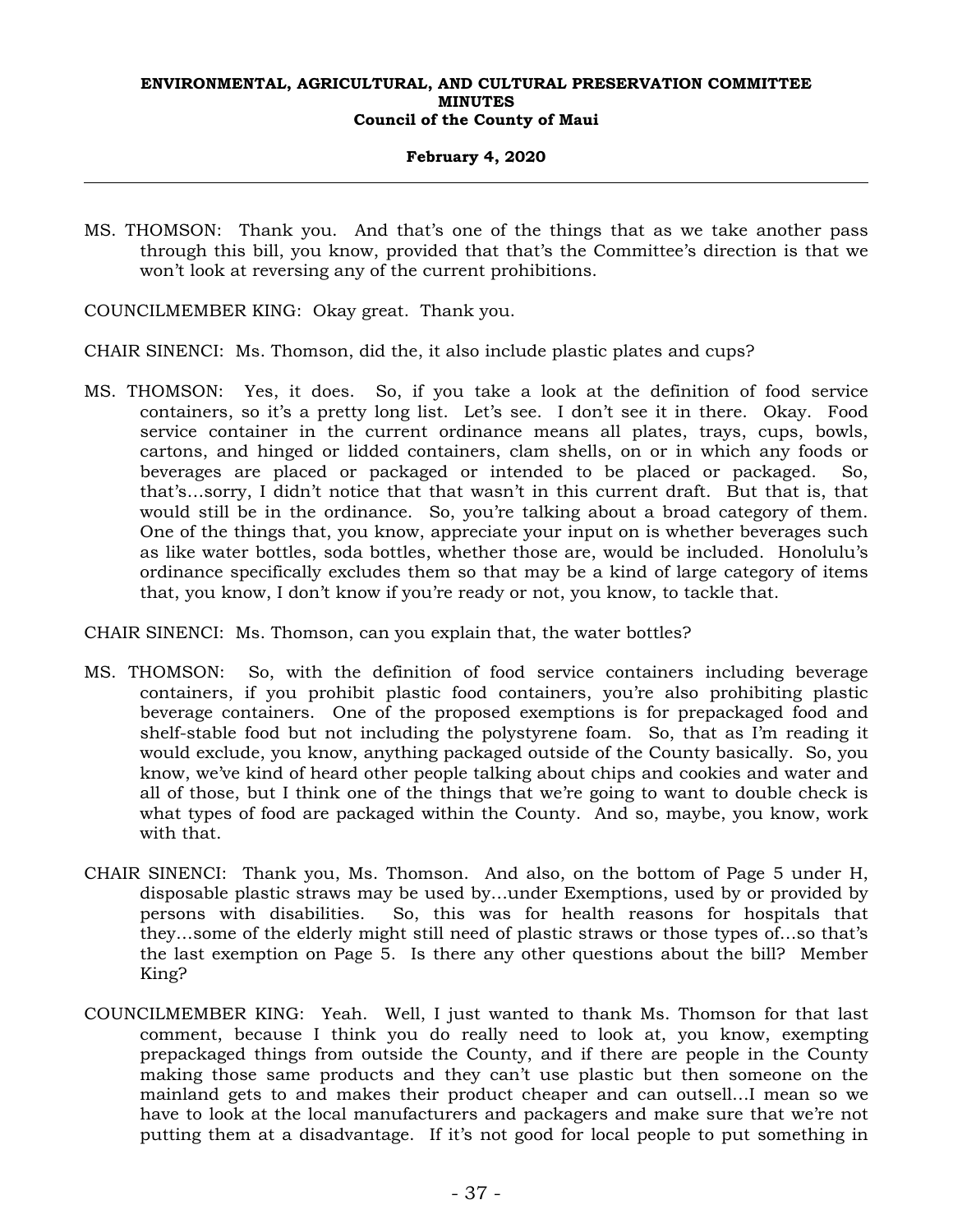MS. THOMSON: Thank you. And that's one of the things that as we take another pass through this bill, you know, provided that that's the Committee's direction is that we won't look at reversing any of the current prohibitions.

COUNCILMEMBER KING: Okay great. Thank you.

CHAIR SINENCI: Ms. Thomson, did the, it also include plastic plates and cups?

MS. THOMSON: Yes, it does. So, if you take a look at the definition of food service containers, so it's a pretty long list. Let's see. I don't see it in there. Okay. Food service container in the current ordinance means all plates, trays, cups, bowls, cartons, and hinged or lidded containers, clam shells, on or in which any foods or beverages are placed or packaged or intended to be placed or packaged. So, that's...sorry, I didn't notice that that wasn't in this current draft. But that is, that would still be in the ordinance. So, you're talking about a broad category of them. One of the things that, you know, appreciate your input on is whether beverages such as like water bottles, soda bottles, whether those are, would be included. Honolulu's ordinance specifically excludes them so that may be a kind of large category of items that, you know, I don't know if you're ready or not, you know, to tackle that.

CHAIR SINENCI: Ms. Thomson, can you explain that, the water bottles?

MS. THOMSON: So, with the definition of food service containers including beverage containers, if you prohibit plastic food containers, you're also prohibiting plastic beverage containers. One of the proposed exemptions is for prepackaged food and shelf-stable food but not including the polystyrene foam. So, that as I'm reading it would exclude, you know, anything packaged outside of the County basically. So, you know, we've kind of heard other people talking about chips and cookies and water and all of those, but I think one of the things that we're going to want to double check is what types of food are packaged within the County. And so, maybe, you know, work with that.

CHAIR SINENCI: Thank you, Ms. Thomson. And also, on the bottom of Page 5 under H, disposable plastic straws may be used by...under Exemptions, used by or provided by persons with disabilities. So, this was for health reasons for hospitals that they...some of the elderly might still need of plastic straws or those types of...so that's the last exemption on Page 5. Is there any other questions about the bill? Member King?

COUNCILMEMBER KING: Yeah. Well, I just wanted to thank Ms. Thomson for that last comment, because I think you do really need to look at, you know, exempting prepackaged things from outside the County, and if there are people in the County making those same products and they can't use plastic but then someone on the mainland gets to and makes their product cheaper and can outsell...I mean so we have to look at the local manufacturers and packagers and make sure that we're not putting them at a disadvantage. If it's not good for local people to put something in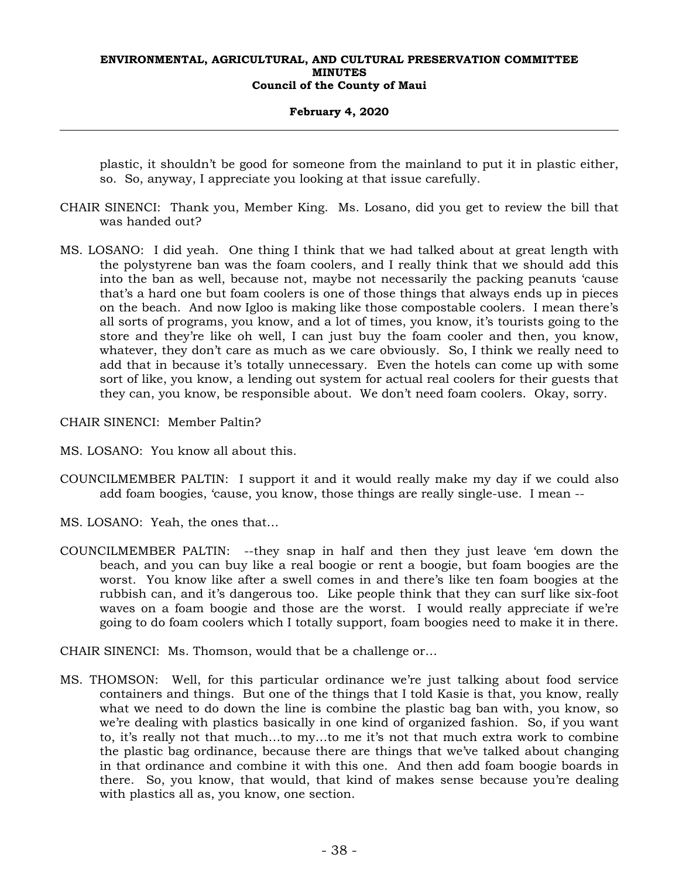plastic, it shouldn't be good for someone from the mainland to put it in plastic either, so. So, anyway, I appreciate you looking at that issue carefully.

CHAIR SINENCI: Thank you, Member King. Ms. Losano, did you get to review the bill that was handed out?

MS. LOSANO: I did yeah. One thing I think that we had talked about at great length with the polystyrene ban was the foam coolers, and I really think that we should add this into the ban as well, because not, maybe not necessarily the packing peanuts 'cause that's a hard one but foam coolers is one of those things that always ends up in pieces on the beach. And now Igloo is making like those compostable coolers. I mean there's all sorts of programs, you know, and a lot of times, you know, it's tourists going to the store and they're like oh well, I can just buy the foam cooler and then, you know, whatever, they don't care as much as we care obviously. So, I think we really need to add that in because it's totally unnecessary. Even the hotels can come up with some sort of like, you know, a lending out system for actual real coolers for their guests that they can, you know, be responsible about. We don't need foam coolers. Okay, sorry.

CHAIR SINENCI: Member Paltin?

MS. LOSANO: You know all about this.

COUNCILMEMBER PALTIN: I support it and it would really make my day if we could also add foam boogies, 'cause, you know, those things are really single-use. I mean --

MS. LOSANO: Yeah, the ones that...

COUNCILMEMBER PALTIN: --they snap in half and then they just leave 'em down the beach, and you can buy like a real boogie or rent a boogie, but foam boogies are the worst. You know like after a swell comes in and there's like ten foam boogies at the rubbish can, and it's dangerous too. Like people think that they can surf like six-foot waves on a foam boogie and those are the worst. I would really appreciate if we're going to do foam coolers which I totally support, foam boogies need to make it in there.

CHAIR SINENCI: Ms. Thomson, would that be a challenge or...

MS. THOMSON: Well, for this particular ordinance we're just talking about food service containers and things. But one of the things that I told Kasie is that, you know, really what we need to do down the line is combine the plastic bag ban with, you know, so we're dealing with plastics basically in one kind of organized fashion. So, if you want to, it's really not that much...to my...to me it's not that much extra work to combine the plastic bag ordinance, because there are things that we've talked about changing in that ordinance and combine it with this one. And then add foam boogie boards in there. So, you know, that would, that kind of makes sense because you're dealing with plastics all as, you know, one section.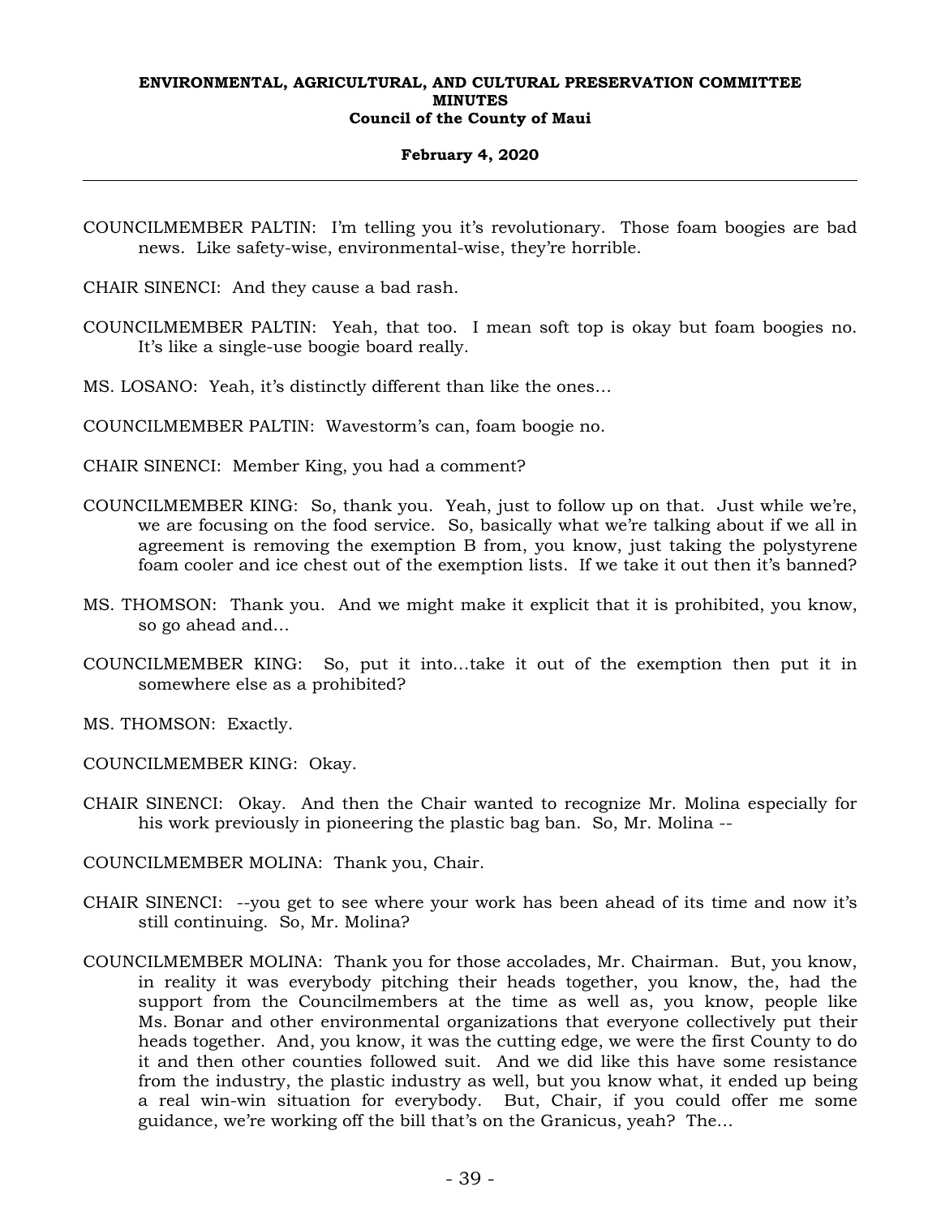COUNCILMEMBER PALTIN: I'm telling you it's revolutionary. Those foam boogies are bad news. Like safety-wise, environmental-wise, they're horrible.

CHAIR SINENCI: And they cause a bad rash.

COUNCILMEMBER PALTIN: Yeah, that too. I mean soft top is okay but foam boogies no. It's like a single-use boogie board really.

MS. LOSANO: Yeah, it's distinctly different than like the ones...

COUNCILMEMBER PALTIN: Wavestorm's can, foam boogie no.

CHAIR SINENCI: Member King, you had a comment?

COUNCILMEMBER KING: So, thank you. Yeah, just to follow up on that. Just while we're, we are focusing on the food service. So, basically what we're talking about if we all in agreement is removing the exemption B from, you know, just taking the polystyrene foam cooler and ice chest out of the exemption lists. If we take it out then it's banned?

MS. THOMSON: Thank you. And we might make it explicit that it is prohibited, you know, so go ahead and...

COUNCILMEMBER KING: So, put it into...take it out of the exemption then put it in somewhere else as a prohibited?

MS. THOMSON: Exactly.

COUNCILMEMBER KING: Okay.

CHAIR SINENCI: Okay. And then the Chair wanted to recognize Mr. Molina especially for his work previously in pioneering the plastic bag ban. So, Mr. Molina --

COUNCILMEMBER MOLINA: Thank you, Chair.

CHAIR SINENCI: --you get to see where your work has been ahead of its time and now it's still continuing. So, Mr. Molina?

COUNCILMEMBER MOLINA: Thank you for those accolades, Mr. Chairman. But, you know, in reality it was everybody pitching their heads together, you know, the, had the support from the Councilmembers at the time as well as, you know, people like Ms. Bonar and other environmental organizations that everyone collectively put their heads together. And, you know, it was the cutting edge, we were the first County to do it and then other counties followed suit. And we did like this have some resistance from the industry, the plastic industry as well, but you know what, it ended up being a real win-win situation for everybody. But, Chair, if you could offer me some guidance, we're working off the bill that's on the Granicus, yeah? The...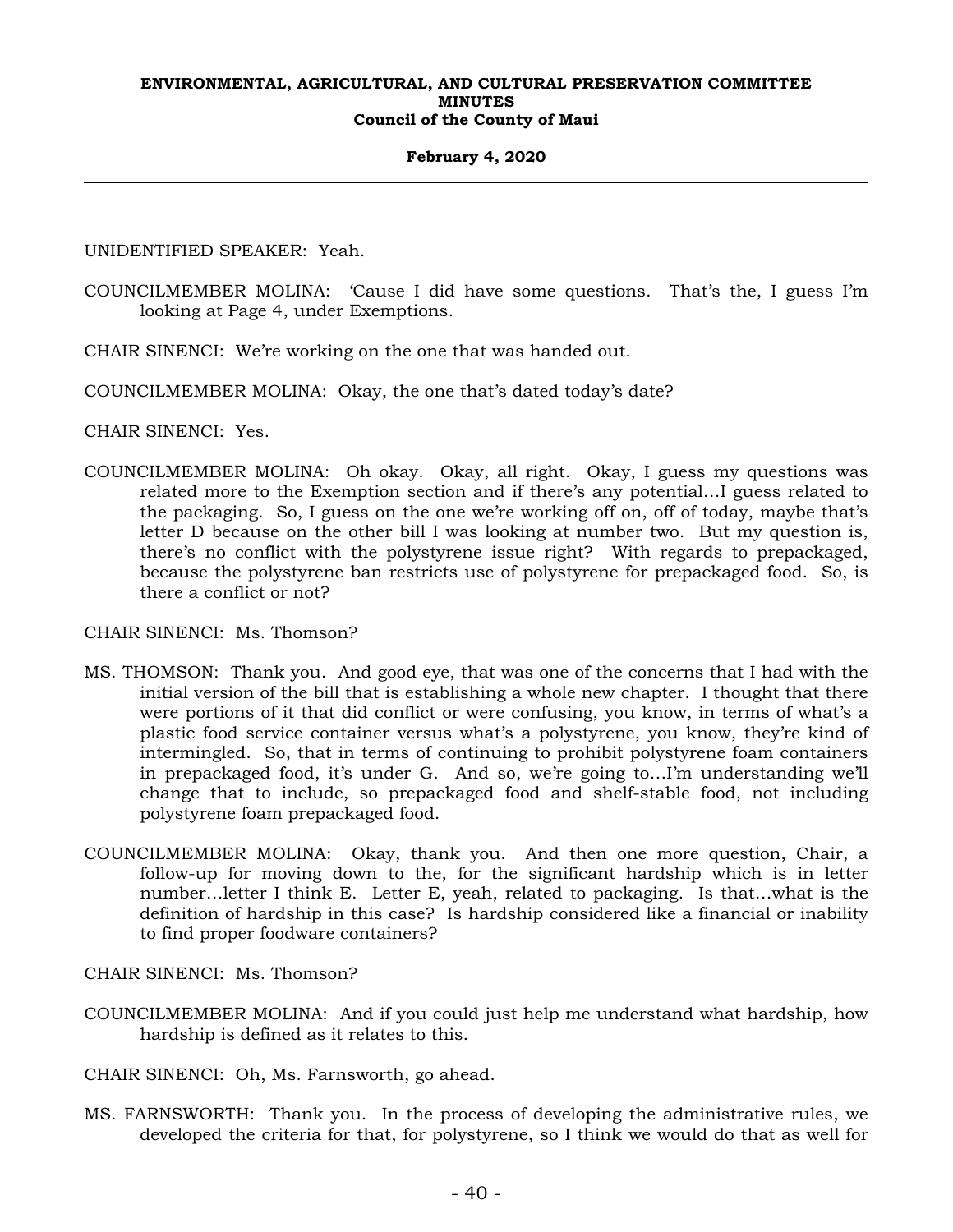UNIDENTIFIED SPEAKER: Yeah.

COUNCILMEMBER MOLINA: 'Cause I did have some questions. That's the, I guess I'm looking at Page 4, under Exemptions.

CHAIR SINENCI: We're working on the one that was handed out.

COUNCILMEMBER MOLINA: Okay, the one that's dated today's date?

CHAIR SINENCI: Yes.

COUNCILMEMBER MOLINA: Oh okay. Okay, all right. Okay, I guess my questions was related more to the Exemption section and if there's any potential...I guess related to the packaging. So, I guess on the one we're working off on, off of today, maybe that's letter D because on the other bill I was looking at number two. But my question is, there's no conflict with the polystyrene issue right? With regards to prepackaged, because the polystyrene ban restricts use of polystyrene for prepackaged food. So, is there a conflict or not?

CHAIR SINENCI: Ms. Thomson?

MS. THOMSON: Thank you. And good eye, that was one of the concerns that I had with the initial version of the bill that is establishing a whole new chapter. I thought that there were portions of it that did conflict or were confusing, you know, in terms of what's a plastic food service container versus what's a polystyrene, you know, they're kind of intermingled. So, that in terms of continuing to prohibit polystyrene foam containers in prepackaged food, it's under G. And so, we're going to...I'm understanding we'll change that to include, so prepackaged food and shelf-stable food, not including polystyrene foam prepackaged food.

COUNCILMEMBER MOLINA: Okay, thank you. And then one more question, Chair, a follow-up for moving down to the, for the significant hardship which is in letter number...letter I think E. Letter E, yeah, related to packaging. Is that...what is the definition of hardship in this case? Is hardship considered like a financial or inability to find proper foodware containers?

CHAIR SINENCI: Ms. Thomson?

COUNCILMEMBER MOLINA: And if you could just help me understand what hardship, how hardship is defined as it relates to this.

CHAIR SINENCI: Oh, Ms. Farnsworth, go ahead.

MS. FARNSWORTH: Thank you. In the process of developing the administrative rules, we developed the criteria for that, for polystyrene, so I think we would do that as well for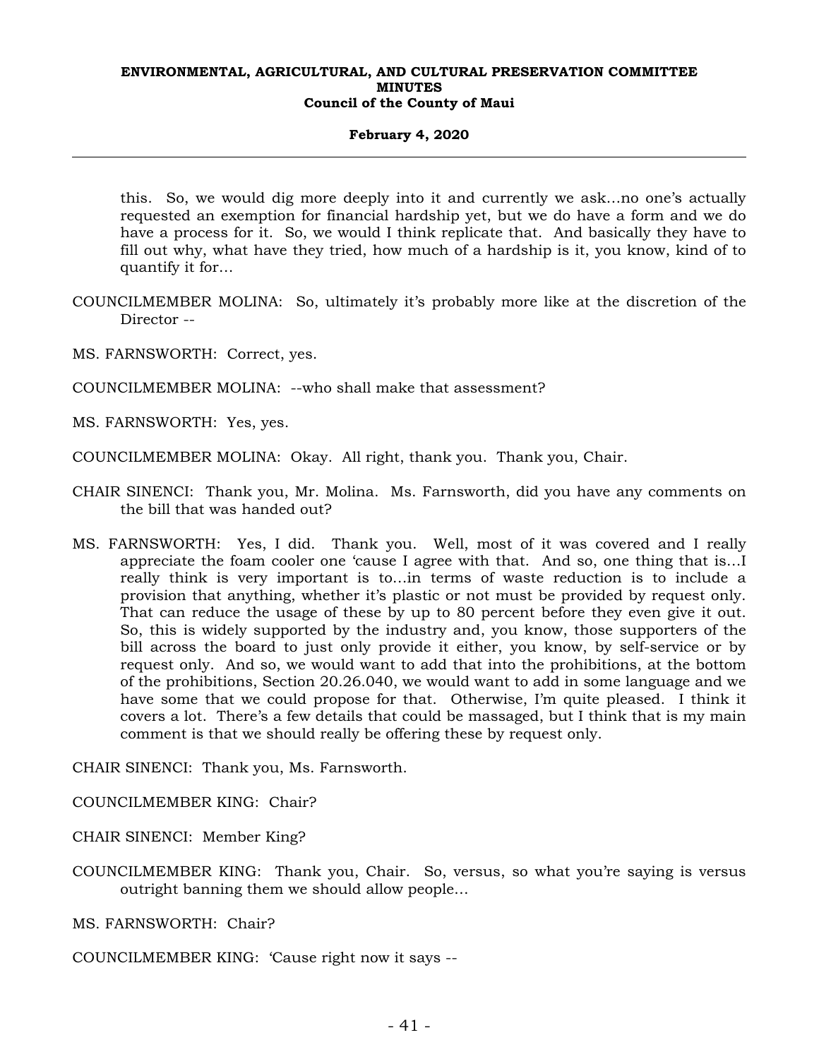this. So, we would dig more deeply into it and currently we ask…no one's actually requested an exemption for financial hardship yet, but we do have a form and we do have a process for it. So, we would I think replicate that. And basically they have to fill out why, what have they tried, how much of a hardship is it, you know, kind of to quantify it for…

COUNCILMEMBER MOLINA: So, ultimately it's probably more like at the discretion of the Director --

MS. FARNSWORTH: Correct, yes.

COUNCILMEMBER MOLINA: --who shall make that assessment?

MS. FARNSWORTH: Yes, yes.

COUNCILMEMBER MOLINA: Okay. All right, thank you. Thank you, Chair.

CHAIR SINENCI: Thank you, Mr. Molina. Ms. Farnsworth, did you have any comments on the bill that was handed out?

MS. FARNSWORTH: Yes, I did. Thank you. Well, most of it was covered and I really appreciate the foam cooler one 'cause I agree with that. And so, one thing that is…I really think is very important is to…in terms of waste reduction is to include a provision that anything, whether it's plastic or not must be provided by request only. That can reduce the usage of these by up to 80 percent before they even give it out. So, this is widely supported by the industry and, you know, those supporters of the bill across the board to just only provide it either, you know, by self-service or by request only. And so, we would want to add that into the prohibitions, at the bottom of the prohibitions, Section 20.26.040, we would want to add in some language and we have some that we could propose for that. Otherwise, I'm quite pleased. I think it covers a lot. There's a few details that could be massaged, but I think that is my main comment is that we should really be offering these by request only.

CHAIR SINENCI: Thank you, Ms. Farnsworth.

COUNCILMEMBER KING: Chair?

CHAIR SINENCI: Member King?

COUNCILMEMBER KING: Thank you, Chair. So, versus, so what you're saying is versus outright banning them we should allow people…

MS. FARNSWORTH: Chair?

COUNCILMEMBER KING: 'Cause right now it says --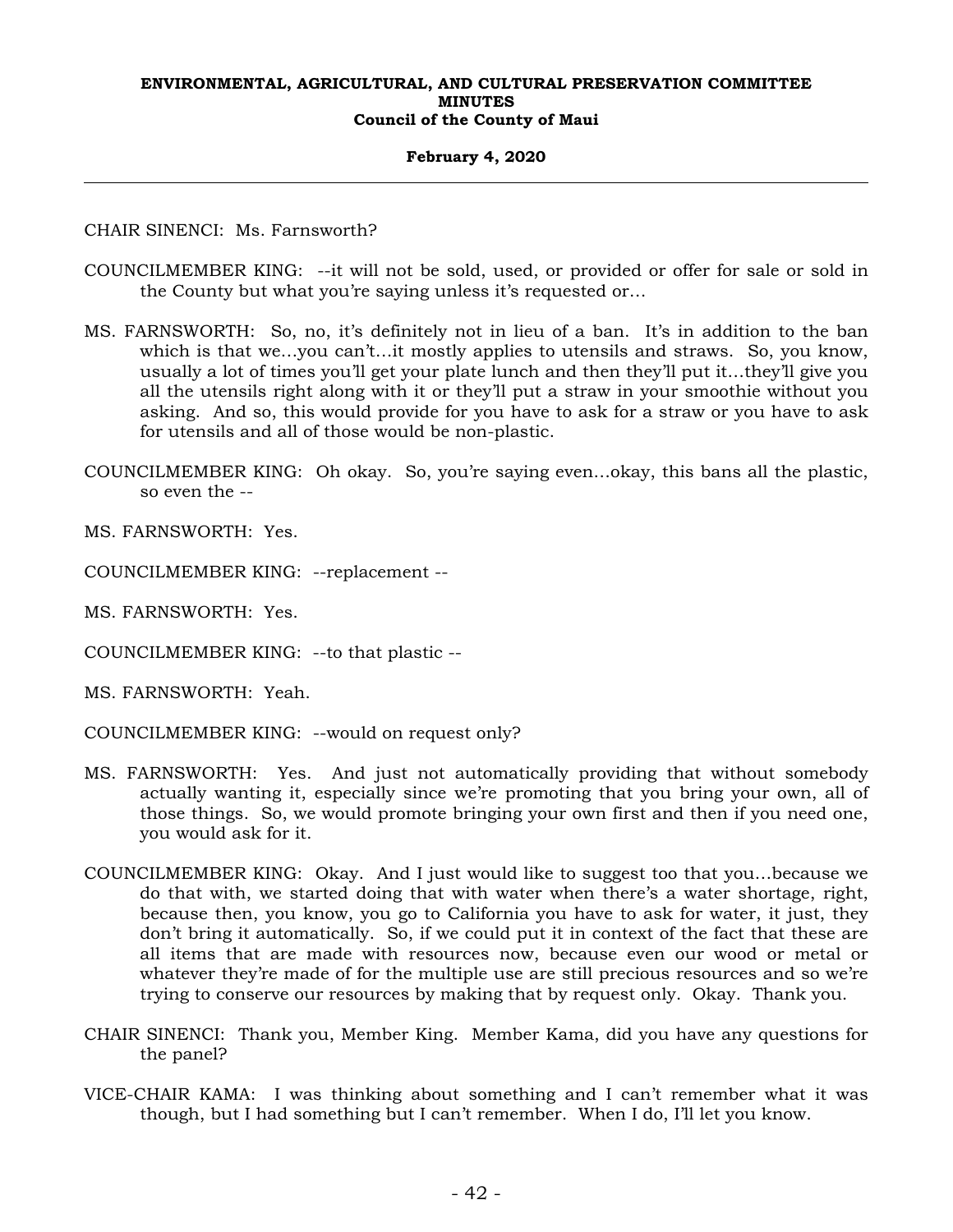CHAIR SINENCI: Ms. Farnsworth?

COUNCILMEMBER KING: --it will not be sold, used, or provided or offer for sale or sold in the County but what you're saying unless it's requested or…

MS. FARNSWORTH: So, no, it's definitely not in lieu of a ban. It's in addition to the ban which is that we…you can't…it mostly applies to utensils and straws. So, you know, usually a lot of times you'll get your plate lunch and then they'll put it…they'll give you all the utensils right along with it or they'll put a straw in your smoothie without you asking. And so, this would provide for you have to ask for a straw or you have to ask for utensils and all of those would be non-plastic.

COUNCILMEMBER KING: Oh okay. So, you're saying even…okay, this bans all the plastic, so even the --

MS. FARNSWORTH: Yes.

COUNCILMEMBER KING: --replacement --

MS. FARNSWORTH: Yes.

COUNCILMEMBER KING: --to that plastic --

MS. FARNSWORTH: Yeah.

COUNCILMEMBER KING: --would on request only?

MS. FARNSWORTH: Yes. And just not automatically providing that without somebody actually wanting it, especially since we're promoting that you bring your own, all of those things. So, we would promote bringing your own first and then if you need one, you would ask for it.

COUNCILMEMBER KING: Okay. And I just would like to suggest too that you…because we do that with, we started doing that with water when there's a water shortage, right, because then, you know, you go to California you have to ask for water, it just, they don't bring it automatically. So, if we could put it in context of the fact that these are all items that are made with resources now, because even our wood or metal or whatever they're made of for the multiple use are still precious resources and so we're trying to conserve our resources by making that by request only. Okay. Thank you.

CHAIR SINENCI: Thank you, Member King. Member Kama, did you have any questions for the panel?

VICE-CHAIR KAMA: I was thinking about something and I can't remember what it was though, but I had something but I can't remember. When I do, I'll let you know.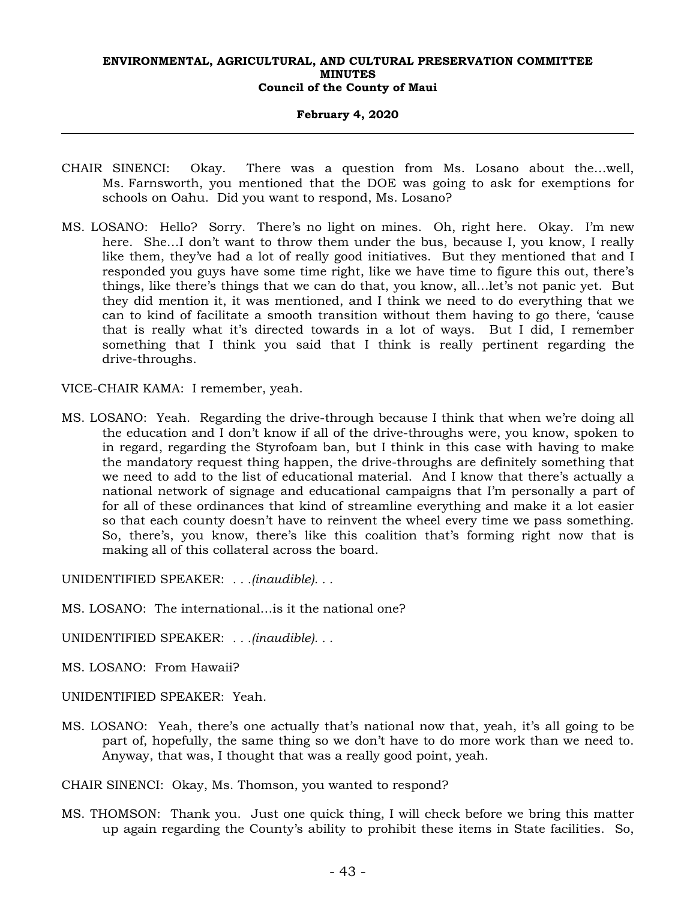CHAIR SINENCI: Okay. There was a question from Ms. Losano about the...well, Ms. Farnsworth, you mentioned that the DOE was going to ask for exemptions for schools on Oahu. Did you want to respond, Ms. Losano?

MS. LOSANO: Hello? Sorry. There's no light on mines. Oh, right here. Okay. I'm new here. She...I don't want to throw them under the bus, because I, you know, I really like them, they've had a lot of really good initiatives. But they mentioned that and I responded you guys have some time right, like we have time to figure this out, there's things, like there's things that we can do that, you know, all...let's not panic yet. But they did mention it, it was mentioned, and I think we need to do everything that we can to kind of facilitate a smooth transition without them having to go there, 'cause that is really what it's directed towards in a lot of ways. But I did, I remember something that I think you said that I think is really pertinent regarding the drive-throughs.

VICE-CHAIR KAMA: I remember, yeah.

MS. LOSANO: Yeah. Regarding the drive-through because I think that when we're doing all the education and I don't know if all of the drive-throughs were, you know, spoken to in regard, regarding the Styrofoam ban, but I think in this case with having to make the mandatory request thing happen, the drive-throughs are definitely something that we need to add to the list of educational material. And I know that there's actually a national network of signage and educational campaigns that I'm personally a part of for all of these ordinances that kind of streamline everything and make it a lot easier so that each county doesn't have to reinvent the wheel every time we pass something. So, there's, you know, there's like this coalition that's forming right now that is making all of this collateral across the board.

UNIDENTIFIED SPEAKER: . . .*(inaudible)*. . .

MS. LOSANO: The international...is it the national one?

UNIDENTIFIED SPEAKER: . . .*(inaudible)*. . .

MS. LOSANO: From Hawaii?

UNIDENTIFIED SPEAKER: Yeah.

MS. LOSANO: Yeah, there's one actually that's national now that, yeah, it's all going to be part of, hopefully, the same thing so we don't have to do more work than we need to. Anyway, that was, I thought that was a really good point, yeah.

CHAIR SINENCI: Okay, Ms. Thomson, you wanted to respond?

MS. THOMSON: Thank you. Just one quick thing, I will check before we bring this matter up again regarding the County's ability to prohibit these items in State facilities. So,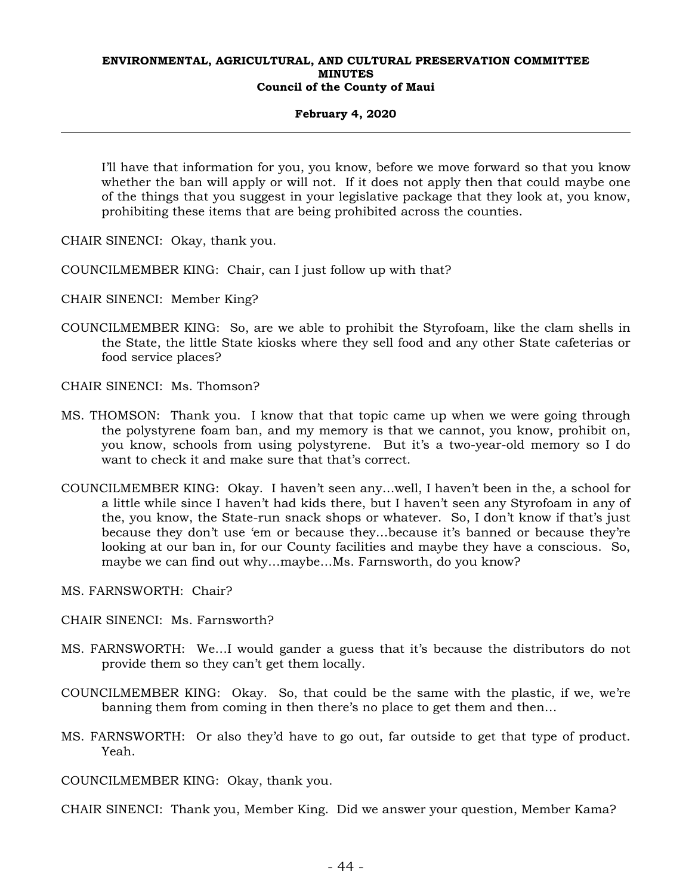I'll have that information for you, you know, before we move forward so that you know whether the ban will apply or will not. If it does not apply then that could maybe one of the things that you suggest in your legislative package that they look at, you know, prohibiting these items that are being prohibited across the counties.

CHAIR SINENCI: Okay, thank you.

COUNCILMEMBER KING: Chair, can I just follow up with that?

CHAIR SINENCI: Member King?

COUNCILMEMBER KING: So, are we able to prohibit the Styrofoam, like the clam shells in the State, the little State kiosks where they sell food and any other State cafeterias or food service places?

CHAIR SINENCI: Ms. Thomson?

MS. THOMSON: Thank you. I know that that topic came up when we were going through the polystyrene foam ban, and my memory is that we cannot, you know, prohibit on, you know, schools from using polystyrene. But it's a two-year-old memory so I do want to check it and make sure that that's correct.

COUNCILMEMBER KING: Okay. I haven't seen any…well, I haven't been in the, a school for a little while since I haven't had kids there, but I haven't seen any Styrofoam in any of the, you know, the State-run snack shops or whatever. So, I don't know if that's just because they don't use 'em or because they…because it's banned or because they're looking at our ban in, for our County facilities and maybe they have a conscious. So, maybe we can find out why…maybe…Ms. Farnsworth, do you know?

MS. FARNSWORTH: Chair?

CHAIR SINENCI: Ms. Farnsworth?

MS. FARNSWORTH: We…I would gander a guess that it's because the distributors do not provide them so they can't get them locally.

COUNCILMEMBER KING: Okay. So, that could be the same with the plastic, if we, we're banning them from coming in then there's no place to get them and then…

MS. FARNSWORTH: Or also they'd have to go out, far outside to get that type of product. Yeah.

COUNCILMEMBER KING: Okay, thank you.

CHAIR SINENCI: Thank you, Member King. Did we answer your question, Member Kama?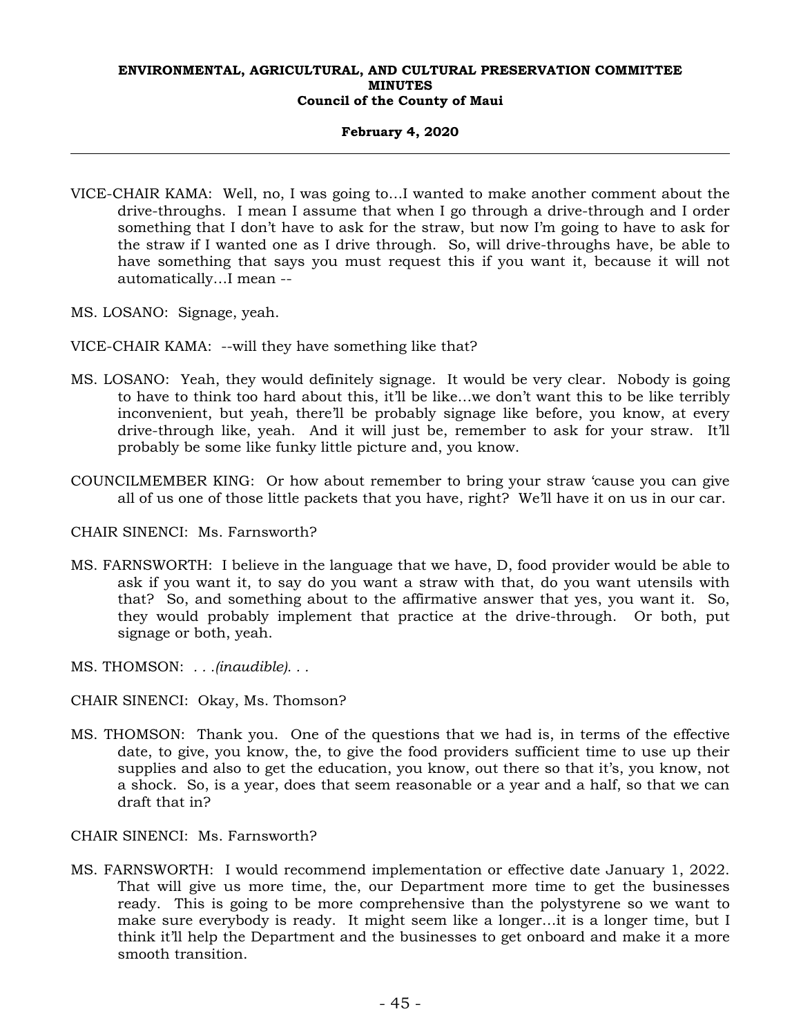VICE-CHAIR KAMA: Well, no, I was going to…I wanted to make another comment about the drive-throughs. I mean I assume that when I go through a drive-through and I order something that I don't have to ask for the straw, but now I'm going to have to ask for the straw if I wanted one as I drive through. So, will drive-throughs have, be able to have something that says you must request this if you want it, because it will not automatically…I mean --

MS. LOSANO: Signage, yeah.

VICE-CHAIR KAMA: --will they have something like that?

MS. LOSANO: Yeah, they would definitely signage. It would be very clear. Nobody is going to have to think too hard about this, it'll be like…we don't want this to be like terribly inconvenient, but yeah, there'll be probably signage like before, you know, at every drive-through like, yeah. And it will just be, remember to ask for your straw. It'll probably be some like funky little picture and, you know.

COUNCILMEMBER KING: Or how about remember to bring your straw 'cause you can give all of us one of those little packets that you have, right? We'll have it on us in our car.

CHAIR SINENCI: Ms. Farnsworth?

MS. FARNSWORTH: I believe in the language that we have, D, food provider would be able to ask if you want it, to say do you want a straw with that, do you want utensils with that? So, and something about to the affirmative answer that yes, you want it. So, they would probably implement that practice at the drive-through. Or both, put signage or both, yeah.

MS. THOMSON: *. . .(inaudible). . .*

CHAIR SINENCI: Okay, Ms. Thomson?

MS. THOMSON: Thank you. One of the questions that we had is, in terms of the effective date, to give, you know, the, to give the food providers sufficient time to use up their supplies and also to get the education, you know, out there so that it's, you know, not a shock. So, is a year, does that seem reasonable or a year and a half, so that we can draft that in?

CHAIR SINENCI: Ms. Farnsworth?

MS. FARNSWORTH: I would recommend implementation or effective date January 1, 2022. That will give us more time, the, our Department more time to get the businesses ready. This is going to be more comprehensive than the polystyrene so we want to make sure everybody is ready. It might seem like a longer…it is a longer time, but I think it'll help the Department and the businesses to get onboard and make it a more smooth transition.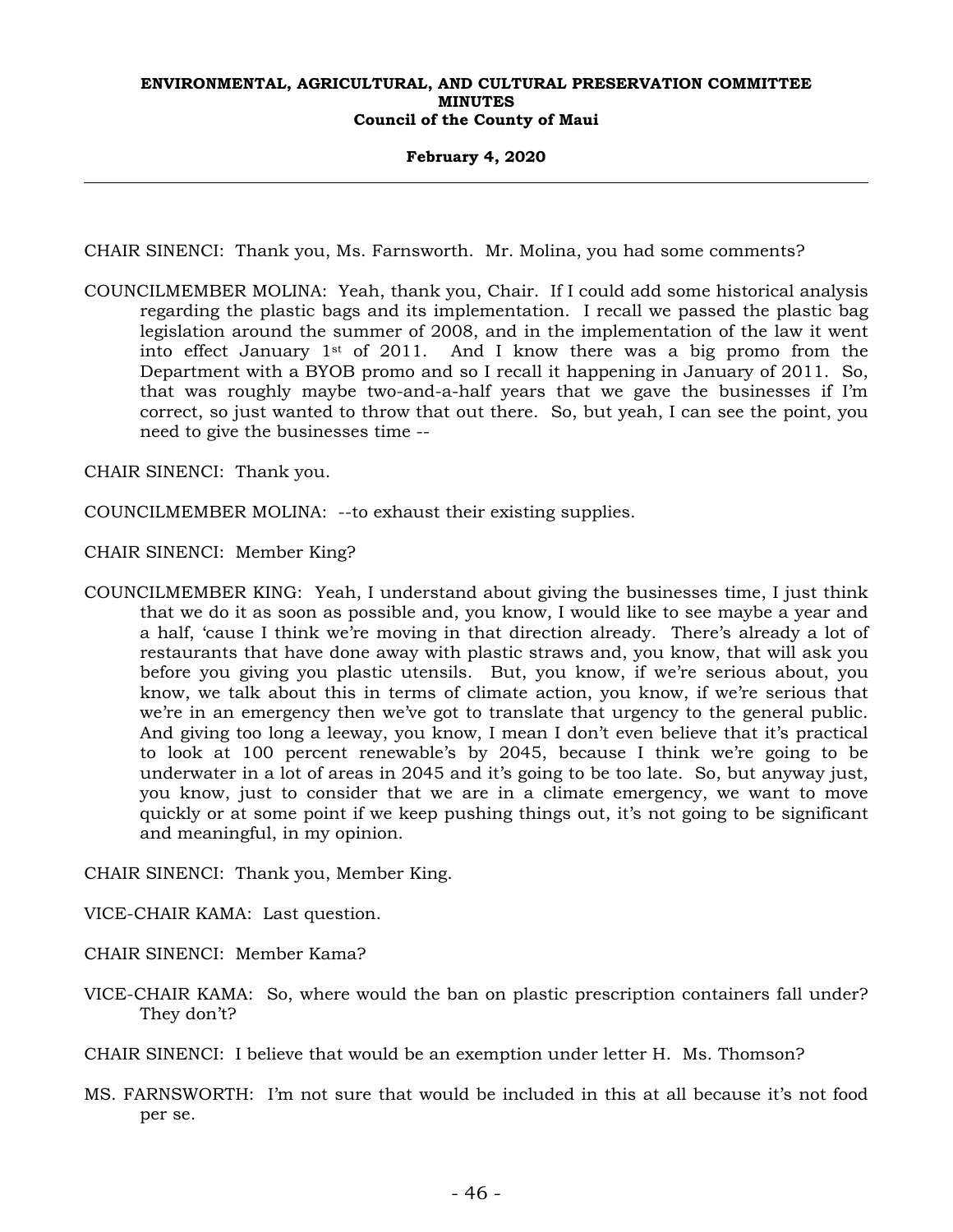CHAIR SINENCI: Thank you, Ms. Farnsworth. Mr. Molina, you had some comments?

COUNCILMEMBER MOLINA: Yeah, thank you, Chair. If I could add some historical analysis regarding the plastic bags and its implementation. I recall we passed the plastic bag legislation around the summer of 2008, and in the implementation of the law it went into effect January 1st of 2011. And I know there was a big promo from the Department with a BYOB promo and so I recall it happening in January of 2011. So, that was roughly maybe two-and-a-half years that we gave the businesses if I'm correct, so just wanted to throw that out there. So, but yeah, I can see the point, you need to give the businesses time --

CHAIR SINENCI: Thank you.

COUNCILMEMBER MOLINA: --to exhaust their existing supplies.

CHAIR SINENCI: Member King?

COUNCILMEMBER KING: Yeah, I understand about giving the businesses time, I just think that we do it as soon as possible and, you know, I would like to see maybe a year and a half, 'cause I think we're moving in that direction already. There's already a lot of restaurants that have done away with plastic straws and, you know, that will ask you before you giving you plastic utensils. But, you know, if we're serious about, you know, we talk about this in terms of climate action, you know, if we're serious that we're in an emergency then we've got to translate that urgency to the general public. And giving too long a leeway, you know, I mean I don't even believe that it's practical to look at 100 percent renewable's by 2045, because I think we're going to be underwater in a lot of areas in 2045 and it's going to be too late. So, but anyway just, you know, just to consider that we are in a climate emergency, we want to move quickly or at some point if we keep pushing things out, it's not going to be significant and meaningful, in my opinion.

CHAIR SINENCI: Thank you, Member King.

VICE-CHAIR KAMA: Last question.

CHAIR SINENCI: Member Kama?

VICE-CHAIR KAMA: So, where would the ban on plastic prescription containers fall under? They don't?

CHAIR SINENCI: I believe that would be an exemption under letter H. Ms. Thomson?

MS. FARNSWORTH: I'm not sure that would be included in this at all because it's not food per se.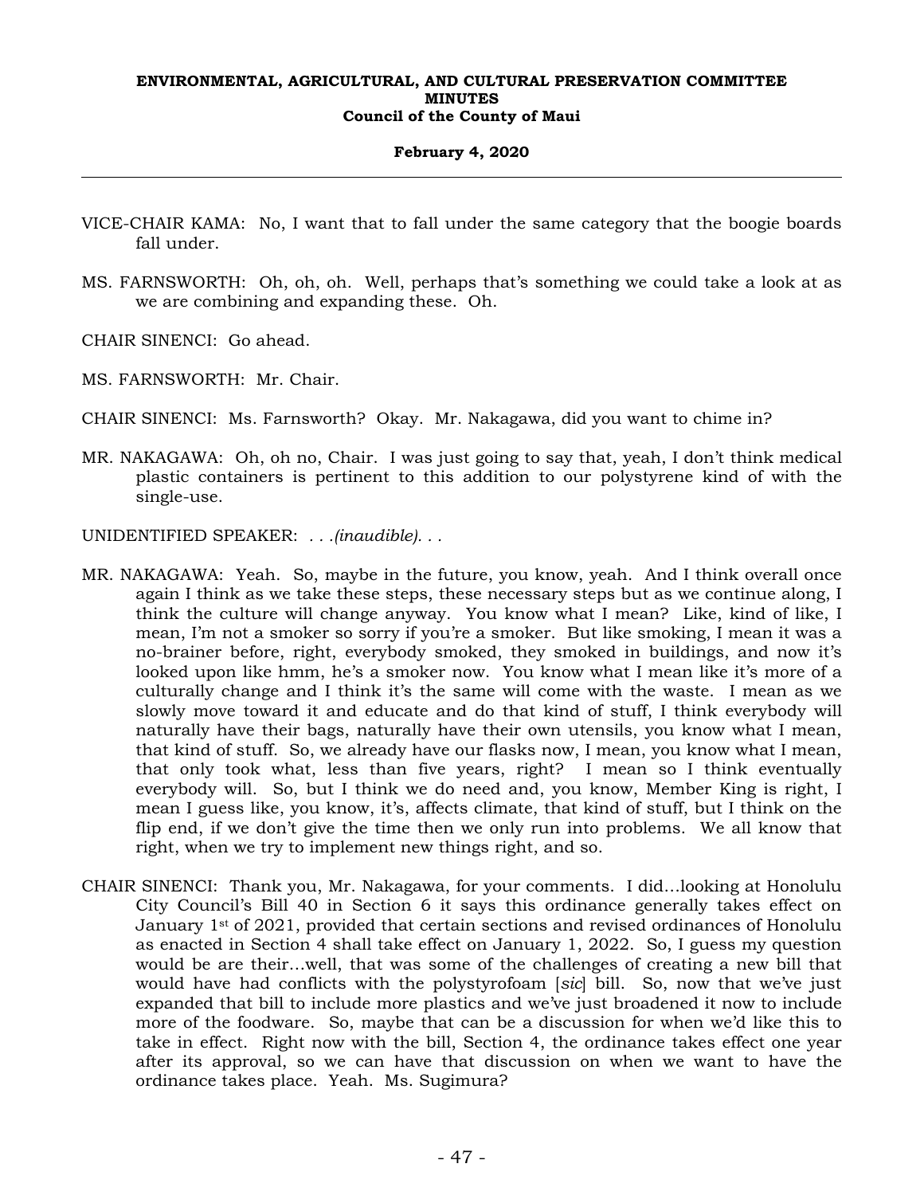VICE-CHAIR KAMA: No, I want that to fall under the same category that the boogie boards fall under.

MS. FARNSWORTH: Oh, oh, oh. Well, perhaps that's something we could take a look at as we are combining and expanding these. Oh.

CHAIR SINENCI: Go ahead.

MS. FARNSWORTH: Mr. Chair.

CHAIR SINENCI: Ms. Farnsworth? Okay. Mr. Nakagawa, did you want to chime in?

MR. NAKAGAWA: Oh, oh no, Chair. I was just going to say that, yeah, I don't think medical plastic containers is pertinent to this addition to our polystyrene kind of with the single-use.

UNIDENTIFIED SPEAKER: *. . .(inaudible). . .*

MR. NAKAGAWA: Yeah. So, maybe in the future, you know, yeah. And I think overall once again I think as we take these steps, these necessary steps but as we continue along, I think the culture will change anyway. You know what I mean? Like, kind of like, I mean, I'm not a smoker so sorry if you're a smoker. But like smoking, I mean it was a no-brainer before, right, everybody smoked, they smoked in buildings, and now it's looked upon like hmm, he's a smoker now. You know what I mean like it's more of a culturally change and I think it's the same will come with the waste. I mean as we slowly move toward it and educate and do that kind of stuff, I think everybody will naturally have their bags, naturally have their own utensils, you know what I mean, that kind of stuff. So, we already have our flasks now, I mean, you know what I mean, that only took what, less than five years, right? I mean so I think eventually everybody will. So, but I think we do need and, you know, Member King is right, I mean I guess like, you know, it's, affects climate, that kind of stuff, but I think on the flip end, if we don't give the time then we only run into problems. We all know that right, when we try to implement new things right, and so.

CHAIR SINENCI: Thank you, Mr. Nakagawa, for your comments. I did…looking at Honolulu City Council's Bill 40 in Section 6 it says this ordinance generally takes effect on January 1st of 2021, provided that certain sections and revised ordinances of Honolulu as enacted in Section 4 shall take effect on January 1, 2022. So, I guess my question would be are their…well, that was some of the challenges of creating a new bill that would have had conflicts with the polystyrofoam [*sic*] bill. So, now that we've just expanded that bill to include more plastics and we've just broadened it now to include more of the foodware. So, maybe that can be a discussion for when we'd like this to take in effect. Right now with the bill, Section 4, the ordinance takes effect one year after its approval, so we can have that discussion on when we want to have the ordinance takes place. Yeah. Ms. Sugimura?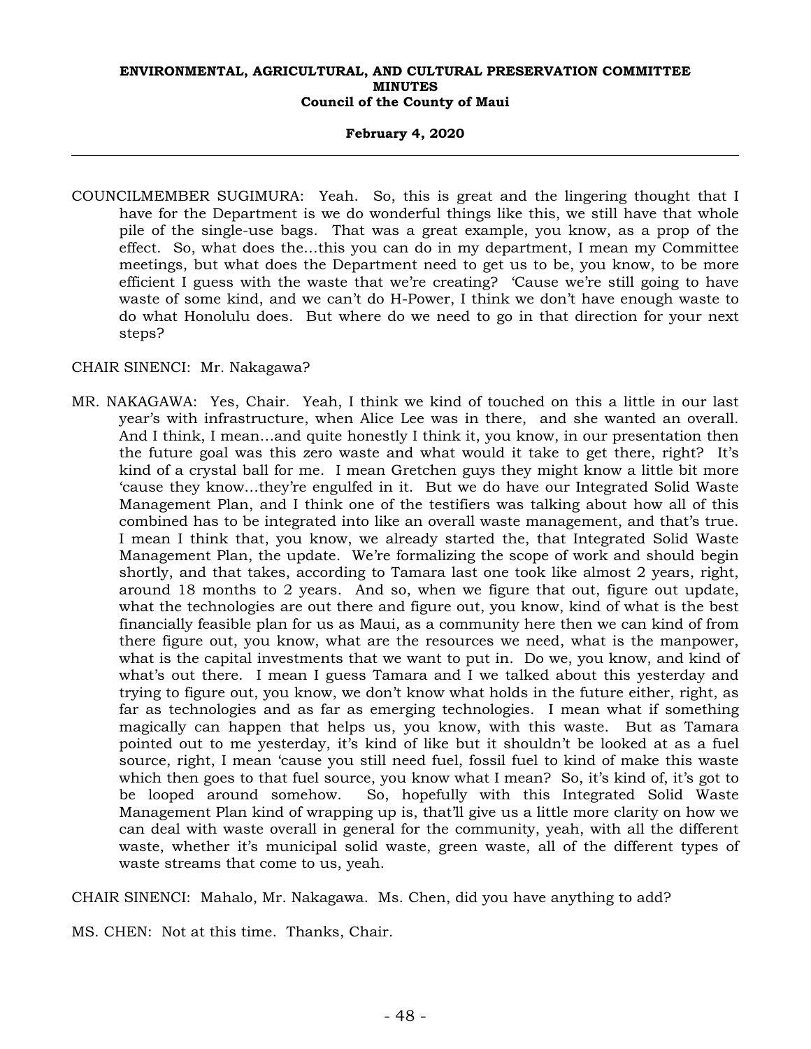COUNCILMEMBER SUGIMURA: Yeah. So, this is great and the lingering thought that I have for the Department is we do wonderful things like this, we still have that whole pile of the single-use bags. That was a great example, you know, as a prop of the effect. So, what does the...this you can do in my department, I mean my Committee meetings, but what does the Department need to get us to be, you know, to be more efficient I guess with the waste that we're creating? 'Cause we're still going to have waste of some kind, and we can't do H-Power, I think we don't have enough waste to do what Honolulu does. But where do we need to go in that direction for your next steps?

CHAIR SINENCI: Mr. Nakagawa?

MR. NAKAGAWA: Yes, Chair. Yeah, I think we kind of touched on this a little in our last year's with infrastructure, when Alice Lee was in there, and she wanted an overall. And I think, I mean...and quite honestly I think it, you know, in our presentation then the future goal was this zero waste and what would it take to get there, right? It's kind of a crystal ball for me. I mean Gretchen guys they might know a little bit more 'cause they know...they're engulfed in it. But we do have our Integrated Solid Waste Management Plan, and I think one of the testifiers was talking about how all of this combined has to be integrated into like an overall waste management, and that's true. I mean I think that, you know, we already started the, that Integrated Solid Waste Management Plan, the update. We're formalizing the scope of work and should begin shortly, and that takes, according to Tamara last one took like almost 2 years, right, around 18 months to 2 years. And so, when we figure that out, figure out update, what the technologies are out there and figure out, you know, kind of what is the best financially feasible plan for us as Maui, as a community here then we can kind of from there figure out, you know, what are the resources we need, what is the manpower, what is the capital investments that we want to put in. Do we, you know, and kind of what's out there. I mean I guess Tamara and I we talked about this yesterday and trying to figure out, you know, we don't know what holds in the future either, right, as far as technologies and as far as emerging technologies. I mean what if something magically can happen that helps us, you know, with this waste. But as Tamara pointed out to me yesterday, it's kind of like but it shouldn't be looked at as a fuel source, right, I mean 'cause you still need fuel, fossil fuel to kind of make this waste which then goes to that fuel source, you know what I mean? So, it's kind of, it's got to be looped around somehow. So, hopefully with this Integrated Solid Waste Management Plan kind of wrapping up is, that'll give us a little more clarity on how we can deal with waste overall in general for the community, yeah, with all the different waste, whether it's municipal solid waste, green waste, all of the different types of waste streams that come to us, yeah.

CHAIR SINENCI: Mahalo, Mr. Nakagawa. Ms. Chen, did you have anything to add?

MS. CHEN: Not at this time. Thanks, Chair.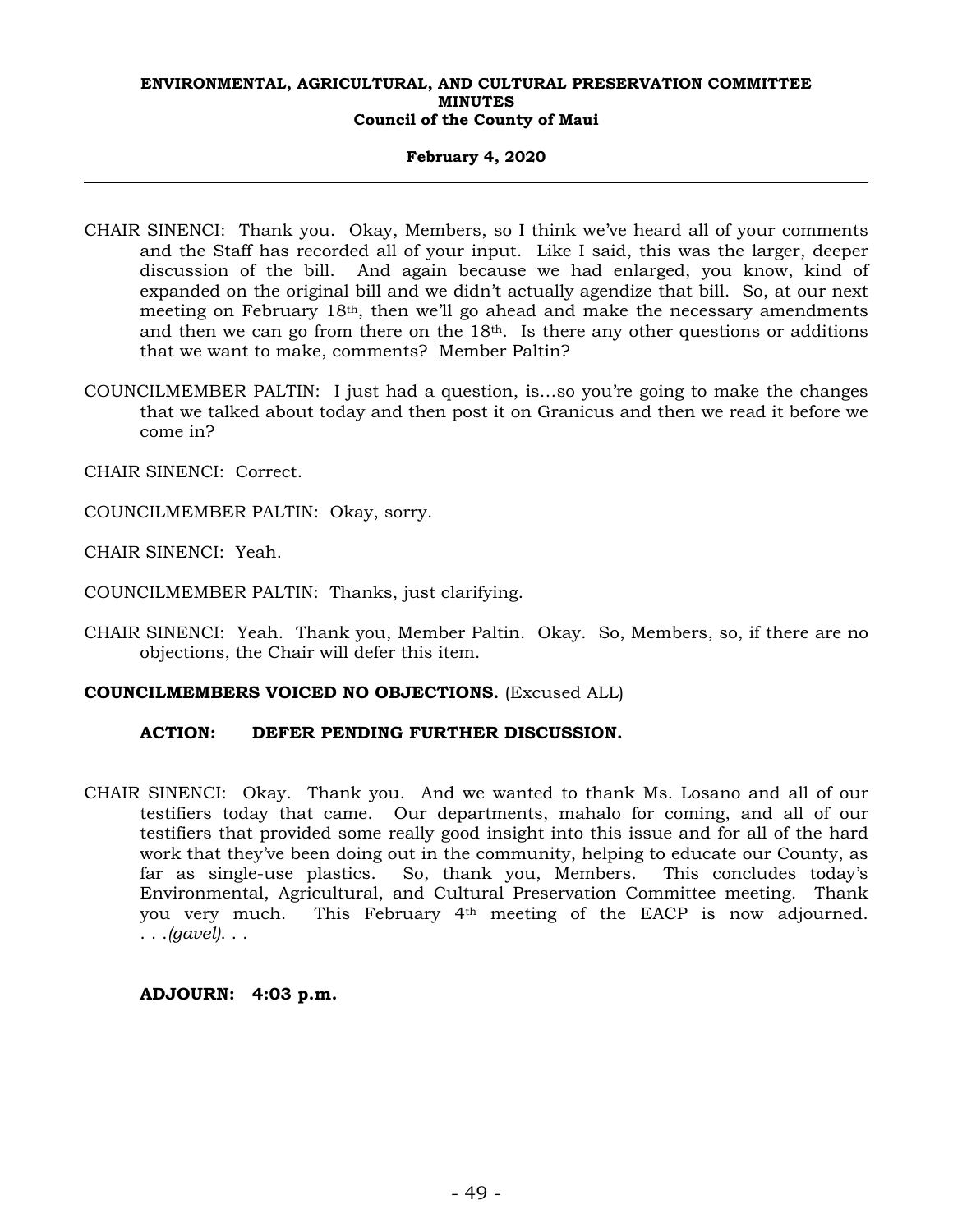CHAIR SINENCI: Thank you. Okay, Members, so I think we've heard all of your comments and the Staff has recorded all of your input. Like I said, this was the larger, deeper discussion of the bill. And again because we had enlarged, you know, kind of expanded on the original bill and we didn't actually agendize that bill. So, at our next meeting on February 18th, then we'll go ahead and make the necessary amendments and then we can go from there on the 18th. Is there any other questions or additions that we want to make, comments? Member Paltin?

COUNCILMEMBER PALTIN: I just had a question, is...so you're going to make the changes that we talked about today and then post it on Granicus and then we read it before we come in?

CHAIR SINENCI: Correct.

COUNCILMEMBER PALTIN: Okay, sorry.

CHAIR SINENCI: Yeah.

COUNCILMEMBER PALTIN: Thanks, just clarifying.

CHAIR SINENCI: Yeah. Thank you, Member Paltin. Okay. So, Members, so, if there are no objections, the Chair will defer this item.

**COUNCILMEMBERS VOICED NO OBJECTIONS.** (Excused ALL)

**ACTION: DEFER PENDING FURTHER DISCUSSION.**

CHAIR SINENCI: Okay. Thank you. And we wanted to thank Ms. Losano and all of our testifiers today that came. Our departments, mahalo for coming, and all of our testifiers that provided some really good insight into this issue and for all of the hard work that they've been doing out in the community, helping to educate our County, as far as single-use plastics. So, thank you, Members. This concludes today's Environmental, Agricultural, and Cultural Preservation Committee meeting. Thank you very much. This February 4th meeting of the EACP is now adjourned. . . .*(gavel)*. . .

**ADJOURN: 4:03 p.m.**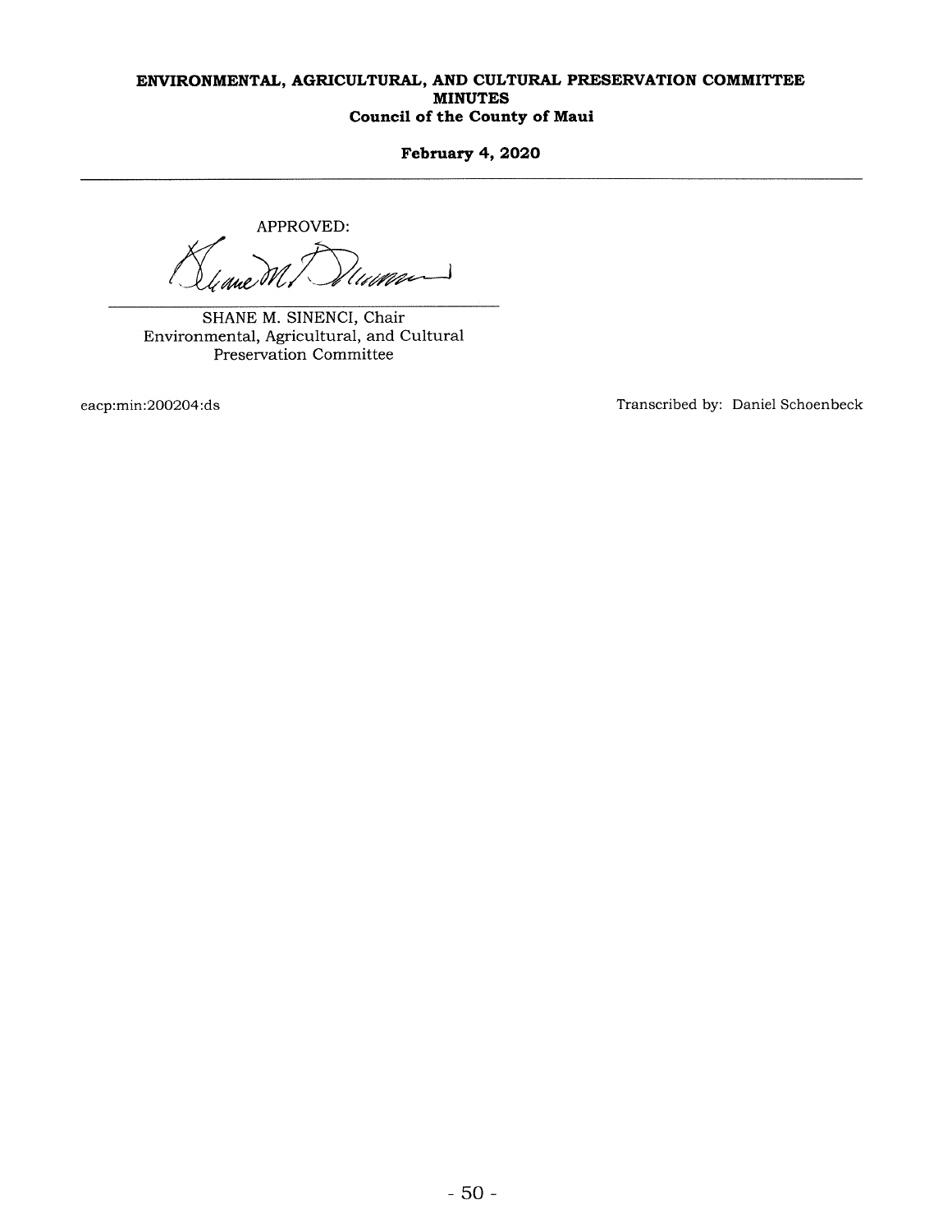**ENVIRONMENTAL, AGRICULTURAL, AND CULTURAL PRESERVATION COMMITTEE**
**MINUTES**
**Council of the County of Maui**

**February 4, 2020**

---

APPROVED:

SHANE M. SINENCI, Chair
Environmental, Agricultural, and Cultural Preservation Committee

eacp:min:200204:ds

Transcribed by: Daniel Schoenbeck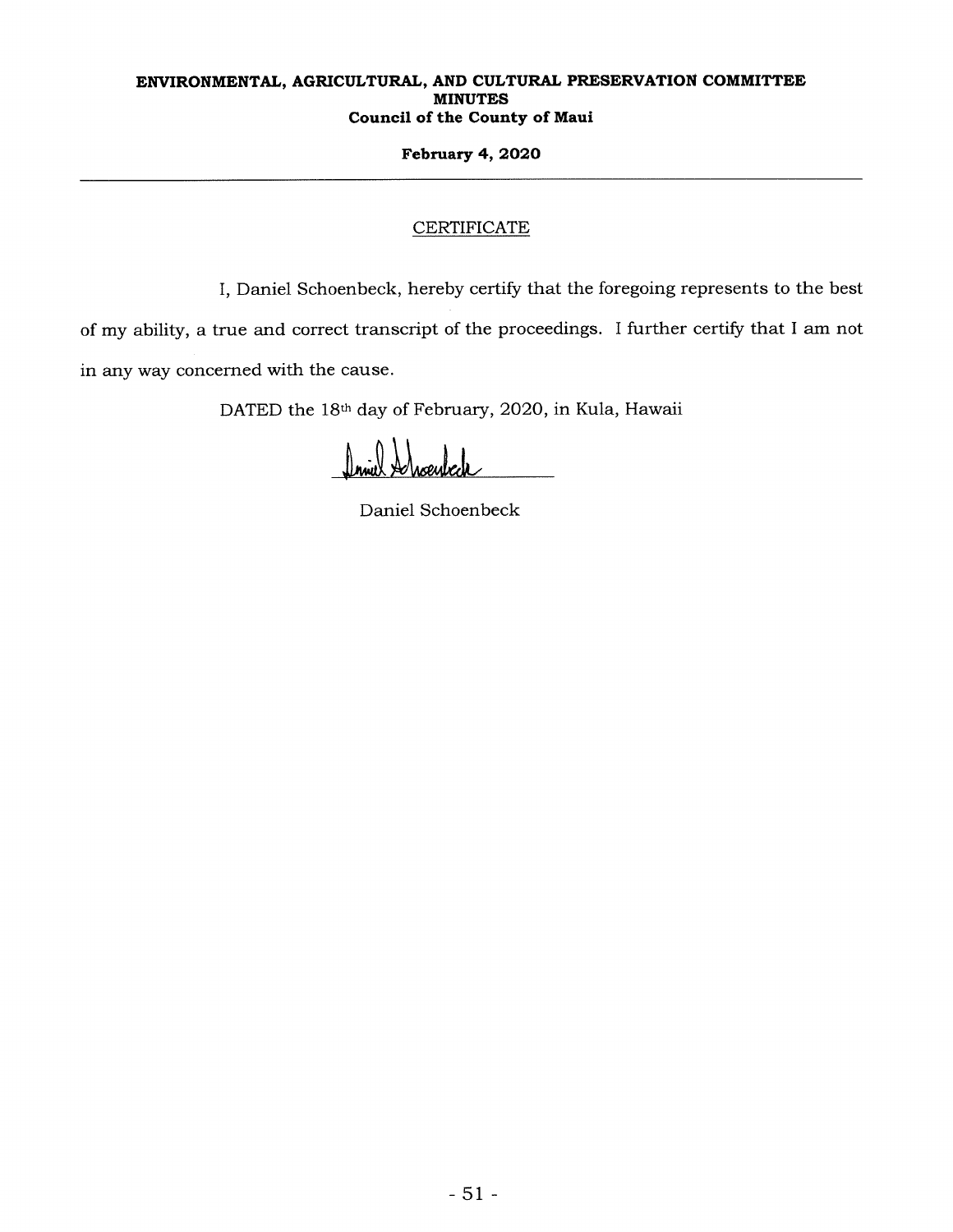## CERTIFICATE

I, Daniel Schoenbeck, hereby certify that the foregoing represents to the best of my ability, a true and correct transcript of the proceedings. I further certify that I am not in any way concerned with the cause.

DATED the 18th day of February, 2020, in Kula, Hawaii

Daniel Schoenbeck